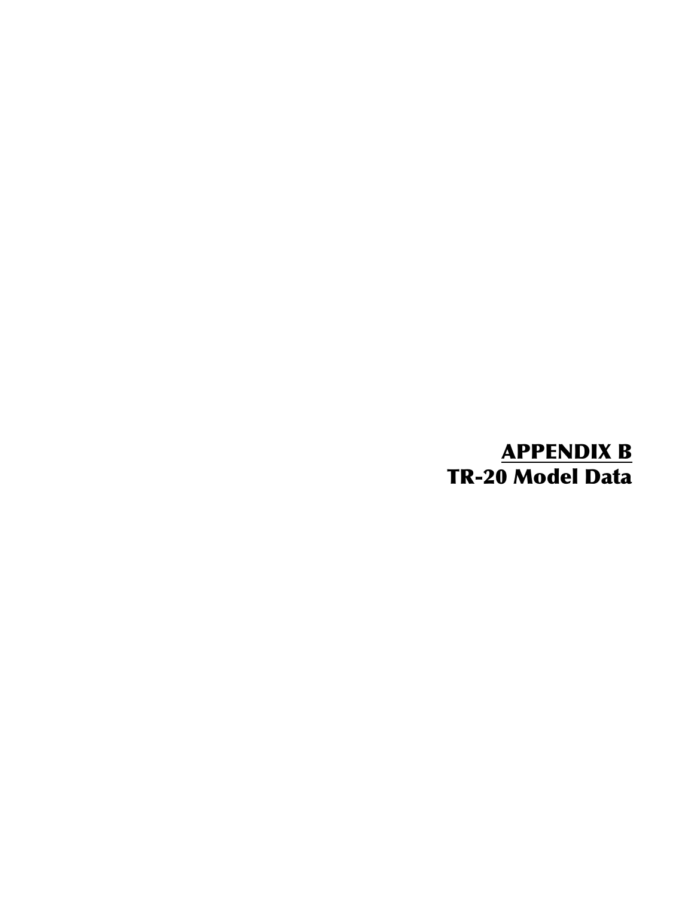# APPENDIX B

## TR-20 Model Data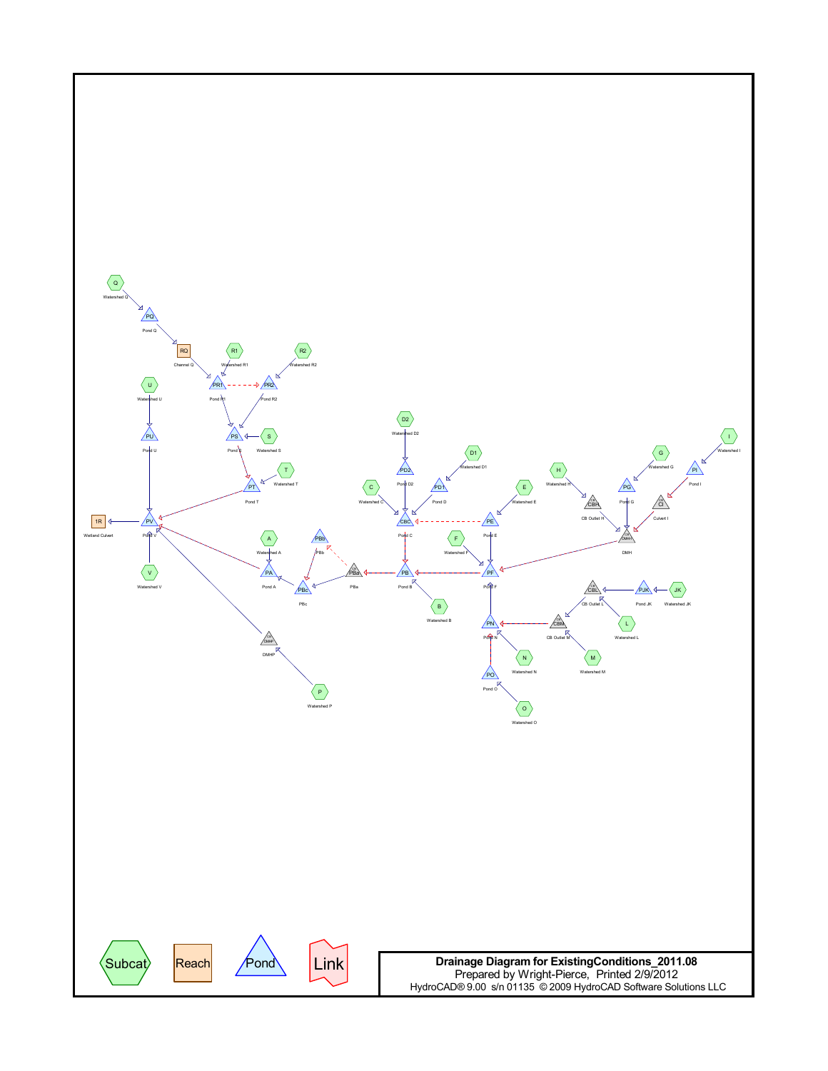Q
Watershed Q

PQ
Pond Q

RQ
Channel Q

R1
Watershed R1

R2
Watershed R2

PR1
Pond R1

PR2
Pond R2

U
Watershed U

PU
Pond U

PS
Pond S

S
Watershed S

T
Watershed T

PT
Pond T

1R
Wetland Culvert

PV
Pond V

V
Watershed V

A
Watershed A

PA
Pond A

PBb
PBb

PBa
PBa

PBc
PBc

DMHP
DMHP

P
Watershed P

D2
Watershed D2

PD2
Pond D2

D1
Watershed D1

PD1
Pond D

C
Watershed C

CBC
Pond C

PB
Pond B

B
Watershed B

E
Watershed E

PE
Pond E

F
Watershed F

PF
Pond F

H
Watershed H

CBH
CB Outlet H

G
Watershed G

PG
Pond G

I
Watershed I

PI
Pond I

CI
Culvert I

DMH
DMH

CBL
CB Outlet L

PJK
Pond JK

JK
Watershed JK

L
Watershed L

CBM
CB Outlet M

M
Watershed M

PN
Pond N

N
Watershed N

PO
Pond O

O
Watershed O

Subcat | Reach | Pond | Link

**Drainage Diagram for ExistingConditions_2011.08**
Prepared by Wright-Pierce, Printed 2/9/2012
HydroCAD® 9.00 s/n 01135 © 2009 HydroCAD Software Solutions LLC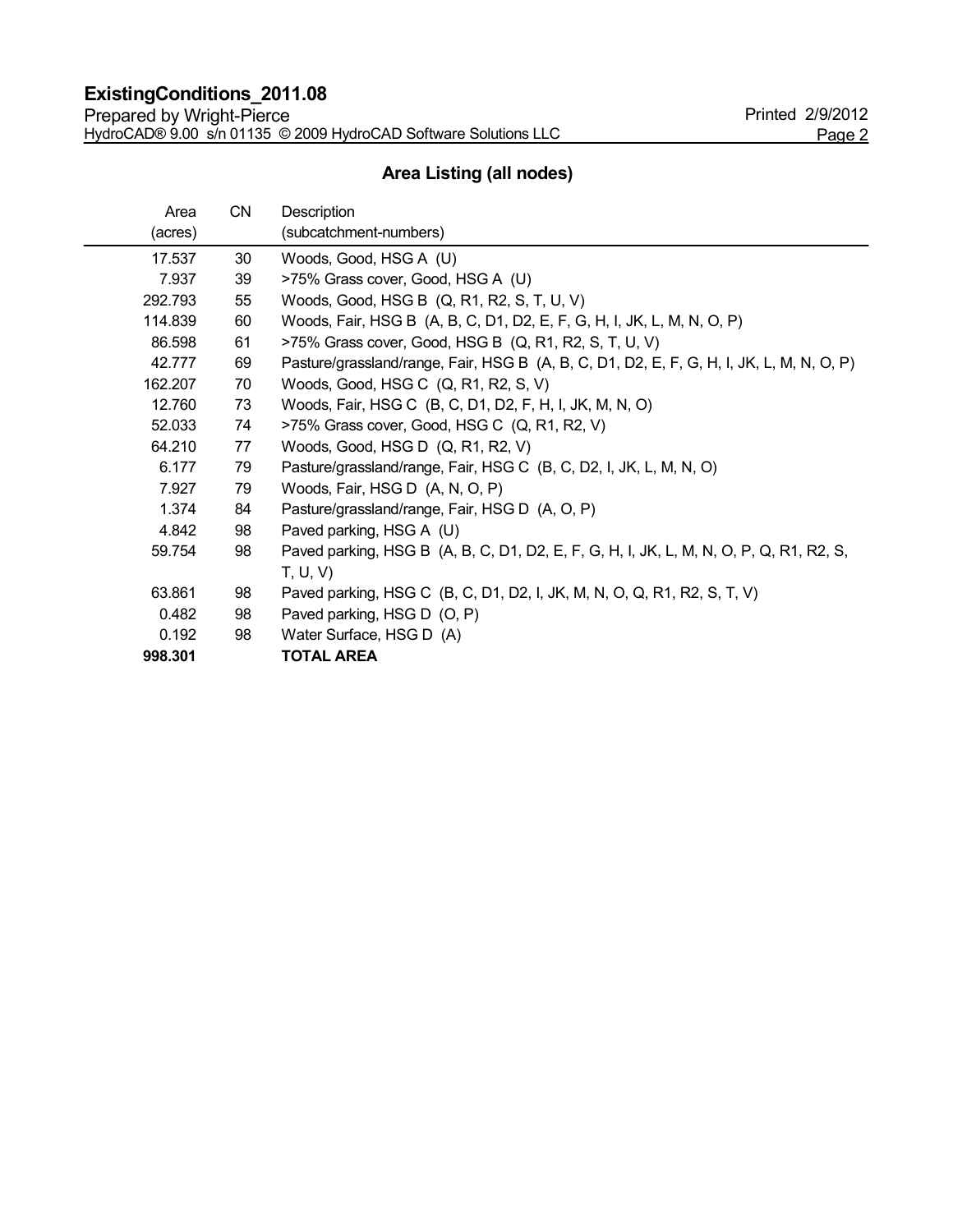## Area Listing (all nodes)

| Area (acres) | CN | Description (subcatchment-numbers) |
|---:|---:|---|
| 17.537 | 30 | Woods, Good, HSG A (U) |
| 7.937 | 39 | >75% Grass cover, Good, HSG A (U) |
| 292.793 | 55 | Woods, Good, HSG B (Q, R1, R2, S, T, U, V) |
| 114.839 | 60 | Woods, Fair, HSG B (A, B, C, D1, D2, E, F, G, H, I, JK, L, M, N, O, P) |
| 86.598 | 61 | >75% Grass cover, Good, HSG B (Q, R1, R2, S, T, U, V) |
| 42.777 | 69 | Pasture/grassland/range, Fair, HSG B (A, B, C, D1, D2, E, F, G, H, I, JK, L, M, N, O, P) |
| 162.207 | 70 | Woods, Good, HSG C (Q, R1, R2, S, V) |
| 12.760 | 73 | Woods, Fair, HSG C (B, C, D1, D2, F, H, I, JK, M, N, O) |
| 52.033 | 74 | >75% Grass cover, Good, HSG C (Q, R1, R2, V) |
| 64.210 | 77 | Woods, Good, HSG D (Q, R1, R2, V) |
| 6.177 | 79 | Pasture/grassland/range, Fair, HSG C (B, C, D2, I, JK, L, M, N, O) |
| 7.927 | 79 | Woods, Fair, HSG D (A, N, O, P) |
| 1.374 | 84 | Pasture/grassland/range, Fair, HSG D (A, O, P) |
| 4.842 | 98 | Paved parking, HSG A (U) |
| 59.754 | 98 | Paved parking, HSG B (A, B, C, D1, D2, E, F, G, H, I, JK, L, M, N, O, P, Q, R1, R2, S, T, U, V) |
| 63.861 | 98 | Paved parking, HSG C (B, C, D1, D2, I, JK, M, N, O, Q, R1, R2, S, T, V) |
| 0.482 | 98 | Paved parking, HSG D (O, P) |
| 0.192 | 98 | Water Surface, HSG D (A) |
| **998.301** | | **TOTAL AREA** |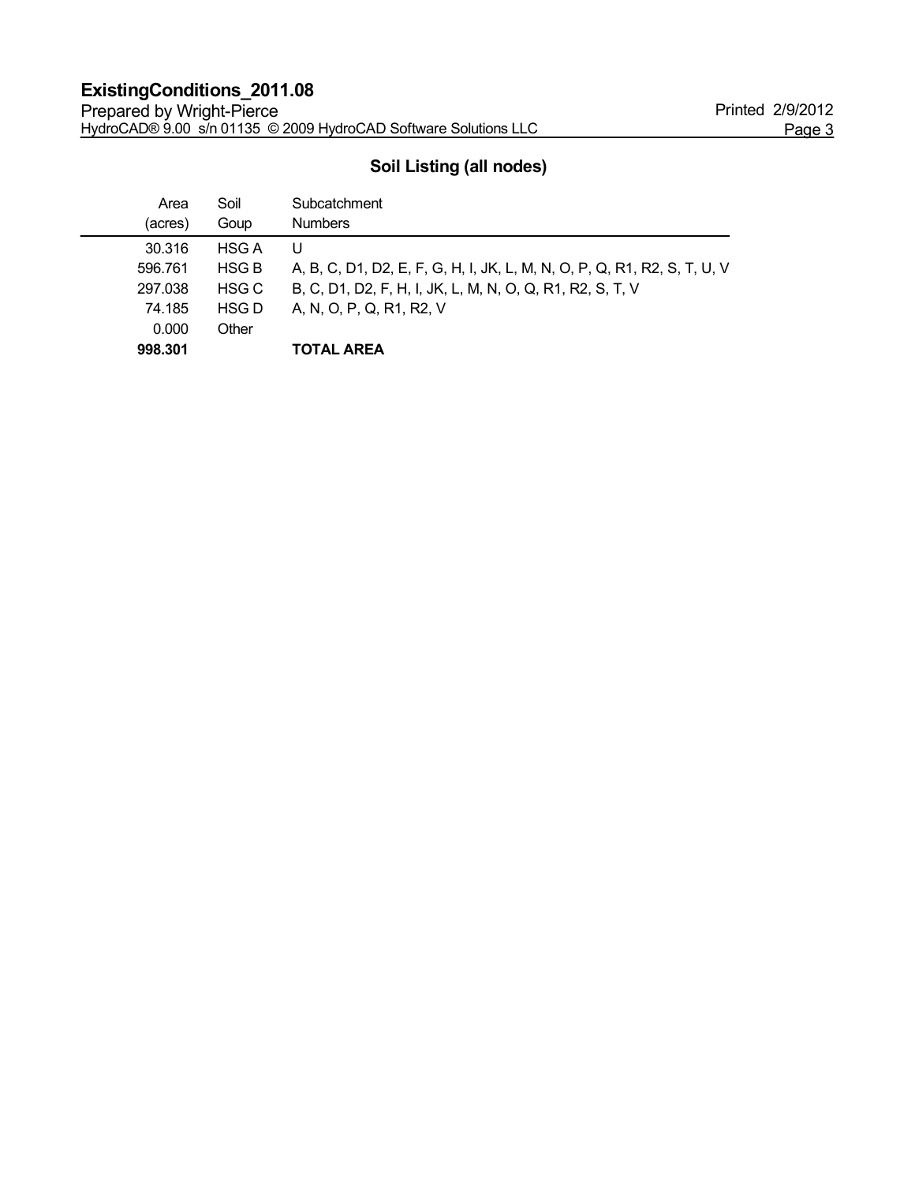## Soil Listing (all nodes)

| Area (acres) | Soil Goup | Subcatchment Numbers |
|---|---|---|
| 30.316 | HSG A | U |
| 596.761 | HSG B | A, B, C, D1, D2, E, F, G, H, I, JK, L, M, N, O, P, Q, R1, R2, S, T, U, V |
| 297.038 | HSG C | B, C, D1, D2, F, H, I, JK, L, M, N, O, Q, R1, R2, S, T, V |
| 74.185 | HSG D | A, N, O, P, Q, R1, R2, V |
| 0.000 | Other | |
| **998.301** | | **TOTAL AREA** |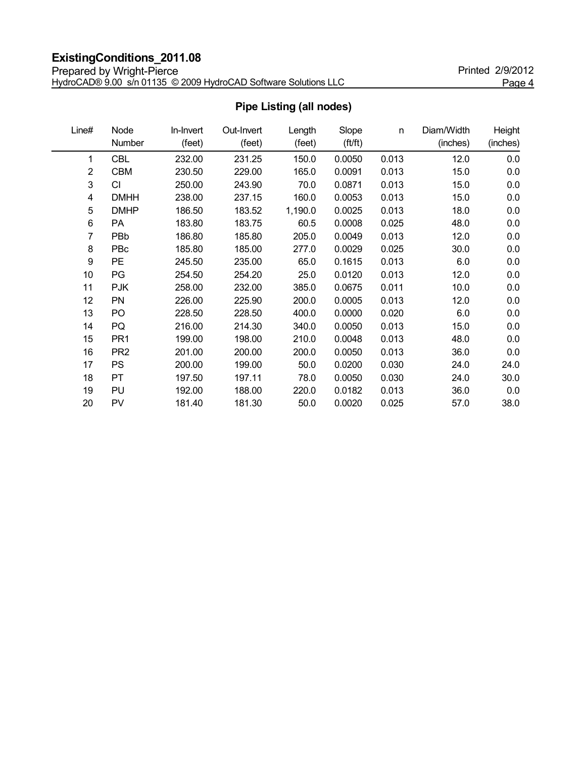## Pipe Listing (all nodes)

| Line# | Node Number | In-Invert (feet) | Out-Invert (feet) | Length (feet) | Slope (ft/ft) | n | Diam/Width (inches) | Height (inches) |
|---|---|---|---|---|---|---|---|---|
| 1 | CBL | 232.00 | 231.25 | 150.0 | 0.0050 | 0.013 | 12.0 | 0.0 |
| 2 | CBM | 230.50 | 229.00 | 165.0 | 0.0091 | 0.013 | 15.0 | 0.0 |
| 3 | CI | 250.00 | 243.90 | 70.0 | 0.0871 | 0.013 | 15.0 | 0.0 |
| 4 | DMHH | 238.00 | 237.15 | 160.0 | 0.0053 | 0.013 | 15.0 | 0.0 |
| 5 | DMHP | 186.50 | 183.52 | 1,190.0 | 0.0025 | 0.013 | 18.0 | 0.0 |
| 6 | PA | 183.80 | 183.75 | 60.5 | 0.0008 | 0.025 | 48.0 | 0.0 |
| 7 | PBb | 186.80 | 185.80 | 205.0 | 0.0049 | 0.013 | 12.0 | 0.0 |
| 8 | PBc | 185.80 | 185.00 | 277.0 | 0.0029 | 0.025 | 30.0 | 0.0 |
| 9 | PE | 245.50 | 235.00 | 65.0 | 0.1615 | 0.013 | 6.0 | 0.0 |
| 10 | PG | 254.50 | 254.20 | 25.0 | 0.0120 | 0.013 | 12.0 | 0.0 |
| 11 | PJK | 258.00 | 232.00 | 385.0 | 0.0675 | 0.011 | 10.0 | 0.0 |
| 12 | PN | 226.00 | 225.90 | 200.0 | 0.0005 | 0.013 | 12.0 | 0.0 |
| 13 | PO | 228.50 | 228.50 | 400.0 | 0.0000 | 0.020 | 6.0 | 0.0 |
| 14 | PQ | 216.00 | 214.30 | 340.0 | 0.0050 | 0.013 | 15.0 | 0.0 |
| 15 | PR1 | 199.00 | 198.00 | 210.0 | 0.0048 | 0.013 | 48.0 | 0.0 |
| 16 | PR2 | 201.00 | 200.00 | 200.0 | 0.0050 | 0.013 | 36.0 | 0.0 |
| 17 | PS | 200.00 | 199.00 | 50.0 | 0.0200 | 0.030 | 24.0 | 24.0 |
| 18 | PT | 197.50 | 197.11 | 78.0 | 0.0050 | 0.030 | 24.0 | 30.0 |
| 19 | PU | 192.00 | 188.00 | 220.0 | 0.0182 | 0.013 | 36.0 | 0.0 |
| 20 | PV | 181.40 | 181.30 | 50.0 | 0.0020 | 0.025 | 57.0 | 38.0 |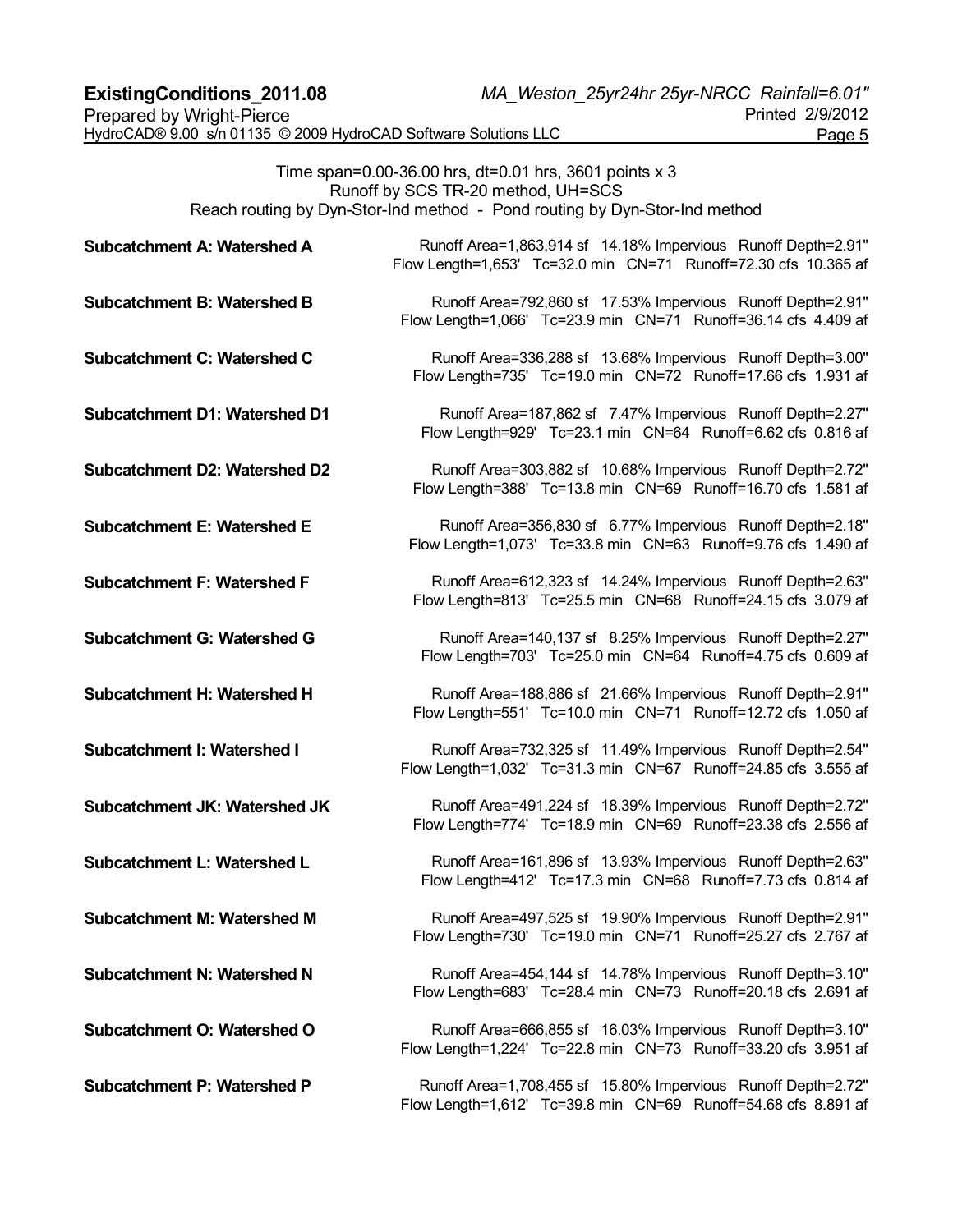Time span=0.00-36.00 hrs, dt=0.01 hrs, 3601 points x 3
Runoff by SCS TR-20 method, UH=SCS
Reach routing by Dyn-Stor-Ind method - Pond routing by Dyn-Stor-Ind method

**Subcatchment A: Watershed A** Runoff Area=1,863,914 sf 14.18% Impervious Runoff Depth=2.91"
Flow Length=1,653' Tc=32.0 min CN=71 Runoff=72.30 cfs 10.365 af

**Subcatchment B: Watershed B** Runoff Area=792,860 sf 17.53% Impervious Runoff Depth=2.91"
Flow Length=1,066' Tc=23.9 min CN=71 Runoff=36.14 cfs 4.409 af

**Subcatchment C: Watershed C** Runoff Area=336,288 sf 13.68% Impervious Runoff Depth=3.00"
Flow Length=735' Tc=19.0 min CN=72 Runoff=17.66 cfs 1.931 af

**Subcatchment D1: Watershed D1** Runoff Area=187,862 sf 7.47% Impervious Runoff Depth=2.27"
Flow Length=929' Tc=23.1 min CN=64 Runoff=6.62 cfs 0.816 af

**Subcatchment D2: Watershed D2** Runoff Area=303,882 sf 10.68% Impervious Runoff Depth=2.72"
Flow Length=388' Tc=13.8 min CN=69 Runoff=16.70 cfs 1.581 af

**Subcatchment E: Watershed E** Runoff Area=356,830 sf 6.77% Impervious Runoff Depth=2.18"
Flow Length=1,073' Tc=33.8 min CN=63 Runoff=9.76 cfs 1.490 af

**Subcatchment F: Watershed F** Runoff Area=612,323 sf 14.24% Impervious Runoff Depth=2.63"
Flow Length=813' Tc=25.5 min CN=68 Runoff=24.15 cfs 3.079 af

**Subcatchment G: Watershed G** Runoff Area=140,137 sf 8.25% Impervious Runoff Depth=2.27"
Flow Length=703' Tc=25.0 min CN=64 Runoff=4.75 cfs 0.609 af

**Subcatchment H: Watershed H** Runoff Area=188,886 sf 21.66% Impervious Runoff Depth=2.91"
Flow Length=551' Tc=10.0 min CN=71 Runoff=12.72 cfs 1.050 af

**Subcatchment I: Watershed I** Runoff Area=732,325 sf 11.49% Impervious Runoff Depth=2.54"
Flow Length=1,032' Tc=31.3 min CN=67 Runoff=24.85 cfs 3.555 af

**Subcatchment JK: Watershed JK** Runoff Area=491,224 sf 18.39% Impervious Runoff Depth=2.72"
Flow Length=774' Tc=18.9 min CN=69 Runoff=23.38 cfs 2.556 af

**Subcatchment L: Watershed L** Runoff Area=161,896 sf 13.93% Impervious Runoff Depth=2.63"
Flow Length=412' Tc=17.3 min CN=68 Runoff=7.73 cfs 0.814 af

**Subcatchment M: Watershed M** Runoff Area=497,525 sf 19.90% Impervious Runoff Depth=2.91"
Flow Length=730' Tc=19.0 min CN=71 Runoff=25.27 cfs 2.767 af

**Subcatchment N: Watershed N** Runoff Area=454,144 sf 14.78% Impervious Runoff Depth=3.10"
Flow Length=683' Tc=28.4 min CN=73 Runoff=20.18 cfs 2.691 af

**Subcatchment O: Watershed O** Runoff Area=666,855 sf 16.03% Impervious Runoff Depth=3.10"
Flow Length=1,224' Tc=22.8 min CN=73 Runoff=33.20 cfs 3.951 af

**Subcatchment P: Watershed P** Runoff Area=1,708,455 sf 15.80% Impervious Runoff Depth=2.72"
Flow Length=1,612' Tc=39.8 min CN=69 Runoff=54.68 cfs 8.891 af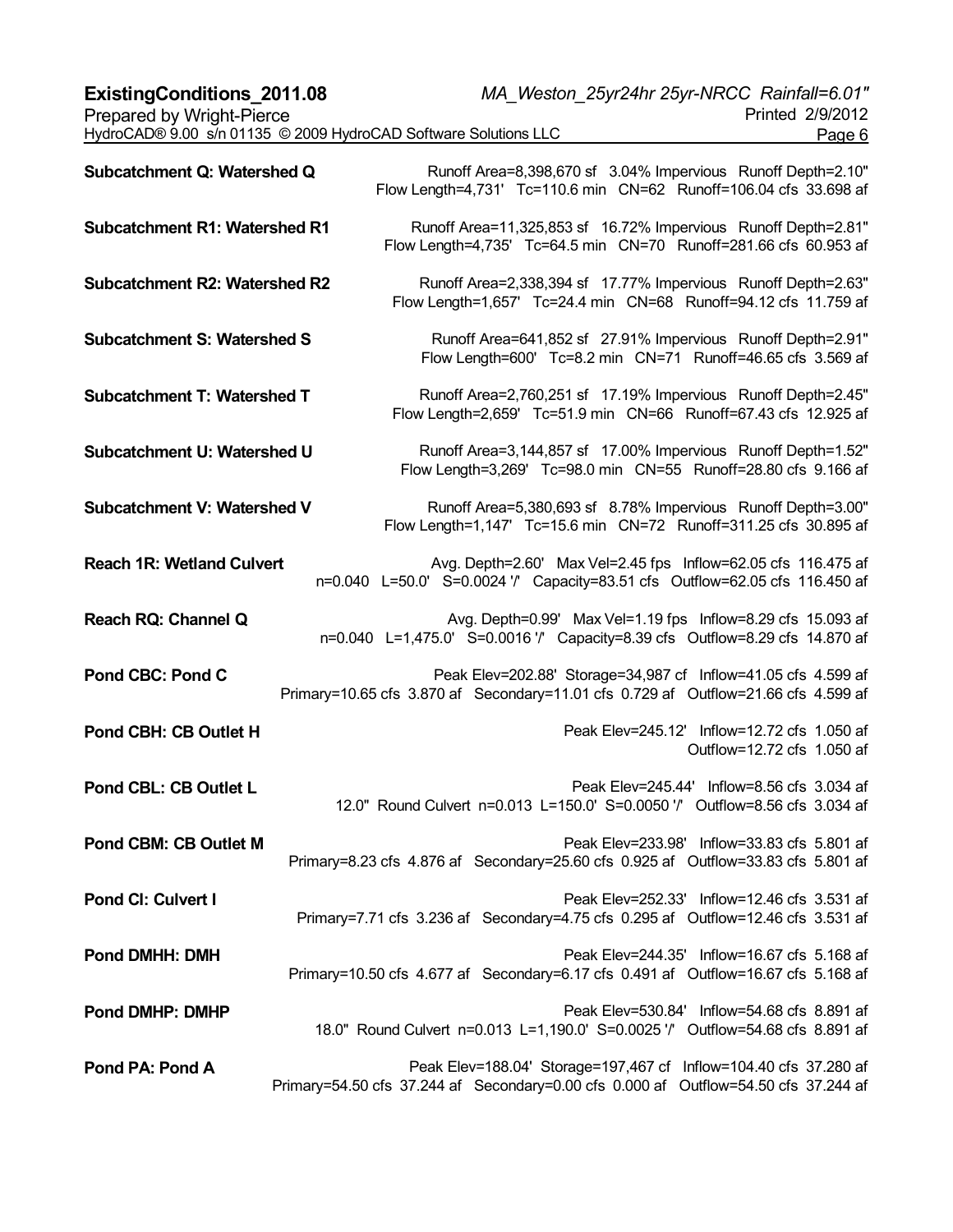**Subcatchment Q: Watershed Q** Runoff Area=8,398,670 sf 3.04% Impervious Runoff Depth=2.10"
Flow Length=4,731' Tc=110.6 min CN=62 Runoff=106.04 cfs 33.698 af

**Subcatchment R1: Watershed R1** Runoff Area=11,325,853 sf 16.72% Impervious Runoff Depth=2.81"
Flow Length=4,735' Tc=64.5 min CN=70 Runoff=281.66 cfs 60.953 af

**Subcatchment R2: Watershed R2** Runoff Area=2,338,394 sf 17.77% Impervious Runoff Depth=2.63"
Flow Length=1,657' Tc=24.4 min CN=68 Runoff=94.12 cfs 11.759 af

**Subcatchment S: Watershed S** Runoff Area=641,852 sf 27.91% Impervious Runoff Depth=2.91"
Flow Length=600' Tc=8.2 min CN=71 Runoff=46.65 cfs 3.569 af

**Subcatchment T: Watershed T** Runoff Area=2,760,251 sf 17.19% Impervious Runoff Depth=2.45"
Flow Length=2,659' Tc=51.9 min CN=66 Runoff=67.43 cfs 12.925 af

**Subcatchment U: Watershed U** Runoff Area=3,144,857 sf 17.00% Impervious Runoff Depth=1.52"
Flow Length=3,269' Tc=98.0 min CN=55 Runoff=28.80 cfs 9.166 af

**Subcatchment V: Watershed V** Runoff Area=5,380,693 sf 8.78% Impervious Runoff Depth=3.00"
Flow Length=1,147' Tc=15.6 min CN=72 Runoff=311.25 cfs 30.895 af

**Reach 1R: Wetland Culvert** Avg. Depth=2.60' Max Vel=2.45 fps Inflow=62.05 cfs 116.475 af
n=0.040 L=50.0' S=0.0024 '/' Capacity=83.51 cfs Outflow=62.05 cfs 116.450 af

**Reach RQ: Channel Q** Avg. Depth=0.99' Max Vel=1.19 fps Inflow=8.29 cfs 15.093 af
n=0.040 L=1,475.0' S=0.0016 '/' Capacity=8.39 cfs Outflow=8.29 cfs 14.870 af

**Pond CBC: Pond C** Peak Elev=202.88' Storage=34,987 cf Inflow=41.05 cfs 4.599 af
Primary=10.65 cfs 3.870 af Secondary=11.01 cfs 0.729 af Outflow=21.66 cfs 4.599 af

**Pond CBH: CB Outlet H** Peak Elev=245.12' Inflow=12.72 cfs 1.050 af
Outflow=12.72 cfs 1.050 af

**Pond CBL: CB Outlet L** Peak Elev=245.44' Inflow=8.56 cfs 3.034 af
12.0" Round Culvert n=0.013 L=150.0' S=0.0050 '/' Outflow=8.56 cfs 3.034 af

**Pond CBM: CB Outlet M** Peak Elev=233.98' Inflow=33.83 cfs 5.801 af
Primary=8.23 cfs 4.876 af Secondary=25.60 cfs 0.925 af Outflow=33.83 cfs 5.801 af

**Pond CI: Culvert I** Peak Elev=252.33' Inflow=12.46 cfs 3.531 af
Primary=7.71 cfs 3.236 af Secondary=4.75 cfs 0.295 af Outflow=12.46 cfs 3.531 af

**Pond DMHH: DMH** Peak Elev=244.35' Inflow=16.67 cfs 5.168 af
Primary=10.50 cfs 4.677 af Secondary=6.17 cfs 0.491 af Outflow=16.67 cfs 5.168 af

**Pond DMHP: DMHP** Peak Elev=530.84' Inflow=54.68 cfs 8.891 af
18.0" Round Culvert n=0.013 L=1,190.0' S=0.0025 '/' Outflow=54.68 cfs 8.891 af

**Pond PA: Pond A** Peak Elev=188.04' Storage=197,467 cf Inflow=104.40 cfs 37.280 af
Primary=54.50 cfs 37.244 af Secondary=0.00 cfs 0.000 af Outflow=54.50 cfs 37.244 af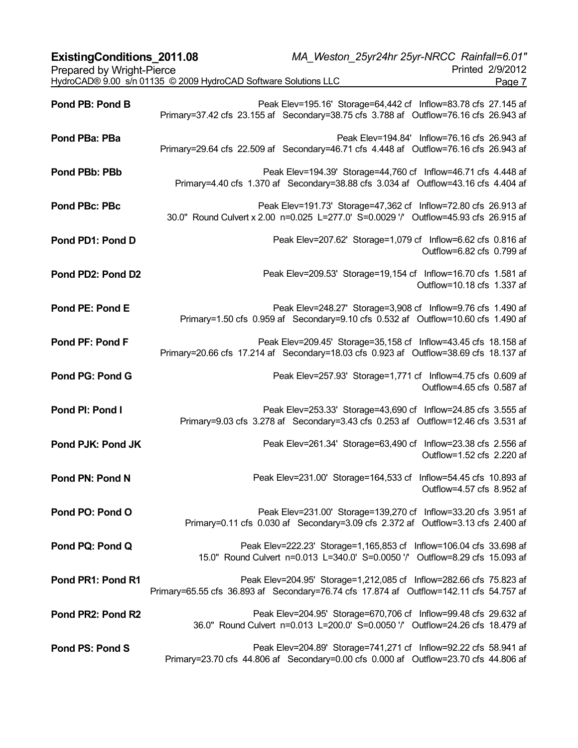**Pond PB: Pond B**
Peak Elev=195.16' Storage=64,442 cf Inflow=83.78 cfs 27.145 af
Primary=37.42 cfs 23.155 af Secondary=38.75 cfs 3.788 af Outflow=76.16 cfs 26.943 af

**Pond PBa: PBa**
Peak Elev=194.84' Inflow=76.16 cfs 26.943 af
Primary=29.64 cfs 22.509 af Secondary=46.71 cfs 4.448 af Outflow=76.16 cfs 26.943 af

**Pond PBb: PBb**
Peak Elev=194.39' Storage=44,760 cf Inflow=46.71 cfs 4.448 af
Primary=4.40 cfs 1.370 af Secondary=38.88 cfs 3.034 af Outflow=43.16 cfs 4.404 af

**Pond PBc: PBc**
Peak Elev=191.73' Storage=47,362 cf Inflow=72.80 cfs 26.913 af
30.0" Round Culvert x 2.00 n=0.025 L=277.0' S=0.0029 '/' Outflow=45.93 cfs 26.915 af

**Pond PD1: Pond D**
Peak Elev=207.62' Storage=1,079 cf Inflow=6.62 cfs 0.816 af
Outflow=6.82 cfs 0.799 af

**Pond PD2: Pond D2**
Peak Elev=209.53' Storage=19,154 cf Inflow=16.70 cfs 1.581 af
Outflow=10.18 cfs 1.337 af

**Pond PE: Pond E**
Peak Elev=248.27' Storage=3,908 cf Inflow=9.76 cfs 1.490 af
Primary=1.50 cfs 0.959 af Secondary=9.10 cfs 0.532 af Outflow=10.60 cfs 1.490 af

**Pond PF: Pond F**
Peak Elev=209.45' Storage=35,158 cf Inflow=43.45 cfs 18.158 af
Primary=20.66 cfs 17.214 af Secondary=18.03 cfs 0.923 af Outflow=38.69 cfs 18.137 af

**Pond PG: Pond G**
Peak Elev=257.93' Storage=1,771 cf Inflow=4.75 cfs 0.609 af
Outflow=4.65 cfs 0.587 af

**Pond PI: Pond I**
Peak Elev=253.33' Storage=43,690 cf Inflow=24.85 cfs 3.555 af
Primary=9.03 cfs 3.278 af Secondary=3.43 cfs 0.253 af Outflow=12.46 cfs 3.531 af

**Pond PJK: Pond JK**
Peak Elev=261.34' Storage=63,490 cf Inflow=23.38 cfs 2.556 af
Outflow=1.52 cfs 2.220 af

**Pond PN: Pond N**
Peak Elev=231.00' Storage=164,533 cf Inflow=54.45 cfs 10.893 af
Outflow=4.57 cfs 8.952 af

**Pond PO: Pond O**
Peak Elev=231.00' Storage=139,270 cf Inflow=33.20 cfs 3.951 af
Primary=0.11 cfs 0.030 af Secondary=3.09 cfs 2.372 af Outflow=3.13 cfs 2.400 af

**Pond PQ: Pond Q**
Peak Elev=222.23' Storage=1,165,853 cf Inflow=106.04 cfs 33.698 af
15.0" Round Culvert n=0.013 L=340.0' S=0.0050 '/' Outflow=8.29 cfs 15.093 af

**Pond PR1: Pond R1**
Peak Elev=204.95' Storage=1,212,085 cf Inflow=282.66 cfs 75.823 af
Primary=65.55 cfs 36.893 af Secondary=76.74 cfs 17.874 af Outflow=142.11 cfs 54.757 af

**Pond PR2: Pond R2**
Peak Elev=204.95' Storage=670,706 cf Inflow=99.48 cfs 29.632 af
36.0" Round Culvert n=0.013 L=200.0' S=0.0050 '/' Outflow=24.26 cfs 18.479 af

**Pond PS: Pond S**
Peak Elev=204.89' Storage=741,271 cf Inflow=92.22 cfs 58.941 af
Primary=23.70 cfs 44.806 af Secondary=0.00 cfs 0.000 af Outflow=23.70 cfs 44.806 af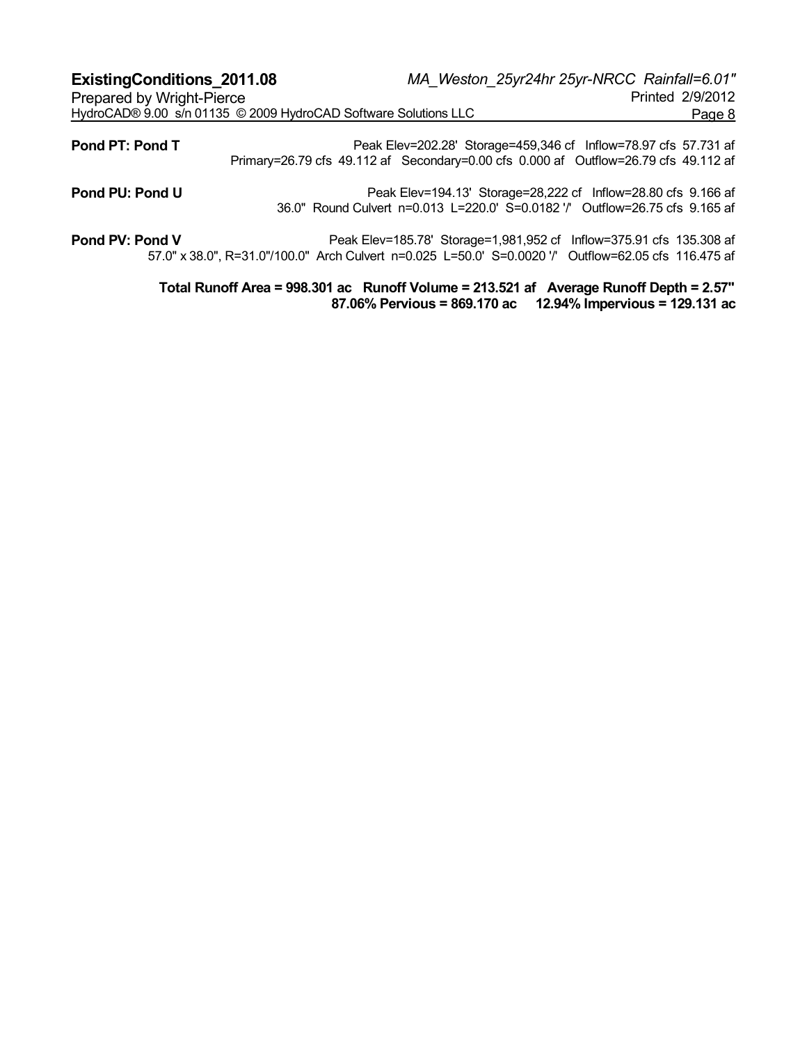**Pond PT: Pond T** Peak Elev=202.28' Storage=459,346 cf Inflow=78.97 cfs 57.731 af
Primary=26.79 cfs 49.112 af Secondary=0.00 cfs 0.000 af Outflow=26.79 cfs 49.112 af

**Pond PU: Pond U** Peak Elev=194.13' Storage=28,222 cf Inflow=28.80 cfs 9.166 af
36.0" Round Culvert n=0.013 L=220.0' S=0.0182 '/' Outflow=26.75 cfs 9.165 af

**Pond PV: Pond V** Peak Elev=185.78' Storage=1,981,952 cf Inflow=375.91 cfs 135.308 af
57.0" x 38.0", R=31.0"/100.0" Arch Culvert n=0.025 L=50.0' S=0.0020 '/' Outflow=62.05 cfs 116.475 af

**Total Runoff Area = 998.301 ac Runoff Volume = 213.521 af Average Runoff Depth = 2.57"**
**87.06% Pervious = 869.170 ac 12.94% Impervious = 129.131 ac**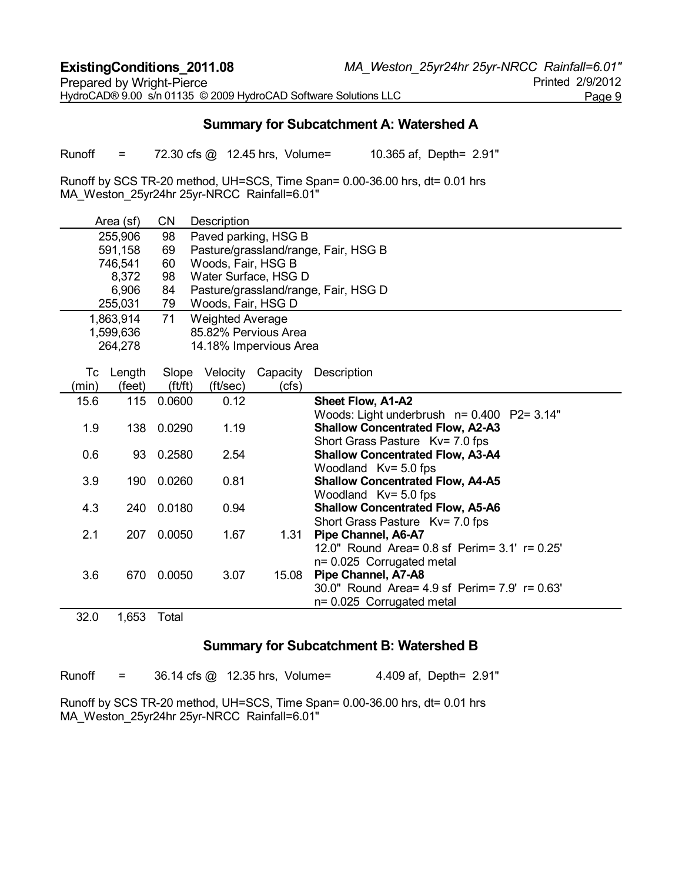## Summary for Subcatchment A: Watershed A

Runoff = 72.30 cfs @ 12.45 hrs, Volume= 10.365 af, Depth= 2.91"

Runoff by SCS TR-20 method, UH=SCS, Time Span= 0.00-36.00 hrs, dt= 0.01 hrs
MA_Weston_25yr24hr 25yr-NRCC Rainfall=6.01"

| Area (sf) | CN | Description |
|---|---|---|
| 255,906 | 98 | Paved parking, HSG B |
| 591,158 | 69 | Pasture/grassland/range, Fair, HSG B |
| 746,541 | 60 | Woods, Fair, HSG B |
| 8,372 | 98 | Water Surface, HSG D |
| 6,906 | 84 | Pasture/grassland/range, Fair, HSG D |
| 255,031 | 79 | Woods, Fair, HSG D |
| 1,863,914 | 71 | Weighted Average |
| 1,599,636 | | 85.82% Pervious Area |
| 264,278 | | 14.18% Impervious Area |

| Tc (min) | Length (feet) | Slope (ft/ft) | Velocity (ft/sec) | Capacity (cfs) | Description |
|---|---|---|---|---|---|
| 15.6 | 115 | 0.0600 | 0.12 | | **Sheet Flow, A1-A2** Woods: Light underbrush n= 0.400 P2= 3.14" |
| 1.9 | 138 | 0.0290 | 1.19 | | **Shallow Concentrated Flow, A2-A3** Short Grass Pasture Kv= 7.0 fps |
| 0.6 | 93 | 0.2580 | 2.54 | | **Shallow Concentrated Flow, A3-A4** Woodland Kv= 5.0 fps |
| 3.9 | 190 | 0.0260 | 0.81 | | **Shallow Concentrated Flow, A4-A5** Woodland Kv= 5.0 fps |
| 4.3 | 240 | 0.0180 | 0.94 | | **Shallow Concentrated Flow, A5-A6** Short Grass Pasture Kv= 7.0 fps |
| 2.1 | 207 | 0.0050 | 1.67 | 1.31 | **Pipe Channel, A6-A7** 12.0" Round Area= 0.8 sf Perim= 3.1' r= 0.25' n= 0.025 Corrugated metal |
| 3.6 | 670 | 0.0050 | 3.07 | 15.08 | **Pipe Channel, A7-A8** 30.0" Round Area= 4.9 sf Perim= 7.9' r= 0.63' n= 0.025 Corrugated metal |
| 32.0 | 1,653 | Total | | | |

## Summary for Subcatchment B: Watershed B

Runoff = 36.14 cfs @ 12.35 hrs, Volume= 4.409 af, Depth= 2.91"

Runoff by SCS TR-20 method, UH=SCS, Time Span= 0.00-36.00 hrs, dt= 0.01 hrs
MA_Weston_25yr24hr 25yr-NRCC Rainfall=6.01"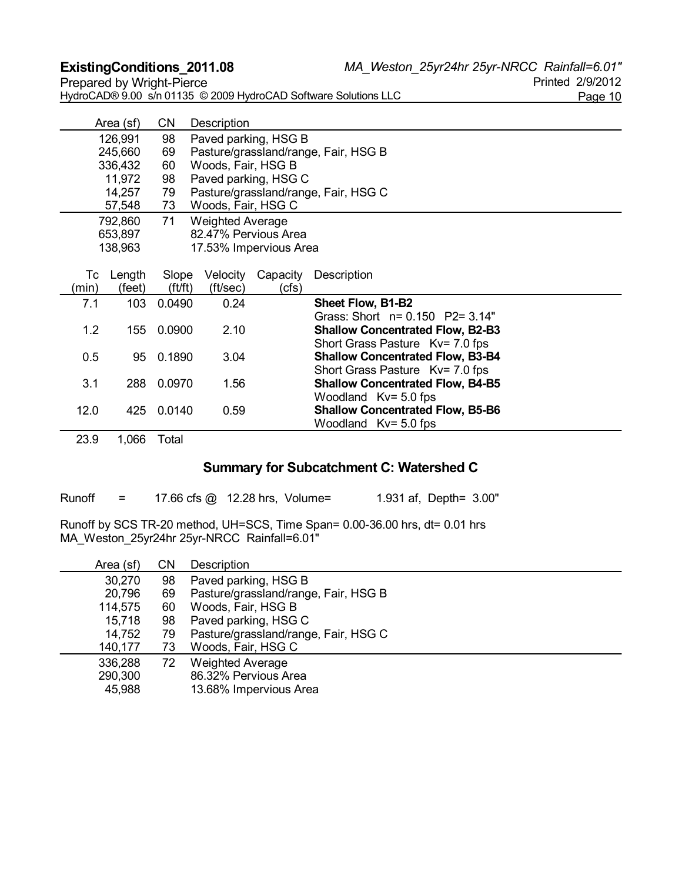| Area (sf) | CN | Description |
|---|---|---|
| 126,991 | 98 | Paved parking, HSG B |
| 245,660 | 69 | Pasture/grassland/range, Fair, HSG B |
| 336,432 | 60 | Woods, Fair, HSG B |
| 11,972 | 98 | Paved parking, HSG C |
| 14,257 | 79 | Pasture/grassland/range, Fair, HSG C |
| 57,548 | 73 | Woods, Fair, HSG C |
| 792,860 | 71 | Weighted Average |
| 653,897 | | 82.47% Pervious Area |
| 138,963 | | 17.53% Impervious Area |

| Tc (min) | Length (feet) | Slope (ft/ft) | Velocity (ft/sec) | Capacity (cfs) | Description |
|---|---|---|---|---|---|
| 7.1 | 103 | 0.0490 | 0.24 | | **Sheet Flow, B1-B2** Grass: Short n= 0.150 P2= 3.14" |
| 1.2 | 155 | 0.0900 | 2.10 | | **Shallow Concentrated Flow, B2-B3** Short Grass Pasture Kv= 7.0 fps |
| 0.5 | 95 | 0.1890 | 3.04 | | **Shallow Concentrated Flow, B3-B4** Short Grass Pasture Kv= 7.0 fps |
| 3.1 | 288 | 0.0970 | 1.56 | | **Shallow Concentrated Flow, B4-B5** Woodland Kv= 5.0 fps |
| 12.0 | 425 | 0.0140 | 0.59 | | **Shallow Concentrated Flow, B5-B6** Woodland Kv= 5.0 fps |
| 23.9 | 1,066 | Total | | | |

## Summary for Subcatchment C: Watershed C

Runoff = 17.66 cfs @ 12.28 hrs, Volume= 1.931 af, Depth= 3.00"

Runoff by SCS TR-20 method, UH=SCS, Time Span= 0.00-36.00 hrs, dt= 0.01 hrs
MA_Weston_25yr24hr 25yr-NRCC Rainfall=6.01"

| Area (sf) | CN | Description |
|---|---|---|
| 30,270 | 98 | Paved parking, HSG B |
| 20,796 | 69 | Pasture/grassland/range, Fair, HSG B |
| 114,575 | 60 | Woods, Fair, HSG B |
| 15,718 | 98 | Paved parking, HSG C |
| 14,752 | 79 | Pasture/grassland/range, Fair, HSG C |
| 140,177 | 73 | Woods, Fair, HSG C |
| 336,288 | 72 | Weighted Average |
| 290,300 | | 86.32% Pervious Area |
| 45,988 | | 13.68% Impervious Area |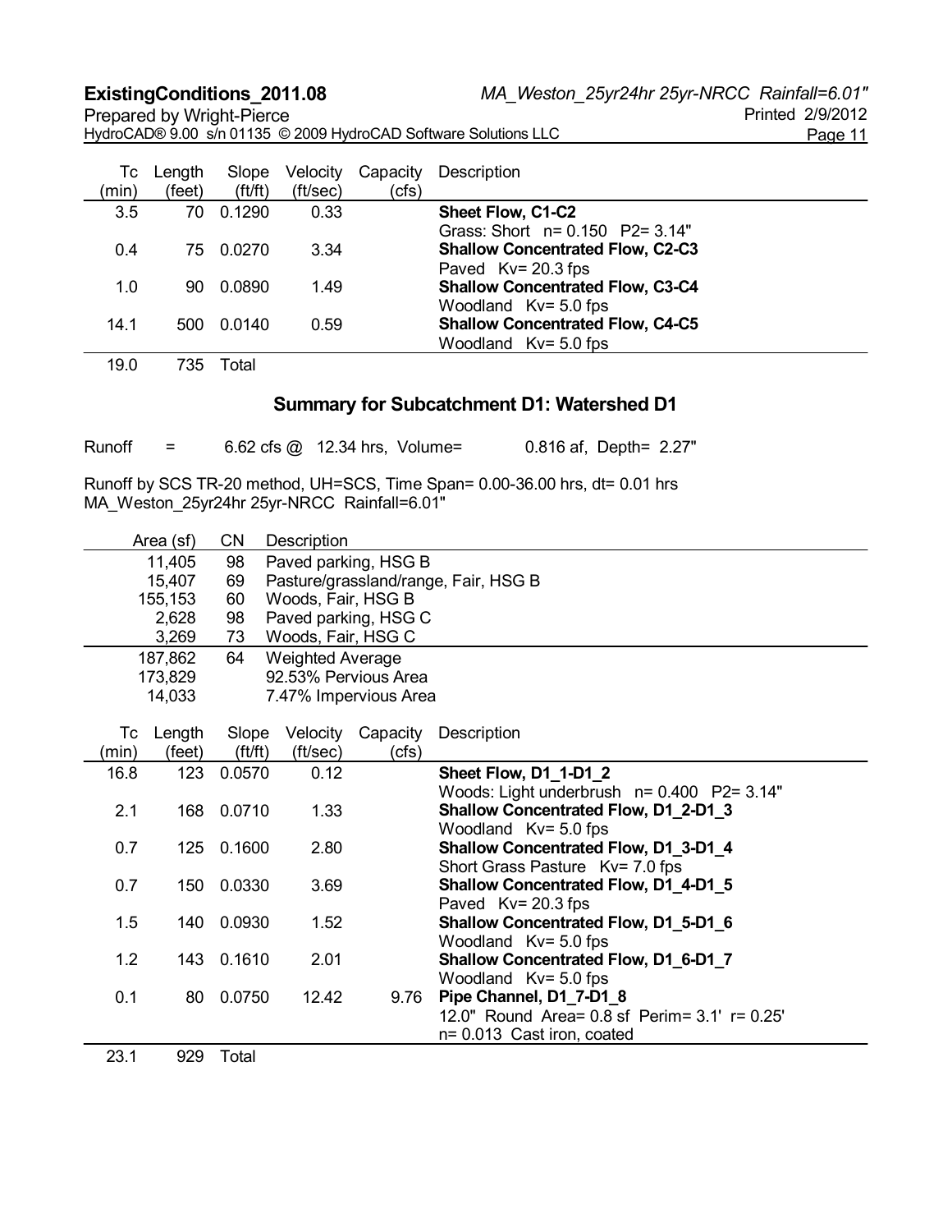| Tc (min) | Length (feet) | Slope (ft/ft) | Velocity (ft/sec) | Capacity (cfs) | Description |
|---|---|---|---|---|---|
| 3.5 | 70 | 0.1290 | 0.33 | | **Sheet Flow, C1-C2** Grass: Short n= 0.150 P2= 3.14" |
| 0.4 | 75 | 0.0270 | 3.34 | | **Shallow Concentrated Flow, C2-C3** Paved Kv= 20.3 fps |
| 1.0 | 90 | 0.0890 | 1.49 | | **Shallow Concentrated Flow, C3-C4** Woodland Kv= 5.0 fps |
| 14.1 | 500 | 0.0140 | 0.59 | | **Shallow Concentrated Flow, C4-C5** Woodland Kv= 5.0 fps |
| 19.0 | 735 | Total | | | |

## Summary for Subcatchment D1: Watershed D1

Runoff = 6.62 cfs @ 12.34 hrs, Volume= 0.816 af, Depth= 2.27"

Runoff by SCS TR-20 method, UH=SCS, Time Span= 0.00-36.00 hrs, dt= 0.01 hrs
MA_Weston_25yr24hr 25yr-NRCC Rainfall=6.01"

| Area (sf) | CN | Description |
|---|---|---|
| 11,405 | 98 | Paved parking, HSG B |
| 15,407 | 69 | Pasture/grassland/range, Fair, HSG B |
| 155,153 | 60 | Woods, Fair, HSG B |
| 2,628 | 98 | Paved parking, HSG C |
| 3,269 | 73 | Woods, Fair, HSG C |
| 187,862 | 64 | Weighted Average |
| 173,829 | | 92.53% Pervious Area |
| 14,033 | | 7.47% Impervious Area |

| Tc (min) | Length (feet) | Slope (ft/ft) | Velocity (ft/sec) | Capacity (cfs) | Description |
|---|---|---|---|---|---|
| 16.8 | 123 | 0.0570 | 0.12 | | **Sheet Flow, D1_1-D1_2** Woods: Light underbrush n= 0.400 P2= 3.14" |
| 2.1 | 168 | 0.0710 | 1.33 | | **Shallow Concentrated Flow, D1_2-D1_3** Woodland Kv= 5.0 fps |
| 0.7 | 125 | 0.1600 | 2.80 | | **Shallow Concentrated Flow, D1_3-D1_4** Short Grass Pasture Kv= 7.0 fps |
| 0.7 | 150 | 0.0330 | 3.69 | | **Shallow Concentrated Flow, D1_4-D1_5** Paved Kv= 20.3 fps |
| 1.5 | 140 | 0.0930 | 1.52 | | **Shallow Concentrated Flow, D1_5-D1_6** Woodland Kv= 5.0 fps |
| 1.2 | 143 | 0.1610 | 2.01 | | **Shallow Concentrated Flow, D1_6-D1_7** Woodland Kv= 5.0 fps |
| 0.1 | 80 | 0.0750 | 12.42 | 9.76 | **Pipe Channel, D1_7-D1_8** 12.0" Round Area= 0.8 sf Perim= 3.1' r= 0.25' n= 0.013 Cast iron, coated |
| 23.1 | 929 | Total | | | |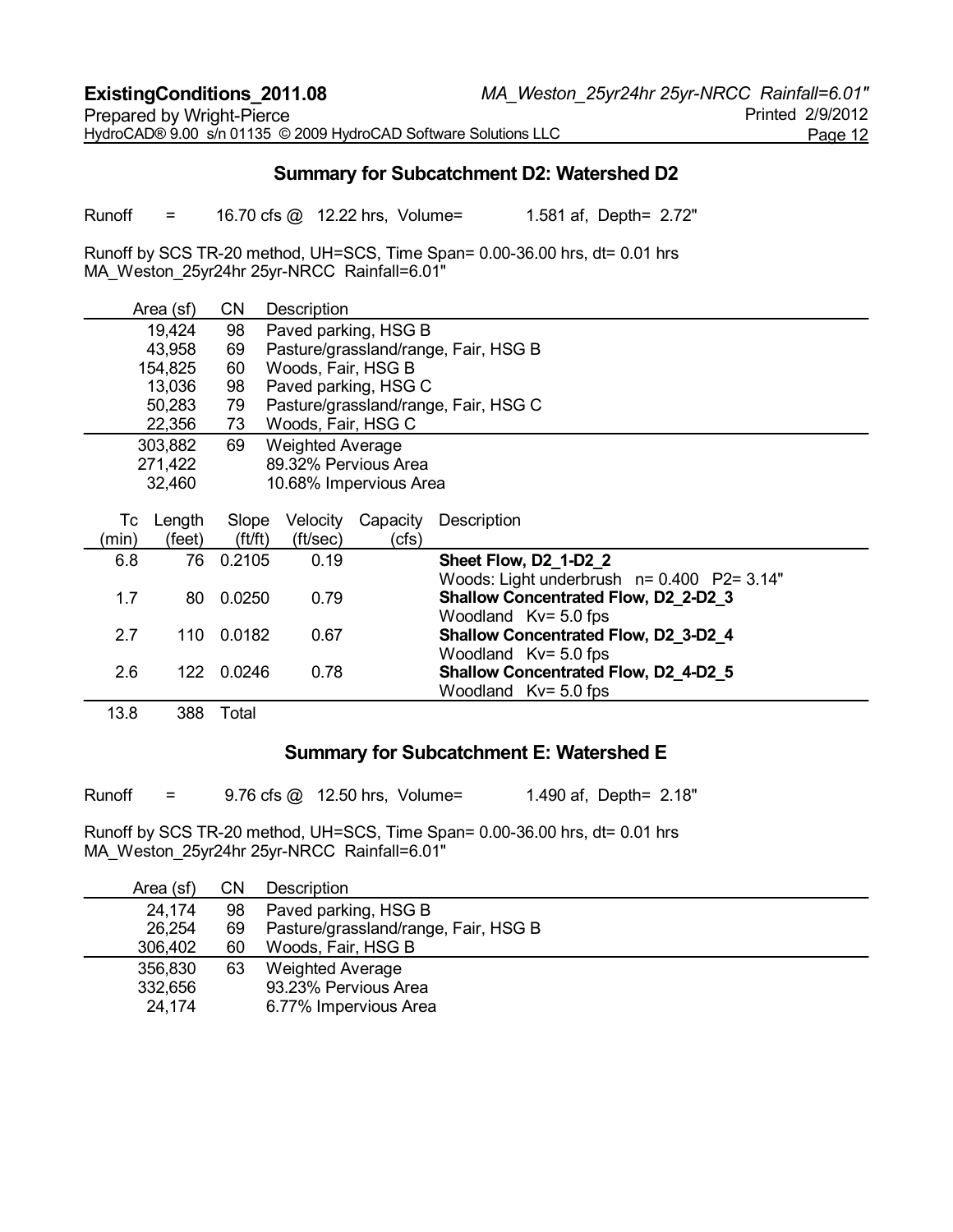## Summary for Subcatchment D2: Watershed D2

Runoff = 16.70 cfs @ 12.22 hrs, Volume= 1.581 af, Depth= 2.72"

Runoff by SCS TR-20 method, UH=SCS, Time Span= 0.00-36.00 hrs, dt= 0.01 hrs
MA_Weston_25yr24hr 25yr-NRCC Rainfall=6.01"

| Area (sf) | CN | Description |
|---|---|---|
| 19,424 | 98 | Paved parking, HSG B |
| 43,958 | 69 | Pasture/grassland/range, Fair, HSG B |
| 154,825 | 60 | Woods, Fair, HSG B |
| 13,036 | 98 | Paved parking, HSG C |
| 50,283 | 79 | Pasture/grassland/range, Fair, HSG C |
| 22,356 | 73 | Woods, Fair, HSG C |
| 303,882 | 69 | Weighted Average |
| 271,422 | | 89.32% Pervious Area |
| 32,460 | | 10.68% Impervious Area |

| Tc (min) | Length (feet) | Slope (ft/ft) | Velocity (ft/sec) | Capacity (cfs) | Description |
|---|---|---|---|---|---|
| 6.8 | 76 | 0.2105 | 0.19 | | **Sheet Flow, D2_1-D2_2** Woods: Light underbrush n= 0.400 P2= 3.14" |
| 1.7 | 80 | 0.0250 | 0.79 | | **Shallow Concentrated Flow, D2_2-D2_3** Woodland Kv= 5.0 fps |
| 2.7 | 110 | 0.0182 | 0.67 | | **Shallow Concentrated Flow, D2_3-D2_4** Woodland Kv= 5.0 fps |
| 2.6 | 122 | 0.0246 | 0.78 | | **Shallow Concentrated Flow, D2_4-D2_5** Woodland Kv= 5.0 fps |
| 13.8 | 388 | Total | | | |

## Summary for Subcatchment E: Watershed E

Runoff = 9.76 cfs @ 12.50 hrs, Volume= 1.490 af, Depth= 2.18"

Runoff by SCS TR-20 method, UH=SCS, Time Span= 0.00-36.00 hrs, dt= 0.01 hrs
MA_Weston_25yr24hr 25yr-NRCC Rainfall=6.01"

| Area (sf) | CN | Description |
|---|---|---|
| 24,174 | 98 | Paved parking, HSG B |
| 26,254 | 69 | Pasture/grassland/range, Fair, HSG B |
| 306,402 | 60 | Woods, Fair, HSG B |
| 356,830 | 63 | Weighted Average |
| 332,656 | | 93.23% Pervious Area |
| 24,174 | | 6.77% Impervious Area |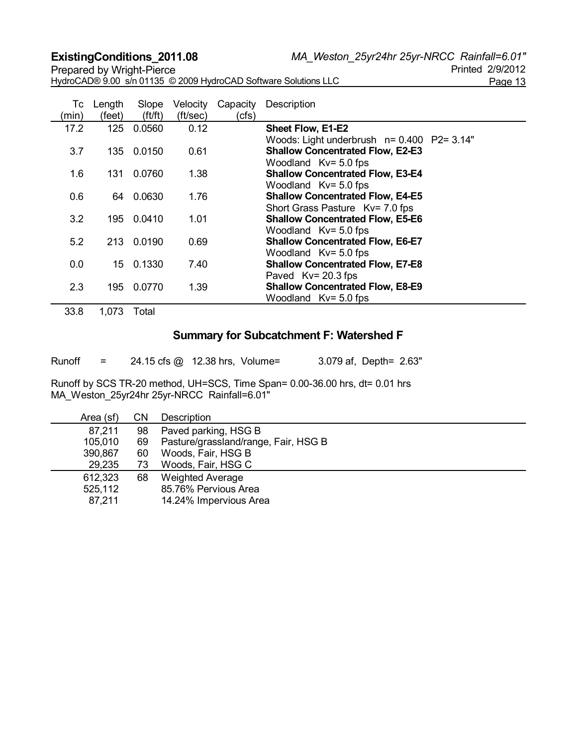| Tc (min) | Length (feet) | Slope (ft/ft) | Velocity (ft/sec) | Capacity (cfs) | Description |
|---|---|---|---|---|---|
| 17.2 | 125 | 0.0560 | 0.12 | | **Sheet Flow, E1-E2** Woods: Light underbrush n= 0.400 P2= 3.14" |
| 3.7 | 135 | 0.0150 | 0.61 | | **Shallow Concentrated Flow, E2-E3** Woodland Kv= 5.0 fps |
| 1.6 | 131 | 0.0760 | 1.38 | | **Shallow Concentrated Flow, E3-E4** Woodland Kv= 5.0 fps |
| 0.6 | 64 | 0.0630 | 1.76 | | **Shallow Concentrated Flow, E4-E5** Short Grass Pasture Kv= 7.0 fps |
| 3.2 | 195 | 0.0410 | 1.01 | | **Shallow Concentrated Flow, E5-E6** Woodland Kv= 5.0 fps |
| 5.2 | 213 | 0.0190 | 0.69 | | **Shallow Concentrated Flow, E6-E7** Woodland Kv= 5.0 fps |
| 0.0 | 15 | 0.1330 | 7.40 | | **Shallow Concentrated Flow, E7-E8** Paved Kv= 20.3 fps |
| 2.3 | 195 | 0.0770 | 1.39 | | **Shallow Concentrated Flow, E8-E9** Woodland Kv= 5.0 fps |
| 33.8 | 1,073 | Total | | | |

## Summary for Subcatchment F: Watershed F

Runoff = 24.15 cfs @ 12.38 hrs, Volume= 3.079 af, Depth= 2.63"

Runoff by SCS TR-20 method, UH=SCS, Time Span= 0.00-36.00 hrs, dt= 0.01 hrs
MA_Weston_25yr24hr 25yr-NRCC Rainfall=6.01"

| Area (sf) | CN | Description |
|---|---|---|
| 87,211 | 98 | Paved parking, HSG B |
| 105,010 | 69 | Pasture/grassland/range, Fair, HSG B |
| 390,867 | 60 | Woods, Fair, HSG B |
| 29,235 | 73 | Woods, Fair, HSG C |
| 612,323 | 68 | Weighted Average |
| 525,112 | | 85.76% Pervious Area |
| 87,211 | | 14.24% Impervious Area |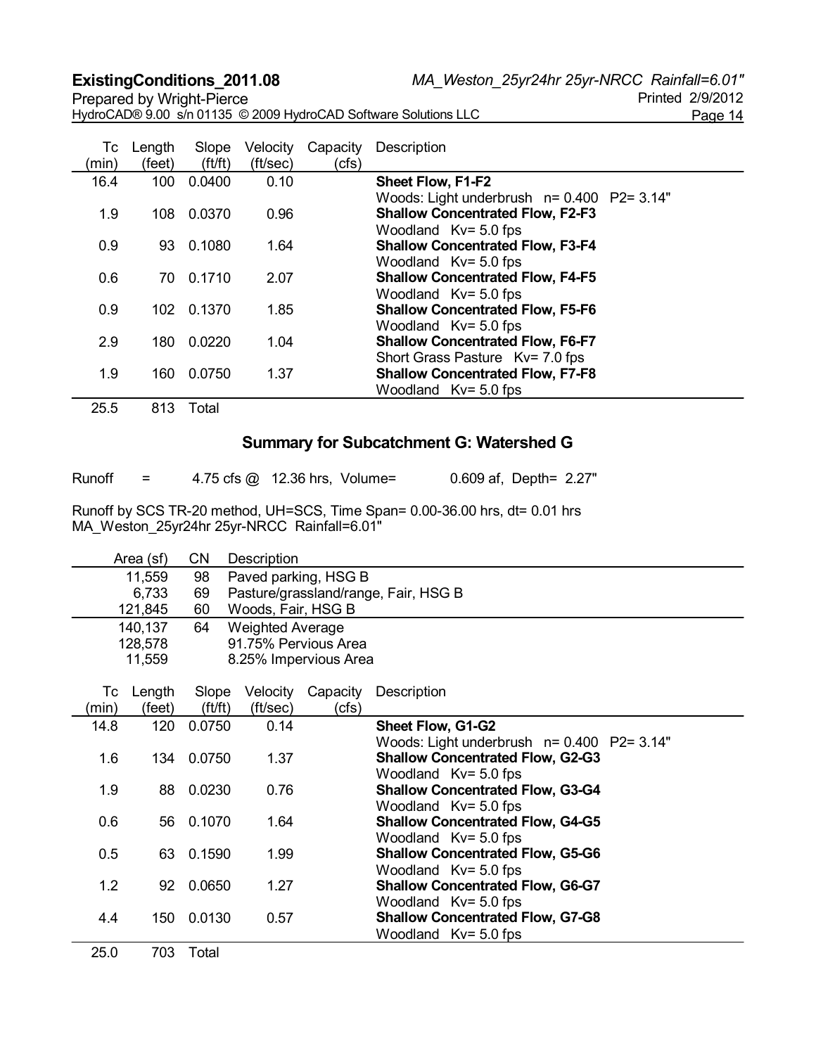| Tc (min) | Length (feet) | Slope (ft/ft) | Velocity (ft/sec) | Capacity (cfs) | Description |
|---|---|---|---|---|---|
| 16.4 | 100 | 0.0400 | 0.10 | | **Sheet Flow, F1-F2** Woods: Light underbrush n= 0.400 P2= 3.14" |
| 1.9 | 108 | 0.0370 | 0.96 | | **Shallow Concentrated Flow, F2-F3** Woodland Kv= 5.0 fps |
| 0.9 | 93 | 0.1080 | 1.64 | | **Shallow Concentrated Flow, F3-F4** Woodland Kv= 5.0 fps |
| 0.6 | 70 | 0.1710 | 2.07 | | **Shallow Concentrated Flow, F4-F5** Woodland Kv= 5.0 fps |
| 0.9 | 102 | 0.1370 | 1.85 | | **Shallow Concentrated Flow, F5-F6** Woodland Kv= 5.0 fps |
| 2.9 | 180 | 0.0220 | 1.04 | | **Shallow Concentrated Flow, F6-F7** Short Grass Pasture Kv= 7.0 fps |
| 1.9 | 160 | 0.0750 | 1.37 | | **Shallow Concentrated Flow, F7-F8** Woodland Kv= 5.0 fps |
| 25.5 | 813 | Total | | | |

## Summary for Subcatchment G: Watershed G

Runoff = 4.75 cfs @ 12.36 hrs, Volume= 0.609 af, Depth= 2.27"

Runoff by SCS TR-20 method, UH=SCS, Time Span= 0.00-36.00 hrs, dt= 0.01 hrs
MA_Weston_25yr24hr 25yr-NRCC Rainfall=6.01"

| Area (sf) | CN | Description |
|---|---|---|
| 11,559 | 98 | Paved parking, HSG B |
| 6,733 | 69 | Pasture/grassland/range, Fair, HSG B |
| 121,845 | 60 | Woods, Fair, HSG B |
| 140,137 | 64 | Weighted Average |
| 128,578 | | 91.75% Pervious Area |
| 11,559 | | 8.25% Impervious Area |

| Tc (min) | Length (feet) | Slope (ft/ft) | Velocity (ft/sec) | Capacity (cfs) | Description |
|---|---|---|---|---|---|
| 14.8 | 120 | 0.0750 | 0.14 | | **Sheet Flow, G1-G2** Woods: Light underbrush n= 0.400 P2= 3.14" |
| 1.6 | 134 | 0.0750 | 1.37 | | **Shallow Concentrated Flow, G2-G3** Woodland Kv= 5.0 fps |
| 1.9 | 88 | 0.0230 | 0.76 | | **Shallow Concentrated Flow, G3-G4** Woodland Kv= 5.0 fps |
| 0.6 | 56 | 0.1070 | 1.64 | | **Shallow Concentrated Flow, G4-G5** Woodland Kv= 5.0 fps |
| 0.5 | 63 | 0.1590 | 1.99 | | **Shallow Concentrated Flow, G5-G6** Woodland Kv= 5.0 fps |
| 1.2 | 92 | 0.0650 | 1.27 | | **Shallow Concentrated Flow, G6-G7** Woodland Kv= 5.0 fps |
| 4.4 | 150 | 0.0130 | 0.57 | | **Shallow Concentrated Flow, G7-G8** Woodland Kv= 5.0 fps |
| 25.0 | 703 | Total | | | |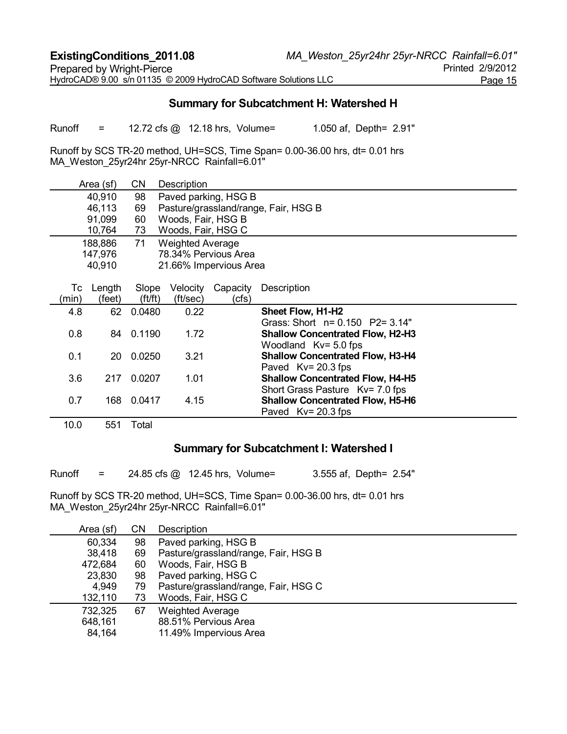## Summary for Subcatchment H: Watershed H

Runoff = 12.72 cfs @ 12.18 hrs, Volume= 1.050 af, Depth= 2.91"

Runoff by SCS TR-20 method, UH=SCS, Time Span= 0.00-36.00 hrs, dt= 0.01 hrs
MA_Weston_25yr24hr 25yr-NRCC Rainfall=6.01"

| Area (sf) | CN | Description |
|---|---|---|
| 40,910 | 98 | Paved parking, HSG B |
| 46,113 | 69 | Pasture/grassland/range, Fair, HSG B |
| 91,099 | 60 | Woods, Fair, HSG B |
| 10,764 | 73 | Woods, Fair, HSG C |
| 188,886 | 71 | Weighted Average |
| 147,976 | | 78.34% Pervious Area |
| 40,910 | | 21.66% Impervious Area |

| Tc (min) | Length (feet) | Slope (ft/ft) | Velocity (ft/sec) | Capacity (cfs) | Description |
|---|---|---|---|---|---|
| 4.8 | 62 | 0.0480 | 0.22 | | **Sheet Flow, H1-H2** Grass: Short n= 0.150 P2= 3.14" |
| 0.8 | 84 | 0.1190 | 1.72 | | **Shallow Concentrated Flow, H2-H3** Woodland Kv= 5.0 fps |
| 0.1 | 20 | 0.0250 | 3.21 | | **Shallow Concentrated Flow, H3-H4** Paved Kv= 20.3 fps |
| 3.6 | 217 | 0.0207 | 1.01 | | **Shallow Concentrated Flow, H4-H5** Short Grass Pasture Kv= 7.0 fps |
| 0.7 | 168 | 0.0417 | 4.15 | | **Shallow Concentrated Flow, H5-H6** Paved Kv= 20.3 fps |
| 10.0 | 551 | Total | | | |

## Summary for Subcatchment I: Watershed I

Runoff = 24.85 cfs @ 12.45 hrs, Volume= 3.555 af, Depth= 2.54"

Runoff by SCS TR-20 method, UH=SCS, Time Span= 0.00-36.00 hrs, dt= 0.01 hrs
MA_Weston_25yr24hr 25yr-NRCC Rainfall=6.01"

| Area (sf) | CN | Description |
|---|---|---|
| 60,334 | 98 | Paved parking, HSG B |
| 38,418 | 69 | Pasture/grassland/range, Fair, HSG B |
| 472,684 | 60 | Woods, Fair, HSG B |
| 23,830 | 98 | Paved parking, HSG C |
| 4,949 | 79 | Pasture/grassland/range, Fair, HSG C |
| 132,110 | 73 | Woods, Fair, HSG C |
| 732,325 | 67 | Weighted Average |
| 648,161 | | 88.51% Pervious Area |
| 84,164 | | 11.49% Impervious Area |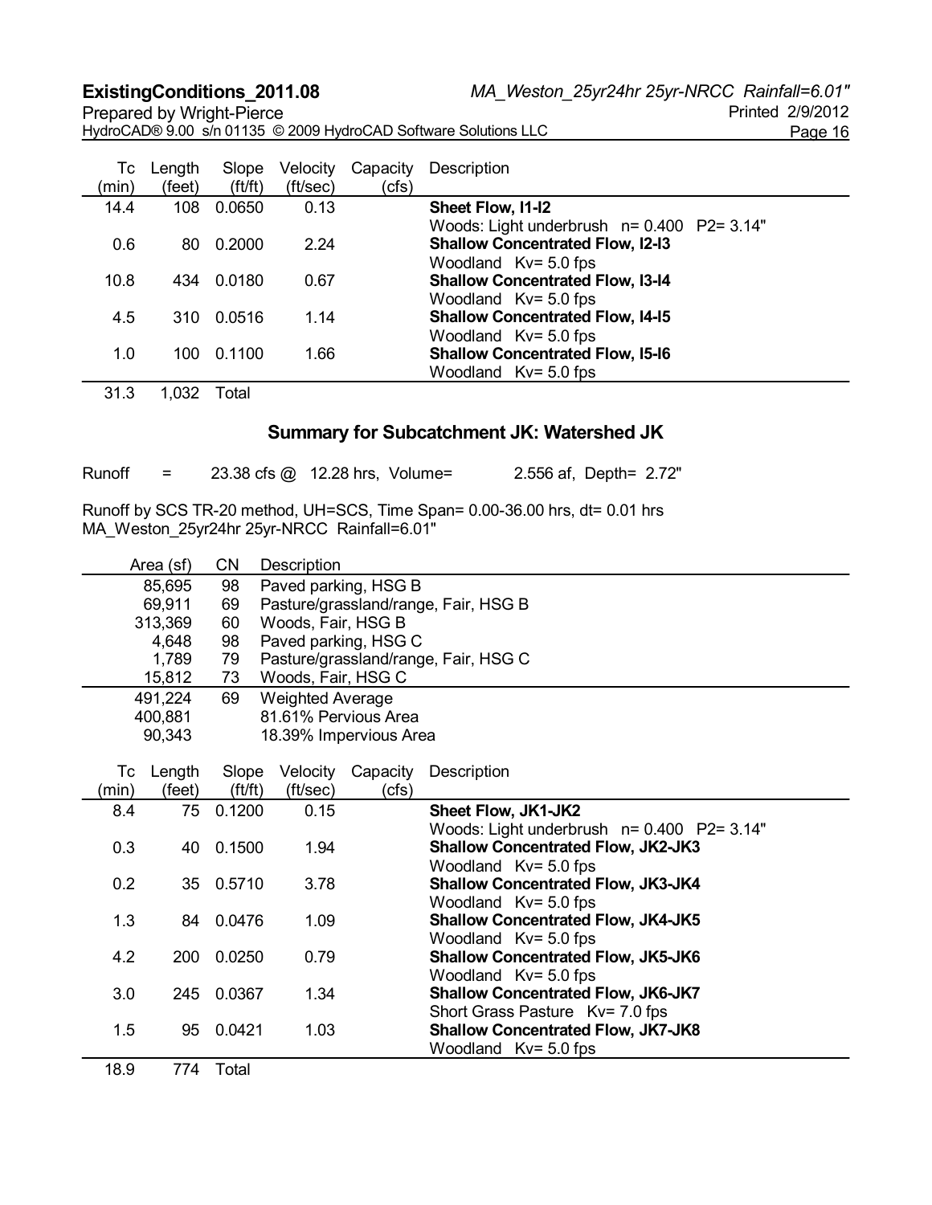| Tc (min) | Length (feet) | Slope (ft/ft) | Velocity (ft/sec) | Capacity (cfs) | Description |
|---|---|---|---|---|---|
| 14.4 | 108 | 0.0650 | 0.13 | | **Sheet Flow, I1-I2** Woods: Light underbrush n= 0.400 P2= 3.14" |
| 0.6 | 80 | 0.2000 | 2.24 | | **Shallow Concentrated Flow, I2-I3** Woodland Kv= 5.0 fps |
| 10.8 | 434 | 0.0180 | 0.67 | | **Shallow Concentrated Flow, I3-I4** Woodland Kv= 5.0 fps |
| 4.5 | 310 | 0.0516 | 1.14 | | **Shallow Concentrated Flow, I4-I5** Woodland Kv= 5.0 fps |
| 1.0 | 100 | 0.1100 | 1.66 | | **Shallow Concentrated Flow, I5-I6** Woodland Kv= 5.0 fps |
| 31.3 | 1,032 | Total | | | |

## Summary for Subcatchment JK: Watershed JK

Runoff = 23.38 cfs @ 12.28 hrs, Volume= 2.556 af, Depth= 2.72"

Runoff by SCS TR-20 method, UH=SCS, Time Span= 0.00-36.00 hrs, dt= 0.01 hrs
MA_Weston_25yr24hr 25yr-NRCC Rainfall=6.01"

| Area (sf) | CN | Description |
|---|---|---|
| 85,695 | 98 | Paved parking, HSG B |
| 69,911 | 69 | Pasture/grassland/range, Fair, HSG B |
| 313,369 | 60 | Woods, Fair, HSG B |
| 4,648 | 98 | Paved parking, HSG C |
| 1,789 | 79 | Pasture/grassland/range, Fair, HSG C |
| 15,812 | 73 | Woods, Fair, HSG C |
| 491,224 | 69 | Weighted Average |
| 400,881 | | 81.61% Pervious Area |
| 90,343 | | 18.39% Impervious Area |

| Tc (min) | Length (feet) | Slope (ft/ft) | Velocity (ft/sec) | Capacity (cfs) | Description |
|---|---|---|---|---|---|
| 8.4 | 75 | 0.1200 | 0.15 | | **Sheet Flow, JK1-JK2** Woods: Light underbrush n= 0.400 P2= 3.14" |
| 0.3 | 40 | 0.1500 | 1.94 | | **Shallow Concentrated Flow, JK2-JK3** Woodland Kv= 5.0 fps |
| 0.2 | 35 | 0.5710 | 3.78 | | **Shallow Concentrated Flow, JK3-JK4** Woodland Kv= 5.0 fps |
| 1.3 | 84 | 0.0476 | 1.09 | | **Shallow Concentrated Flow, JK4-JK5** Woodland Kv= 5.0 fps |
| 4.2 | 200 | 0.0250 | 0.79 | | **Shallow Concentrated Flow, JK5-JK6** Woodland Kv= 5.0 fps |
| 3.0 | 245 | 0.0367 | 1.34 | | **Shallow Concentrated Flow, JK6-JK7** Short Grass Pasture Kv= 7.0 fps |
| 1.5 | 95 | 0.0421 | 1.03 | | **Shallow Concentrated Flow, JK7-JK8** Woodland Kv= 5.0 fps |
| 18.9 | 774 | Total | | | |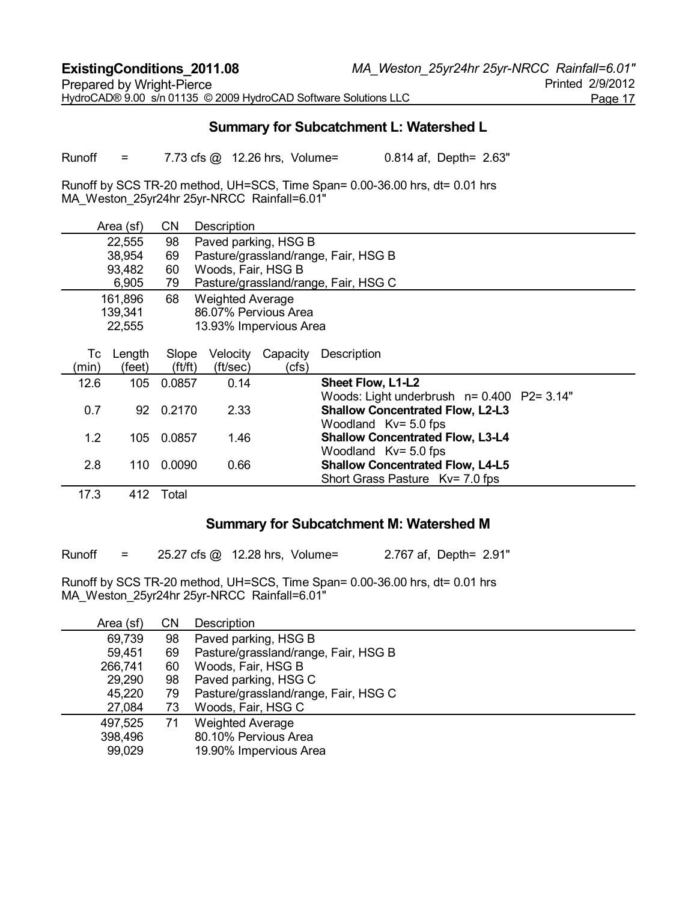## Summary for Subcatchment L: Watershed L

Runoff = 7.73 cfs @ 12.26 hrs, Volume= 0.814 af, Depth= 2.63"

Runoff by SCS TR-20 method, UH=SCS, Time Span= 0.00-36.00 hrs, dt= 0.01 hrs
MA_Weston_25yr24hr 25yr-NRCC Rainfall=6.01"

| Area (sf) | CN | Description |
|---|---|---|
| 22,555 | 98 | Paved parking, HSG B |
| 38,954 | 69 | Pasture/grassland/range, Fair, HSG B |
| 93,482 | 60 | Woods, Fair, HSG B |
| 6,905 | 79 | Pasture/grassland/range, Fair, HSG C |
| 161,896 | 68 | Weighted Average |
| 139,341 | | 86.07% Pervious Area |
| 22,555 | | 13.93% Impervious Area |

| Tc (min) | Length (feet) | Slope (ft/ft) | Velocity (ft/sec) | Capacity (cfs) | Description |
|---|---|---|---|---|---|
| 12.6 | 105 | 0.0857 | 0.14 | | **Sheet Flow, L1-L2** Woods: Light underbrush n= 0.400 P2= 3.14" |
| 0.7 | 92 | 0.2170 | 2.33 | | **Shallow Concentrated Flow, L2-L3** Woodland Kv= 5.0 fps |
| 1.2 | 105 | 0.0857 | 1.46 | | **Shallow Concentrated Flow, L3-L4** Woodland Kv= 5.0 fps |
| 2.8 | 110 | 0.0090 | 0.66 | | **Shallow Concentrated Flow, L4-L5** Short Grass Pasture Kv= 7.0 fps |
| 17.3 | 412 | Total | | | |

## Summary for Subcatchment M: Watershed M

Runoff = 25.27 cfs @ 12.28 hrs, Volume= 2.767 af, Depth= 2.91"

Runoff by SCS TR-20 method, UH=SCS, Time Span= 0.00-36.00 hrs, dt= 0.01 hrs
MA_Weston_25yr24hr 25yr-NRCC Rainfall=6.01"

| Area (sf) | CN | Description |
|---|---|---|
| 69,739 | 98 | Paved parking, HSG B |
| 59,451 | 69 | Pasture/grassland/range, Fair, HSG B |
| 266,741 | 60 | Woods, Fair, HSG B |
| 29,290 | 98 | Paved parking, HSG C |
| 45,220 | 79 | Pasture/grassland/range, Fair, HSG C |
| 27,084 | 73 | Woods, Fair, HSG C |
| 497,525 | 71 | Weighted Average |
| 398,496 | | 80.10% Pervious Area |
| 99,029 | | 19.90% Impervious Area |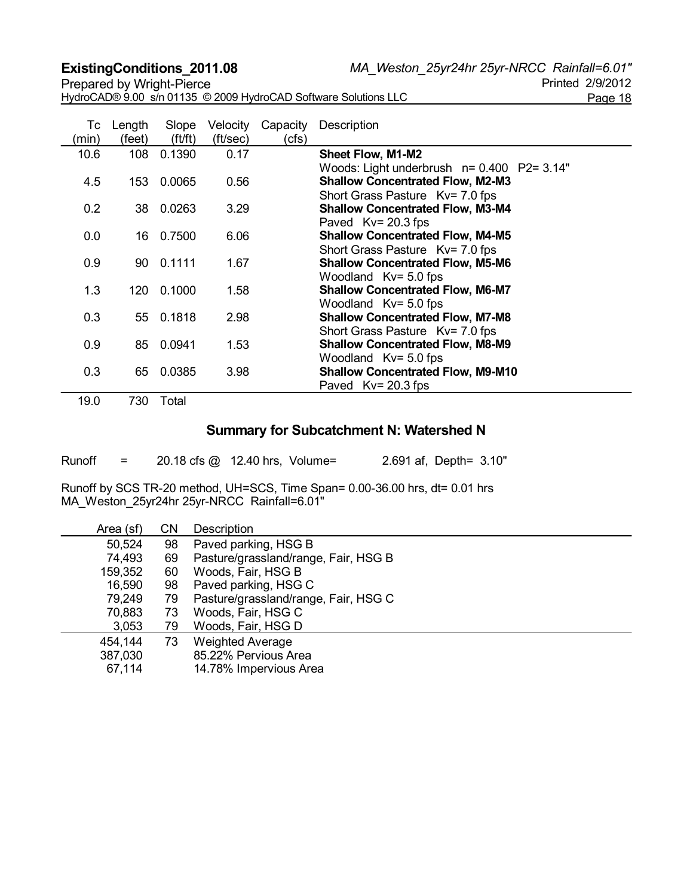| Tc (min) | Length (feet) | Slope (ft/ft) | Velocity (ft/sec) | Capacity (cfs) | Description |
|---|---|---|---|---|---|
| 10.6 | 108 | 0.1390 | 0.17 | | **Sheet Flow, M1-M2** Woods: Light underbrush n= 0.400 P2= 3.14" |
| 4.5 | 153 | 0.0065 | 0.56 | | **Shallow Concentrated Flow, M2-M3** Short Grass Pasture Kv= 7.0 fps |
| 0.2 | 38 | 0.0263 | 3.29 | | **Shallow Concentrated Flow, M3-M4** Paved Kv= 20.3 fps |
| 0.0 | 16 | 0.7500 | 6.06 | | **Shallow Concentrated Flow, M4-M5** Short Grass Pasture Kv= 7.0 fps |
| 0.9 | 90 | 0.1111 | 1.67 | | **Shallow Concentrated Flow, M5-M6** Woodland Kv= 5.0 fps |
| 1.3 | 120 | 0.1000 | 1.58 | | **Shallow Concentrated Flow, M6-M7** Woodland Kv= 5.0 fps |
| 0.3 | 55 | 0.1818 | 2.98 | | **Shallow Concentrated Flow, M7-M8** Short Grass Pasture Kv= 7.0 fps |
| 0.9 | 85 | 0.0941 | 1.53 | | **Shallow Concentrated Flow, M8-M9** Woodland Kv= 5.0 fps |
| 0.3 | 65 | 0.0385 | 3.98 | | **Shallow Concentrated Flow, M9-M10** Paved Kv= 20.3 fps |
| 19.0 | 730 | Total | | | |

## Summary for Subcatchment N: Watershed N

Runoff = 20.18 cfs @ 12.40 hrs, Volume= 2.691 af, Depth= 3.10"

Runoff by SCS TR-20 method, UH=SCS, Time Span= 0.00-36.00 hrs, dt= 0.01 hrs
MA_Weston_25yr24hr 25yr-NRCC Rainfall=6.01"

| Area (sf) | CN | Description |
|---|---|---|
| 50,524 | 98 | Paved parking, HSG B |
| 74,493 | 69 | Pasture/grassland/range, Fair, HSG B |
| 159,352 | 60 | Woods, Fair, HSG B |
| 16,590 | 98 | Paved parking, HSG C |
| 79,249 | 79 | Pasture/grassland/range, Fair, HSG C |
| 70,883 | 73 | Woods, Fair, HSG C |
| 3,053 | 79 | Woods, Fair, HSG D |
| 454,144 | 73 | Weighted Average |
| 387,030 | | 85.22% Pervious Area |
| 67,114 | | 14.78% Impervious Area |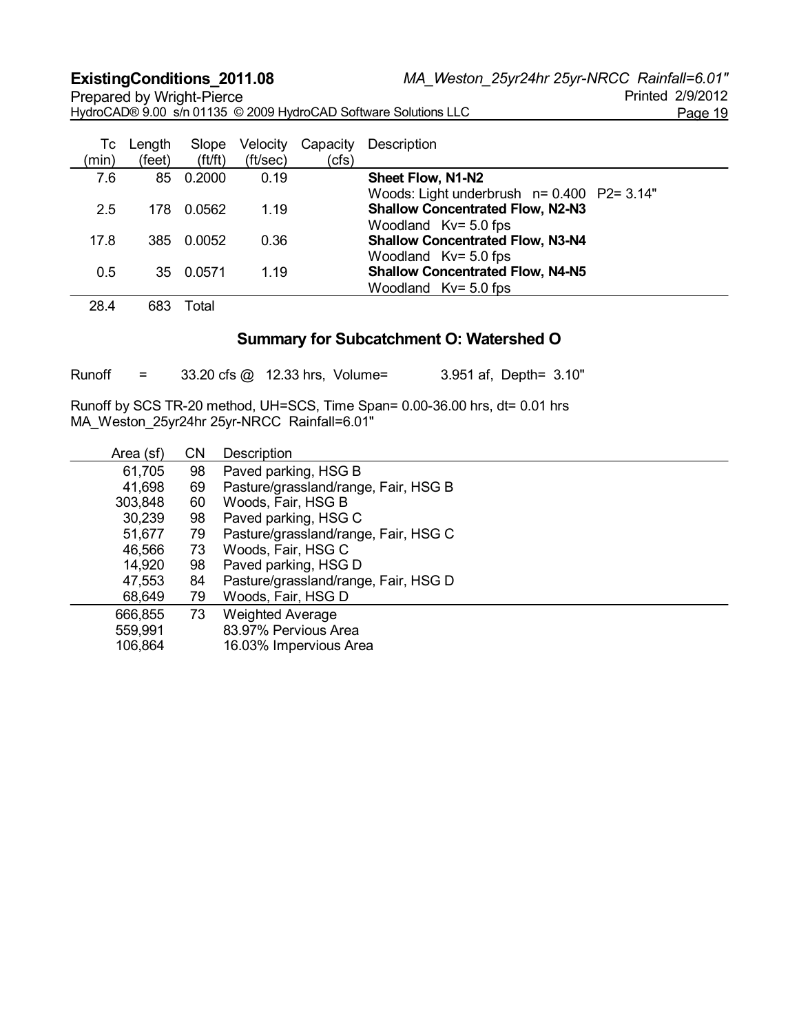| Tc (min) | Length (feet) | Slope (ft/ft) | Velocity (ft/sec) | Capacity (cfs) | Description |
|---|---|---|---|---|---|
| 7.6 | 85 | 0.2000 | 0.19 | | **Sheet Flow, N1-N2** Woods: Light underbrush n= 0.400 P2= 3.14" |
| 2.5 | 178 | 0.0562 | 1.19 | | **Shallow Concentrated Flow, N2-N3** Woodland Kv= 5.0 fps |
| 17.8 | 385 | 0.0052 | 0.36 | | **Shallow Concentrated Flow, N3-N4** Woodland Kv= 5.0 fps |
| 0.5 | 35 | 0.0571 | 1.19 | | **Shallow Concentrated Flow, N4-N5** Woodland Kv= 5.0 fps |
| 28.4 | 683 | Total | | | |

## Summary for Subcatchment O: Watershed O

Runoff = 33.20 cfs @ 12.33 hrs, Volume= 3.951 af, Depth= 3.10"

Runoff by SCS TR-20 method, UH=SCS, Time Span= 0.00-36.00 hrs, dt= 0.01 hrs
MA_Weston_25yr24hr 25yr-NRCC Rainfall=6.01"

| Area (sf) | CN | Description |
|---|---|---|
| 61,705 | 98 | Paved parking, HSG B |
| 41,698 | 69 | Pasture/grassland/range, Fair, HSG B |
| 303,848 | 60 | Woods, Fair, HSG B |
| 30,239 | 98 | Paved parking, HSG C |
| 51,677 | 79 | Pasture/grassland/range, Fair, HSG C |
| 46,566 | 73 | Woods, Fair, HSG C |
| 14,920 | 98 | Paved parking, HSG D |
| 47,553 | 84 | Pasture/grassland/range, Fair, HSG D |
| 68,649 | 79 | Woods, Fair, HSG D |
| 666,855 | 73 | Weighted Average |
| 559,991 | | 83.97% Pervious Area |
| 106,864 | | 16.03% Impervious Area |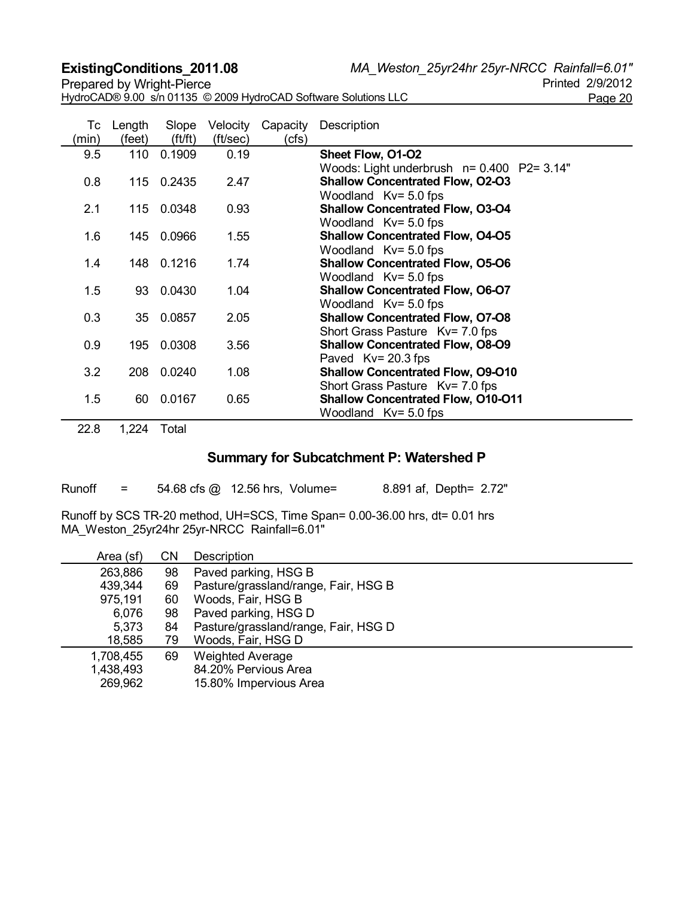| Tc (min) | Length (feet) | Slope (ft/ft) | Velocity (ft/sec) | Capacity (cfs) | Description |
|---|---|---|---|---|---|
| 9.5 | 110 | 0.1909 | 0.19 | | **Sheet Flow, O1-O2**<br>Woods: Light underbrush n= 0.400 P2= 3.14" |
| 0.8 | 115 | 0.2435 | 2.47 | | **Shallow Concentrated Flow, O2-O3**<br>Woodland Kv= 5.0 fps |
| 2.1 | 115 | 0.0348 | 0.93 | | **Shallow Concentrated Flow, O3-O4**<br>Woodland Kv= 5.0 fps |
| 1.6 | 145 | 0.0966 | 1.55 | | **Shallow Concentrated Flow, O4-O5**<br>Woodland Kv= 5.0 fps |
| 1.4 | 148 | 0.1216 | 1.74 | | **Shallow Concentrated Flow, O5-O6**<br>Woodland Kv= 5.0 fps |
| 1.5 | 93 | 0.0430 | 1.04 | | **Shallow Concentrated Flow, O6-O7**<br>Woodland Kv= 5.0 fps |
| 0.3 | 35 | 0.0857 | 2.05 | | **Shallow Concentrated Flow, O7-O8**<br>Short Grass Pasture Kv= 7.0 fps |
| 0.9 | 195 | 0.0308 | 3.56 | | **Shallow Concentrated Flow, O8-O9**<br>Paved Kv= 20.3 fps |
| 3.2 | 208 | 0.0240 | 1.08 | | **Shallow Concentrated Flow, O9-O10**<br>Short Grass Pasture Kv= 7.0 fps |
| 1.5 | 60 | 0.0167 | 0.65 | | **Shallow Concentrated Flow, O10-O11**<br>Woodland Kv= 5.0 fps |
| 22.8 | 1,224 | Total | | | |

## Summary for Subcatchment P: Watershed P

Runoff = 54.68 cfs @ 12.56 hrs, Volume= 8.891 af, Depth= 2.72"

Runoff by SCS TR-20 method, UH=SCS, Time Span= 0.00-36.00 hrs, dt= 0.01 hrs
MA_Weston_25yr24hr 25yr-NRCC Rainfall=6.01"

| Area (sf) | CN | Description |
|---|---|---|
| 263,886 | 98 | Paved parking, HSG B |
| 439,344 | 69 | Pasture/grassland/range, Fair, HSG B |
| 975,191 | 60 | Woods, Fair, HSG B |
| 6,076 | 98 | Paved parking, HSG D |
| 5,373 | 84 | Pasture/grassland/range, Fair, HSG D |
| 18,585 | 79 | Woods, Fair, HSG D |
| 1,708,455 | 69 | Weighted Average |
| 1,438,493 | | 84.20% Pervious Area |
| 269,962 | | 15.80% Impervious Area |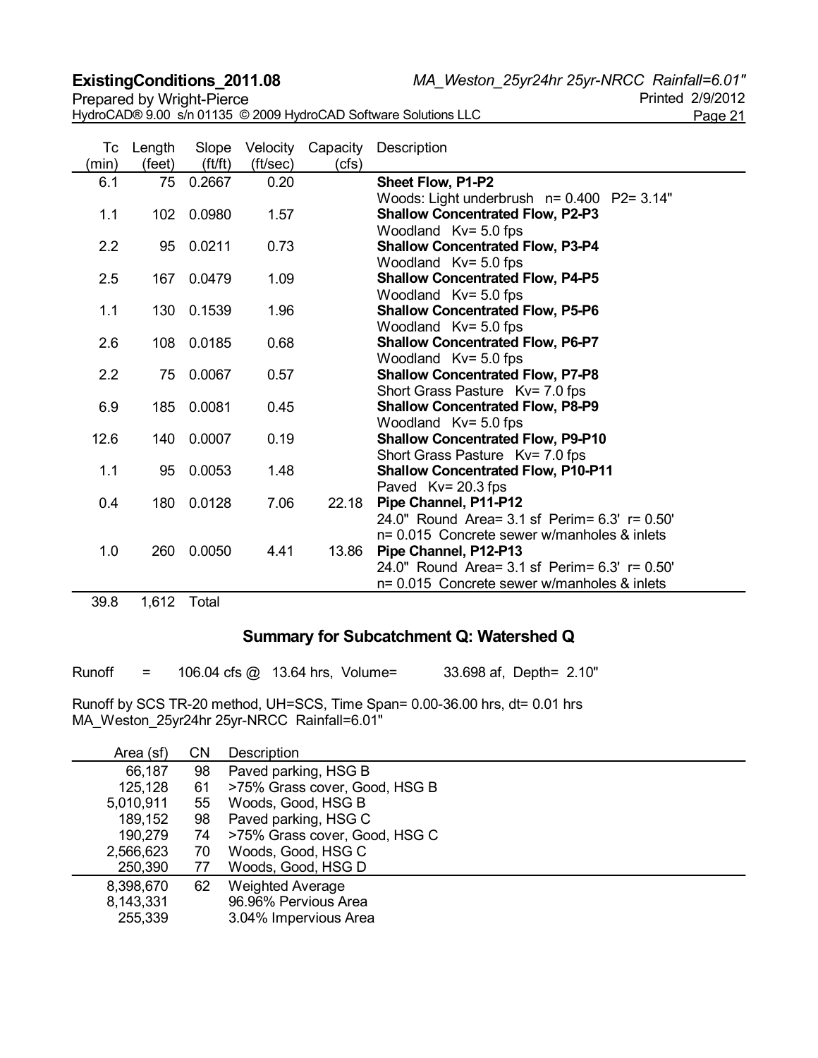| Tc (min) | Length (feet) | Slope (ft/ft) | Velocity (ft/sec) | Capacity (cfs) | Description |
|---|---|---|---|---|---|
| 6.1 | 75 | 0.2667 | 0.20 | | **Sheet Flow, P1-P2** Woods: Light underbrush n= 0.400 P2= 3.14" |
| 1.1 | 102 | 0.0980 | 1.57 | | **Shallow Concentrated Flow, P2-P3** Woodland Kv= 5.0 fps |
| 2.2 | 95 | 0.0211 | 0.73 | | **Shallow Concentrated Flow, P3-P4** Woodland Kv= 5.0 fps |
| 2.5 | 167 | 0.0479 | 1.09 | | **Shallow Concentrated Flow, P4-P5** Woodland Kv= 5.0 fps |
| 1.1 | 130 | 0.1539 | 1.96 | | **Shallow Concentrated Flow, P5-P6** Woodland Kv= 5.0 fps |
| 2.6 | 108 | 0.0185 | 0.68 | | **Shallow Concentrated Flow, P6-P7** Woodland Kv= 5.0 fps |
| 2.2 | 75 | 0.0067 | 0.57 | | **Shallow Concentrated Flow, P7-P8** Short Grass Pasture Kv= 7.0 fps |
| 6.9 | 185 | 0.0081 | 0.45 | | **Shallow Concentrated Flow, P8-P9** Woodland Kv= 5.0 fps |
| 12.6 | 140 | 0.0007 | 0.19 | | **Shallow Concentrated Flow, P9-P10** Short Grass Pasture Kv= 7.0 fps |
| 1.1 | 95 | 0.0053 | 1.48 | | **Shallow Concentrated Flow, P10-P11** Paved Kv= 20.3 fps |
| 0.4 | 180 | 0.0128 | 7.06 | 22.18 | **Pipe Channel, P11-P12** 24.0" Round Area= 3.1 sf Perim= 6.3' r= 0.50' n= 0.015 Concrete sewer w/manholes & inlets |
| 1.0 | 260 | 0.0050 | 4.41 | 13.86 | **Pipe Channel, P12-P13** 24.0" Round Area= 3.1 sf Perim= 6.3' r= 0.50' n= 0.015 Concrete sewer w/manholes & inlets |
| 39.8 | 1,612 | Total | | | |

## Summary for Subcatchment Q: Watershed Q

Runoff = 106.04 cfs @ 13.64 hrs, Volume= 33.698 af, Depth= 2.10"

Runoff by SCS TR-20 method, UH=SCS, Time Span= 0.00-36.00 hrs, dt= 0.01 hrs
MA_Weston_25yr24hr 25yr-NRCC Rainfall=6.01"

| Area (sf) | CN | Description |
|---|---|---|
| 66,187 | 98 | Paved parking, HSG B |
| 125,128 | 61 | >75% Grass cover, Good, HSG B |
| 5,010,911 | 55 | Woods, Good, HSG B |
| 189,152 | 98 | Paved parking, HSG C |
| 190,279 | 74 | >75% Grass cover, Good, HSG C |
| 2,566,623 | 70 | Woods, Good, HSG C |
| 250,390 | 77 | Woods, Good, HSG D |
| 8,398,670 | 62 | Weighted Average |
| 8,143,331 | | 96.96% Pervious Area |
| 255,339 | | 3.04% Impervious Area |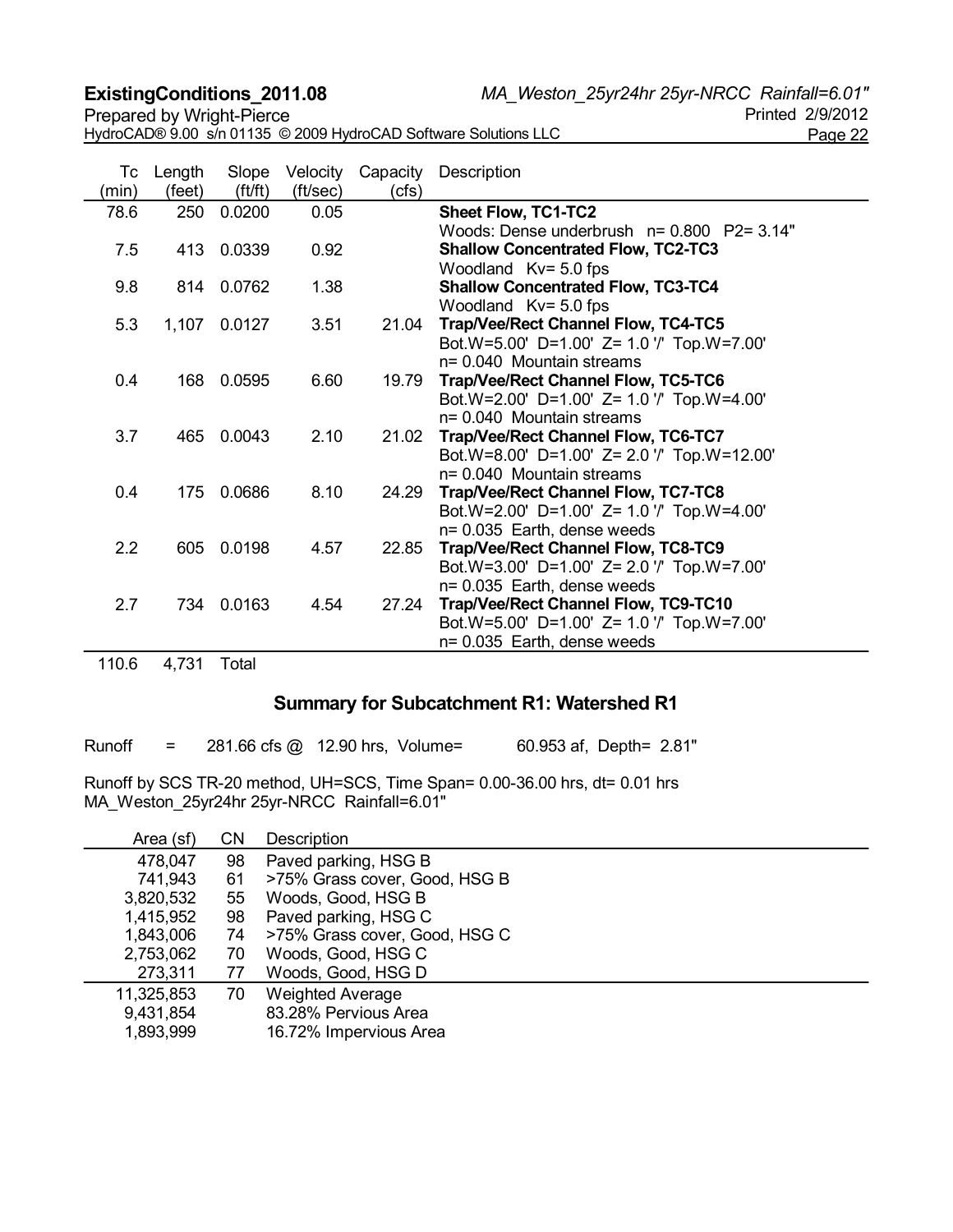| Tc (min) | Length (feet) | Slope (ft/ft) | Velocity (ft/sec) | Capacity (cfs) | Description |
|---|---|---|---|---|---|
| 78.6 | 250 | 0.0200 | 0.05 | | **Sheet Flow, TC1-TC2** Woods: Dense underbrush n= 0.800 P2= 3.14" |
| 7.5 | 413 | 0.0339 | 0.92 | | **Shallow Concentrated Flow, TC2-TC3** Woodland Kv= 5.0 fps |
| 9.8 | 814 | 0.0762 | 1.38 | | **Shallow Concentrated Flow, TC3-TC4** Woodland Kv= 5.0 fps |
| 5.3 | 1,107 | 0.0127 | 3.51 | 21.04 | **Trap/Vee/Rect Channel Flow, TC4-TC5** Bot.W=5.00' D=1.00' Z= 1.0 '/' Top.W=7.00' n= 0.040 Mountain streams |
| 0.4 | 168 | 0.0595 | 6.60 | 19.79 | **Trap/Vee/Rect Channel Flow, TC5-TC6** Bot.W=2.00' D=1.00' Z= 1.0 '/' Top.W=4.00' n= 0.040 Mountain streams |
| 3.7 | 465 | 0.0043 | 2.10 | 21.02 | **Trap/Vee/Rect Channel Flow, TC6-TC7** Bot.W=8.00' D=1.00' Z= 2.0 '/' Top.W=12.00' n= 0.040 Mountain streams |
| 0.4 | 175 | 0.0686 | 8.10 | 24.29 | **Trap/Vee/Rect Channel Flow, TC7-TC8** Bot.W=2.00' D=1.00' Z= 1.0 '/' Top.W=4.00' n= 0.035 Earth, dense weeds |
| 2.2 | 605 | 0.0198 | 4.57 | 22.85 | **Trap/Vee/Rect Channel Flow, TC8-TC9** Bot.W=3.00' D=1.00' Z= 2.0 '/' Top.W=7.00' n= 0.035 Earth, dense weeds |
| 2.7 | 734 | 0.0163 | 4.54 | 27.24 | **Trap/Vee/Rect Channel Flow, TC9-TC10** Bot.W=5.00' D=1.00' Z= 1.0 '/' Top.W=7.00' n= 0.035 Earth, dense weeds |
| 110.6 | 4,731 | Total | | | |

## Summary for Subcatchment R1: Watershed R1

Runoff = 281.66 cfs @ 12.90 hrs, Volume= 60.953 af, Depth= 2.81"

Runoff by SCS TR-20 method, UH=SCS, Time Span= 0.00-36.00 hrs, dt= 0.01 hrs
MA_Weston_25yr24hr 25yr-NRCC Rainfall=6.01"

| Area (sf) | CN | Description |
|---|---|---|
| 478,047 | 98 | Paved parking, HSG B |
| 741,943 | 61 | >75% Grass cover, Good, HSG B |
| 3,820,532 | 55 | Woods, Good, HSG B |
| 1,415,952 | 98 | Paved parking, HSG C |
| 1,843,006 | 74 | >75% Grass cover, Good, HSG C |
| 2,753,062 | 70 | Woods, Good, HSG C |
| 273,311 | 77 | Woods, Good, HSG D |
| 11,325,853 | 70 | Weighted Average |
| 9,431,854 | | 83.28% Pervious Area |
| 1,893,999 | | 16.72% Impervious Area |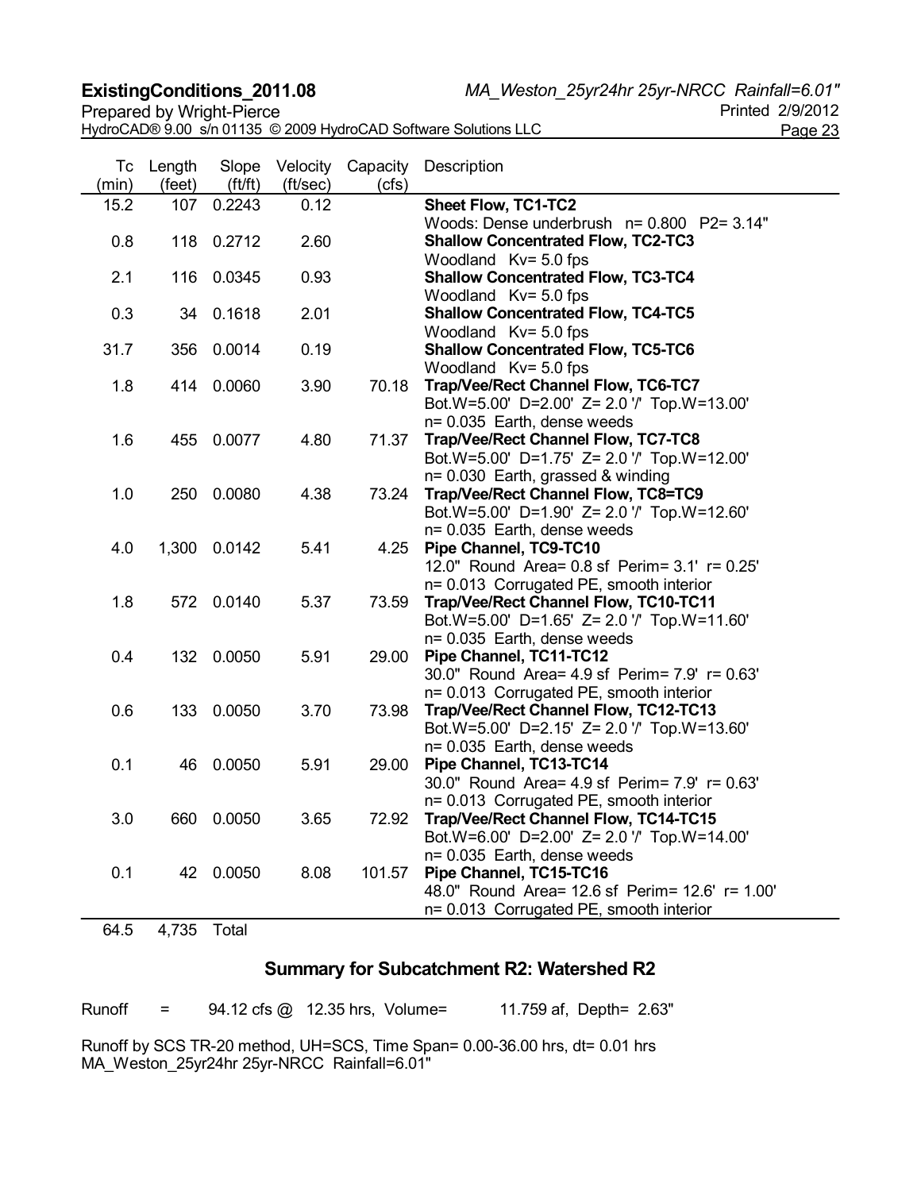| Tc (min) | Length (feet) | Slope (ft/ft) | Velocity (ft/sec) | Capacity (cfs) | Description |
|---|---|---|---|---|---|
| 15.2 | 107 | 0.2243 | 0.12 | | **Sheet Flow, TC1-TC2**<br>Woods: Dense underbrush n= 0.800 P2= 3.14" |
| 0.8 | 118 | 0.2712 | 2.60 | | **Shallow Concentrated Flow, TC2-TC3**<br>Woodland Kv= 5.0 fps |
| 2.1 | 116 | 0.0345 | 0.93 | | **Shallow Concentrated Flow, TC3-TC4**<br>Woodland Kv= 5.0 fps |
| 0.3 | 34 | 0.1618 | 2.01 | | **Shallow Concentrated Flow, TC4-TC5**<br>Woodland Kv= 5.0 fps |
| 31.7 | 356 | 0.0014 | 0.19 | | **Shallow Concentrated Flow, TC5-TC6**<br>Woodland Kv= 5.0 fps |
| 1.8 | 414 | 0.0060 | 3.90 | 70.18 | **Trap/Vee/Rect Channel Flow, TC6-TC7**<br>Bot.W=5.00' D=2.00' Z= 2.0 '/' Top.W=13.00'<br>n= 0.035 Earth, dense weeds |
| 1.6 | 455 | 0.0077 | 4.80 | 71.37 | **Trap/Vee/Rect Channel Flow, TC7-TC8**<br>Bot.W=5.00' D=1.75' Z= 2.0 '/' Top.W=12.00'<br>n= 0.030 Earth, grassed & winding |
| 1.0 | 250 | 0.0080 | 4.38 | 73.24 | **Trap/Vee/Rect Channel Flow, TC8=TC9**<br>Bot.W=5.00' D=1.90' Z= 2.0 '/' Top.W=12.60'<br>n= 0.035 Earth, dense weeds |
| 4.0 | 1,300 | 0.0142 | 5.41 | 4.25 | **Pipe Channel, TC9-TC10**<br>12.0" Round Area= 0.8 sf Perim= 3.1' r= 0.25'<br>n= 0.013 Corrugated PE, smooth interior |
| 1.8 | 572 | 0.0140 | 5.37 | 73.59 | **Trap/Vee/Rect Channel Flow, TC10-TC11**<br>Bot.W=5.00' D=1.65' Z= 2.0 '/' Top.W=11.60'<br>n= 0.035 Earth, dense weeds |
| 0.4 | 132 | 0.0050 | 5.91 | 29.00 | **Pipe Channel, TC11-TC12**<br>30.0" Round Area= 4.9 sf Perim= 7.9' r= 0.63'<br>n= 0.013 Corrugated PE, smooth interior |
| 0.6 | 133 | 0.0050 | 3.70 | 73.98 | **Trap/Vee/Rect Channel Flow, TC12-TC13**<br>Bot.W=5.00' D=2.15' Z= 2.0 '/' Top.W=13.60'<br>n= 0.035 Earth, dense weeds |
| 0.1 | 46 | 0.0050 | 5.91 | 29.00 | **Pipe Channel, TC13-TC14**<br>30.0" Round Area= 4.9 sf Perim= 7.9' r= 0.63'<br>n= 0.013 Corrugated PE, smooth interior |
| 3.0 | 660 | 0.0050 | 3.65 | 72.92 | **Trap/Vee/Rect Channel Flow, TC14-TC15**<br>Bot.W=6.00' D=2.00' Z= 2.0 '/' Top.W=14.00'<br>n= 0.035 Earth, dense weeds |
| 0.1 | 42 | 0.0050 | 8.08 | 101.57 | **Pipe Channel, TC15-TC16**<br>48.0" Round Area= 12.6 sf Perim= 12.6' r= 1.00'<br>n= 0.013 Corrugated PE, smooth interior |
| 64.5 | 4,735 | Total | | | |

## Summary for Subcatchment R2: Watershed R2

Runoff = 94.12 cfs @ 12.35 hrs, Volume= 11.759 af, Depth= 2.63"

Runoff by SCS TR-20 method, UH=SCS, Time Span= 0.00-36.00 hrs, dt= 0.01 hrs
MA_Weston_25yr24hr 25yr-NRCC Rainfall=6.01"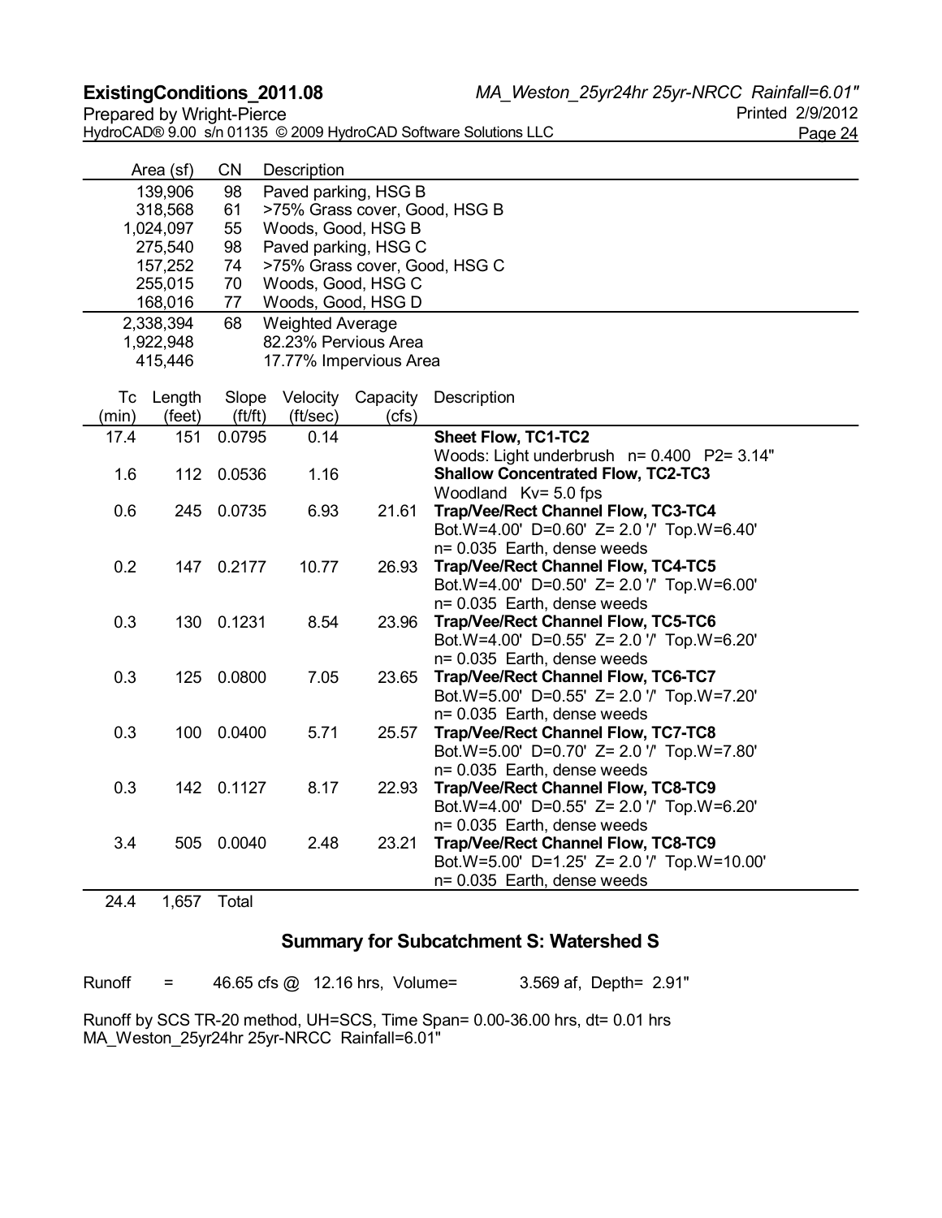| Area (sf) | CN | Description |
|---|---|---|
| 139,906 | 98 | Paved parking, HSG B |
| 318,568 | 61 | >75% Grass cover, Good, HSG B |
| 1,024,097 | 55 | Woods, Good, HSG B |
| 275,540 | 98 | Paved parking, HSG C |
| 157,252 | 74 | >75% Grass cover, Good, HSG C |
| 255,015 | 70 | Woods, Good, HSG C |
| 168,016 | 77 | Woods, Good, HSG D |
| 2,338,394 | 68 | Weighted Average |
| 1,922,948 | | 82.23% Pervious Area |
| 415,446 | | 17.77% Impervious Area |

| Tc (min) | Length (feet) | Slope (ft/ft) | Velocity (ft/sec) | Capacity (cfs) | Description |
|---|---|---|---|---|---|
| 17.4 | 151 | 0.0795 | 0.14 | | **Sheet Flow, TC1-TC2**<br>Woods: Light underbrush n= 0.400 P2= 3.14" |
| 1.6 | 112 | 0.0536 | 1.16 | | **Shallow Concentrated Flow, TC2-TC3**<br>Woodland Kv= 5.0 fps |
| 0.6 | 245 | 0.0735 | 6.93 | 21.61 | **Trap/Vee/Rect Channel Flow, TC3-TC4**<br>Bot.W=4.00' D=0.60' Z= 2.0 '/' Top.W=6.40'<br>n= 0.035 Earth, dense weeds |
| 0.2 | 147 | 0.2177 | 10.77 | 26.93 | **Trap/Vee/Rect Channel Flow, TC4-TC5**<br>Bot.W=4.00' D=0.50' Z= 2.0 '/' Top.W=6.00'<br>n= 0.035 Earth, dense weeds |
| 0.3 | 130 | 0.1231 | 8.54 | 23.96 | **Trap/Vee/Rect Channel Flow, TC5-TC6**<br>Bot.W=4.00' D=0.55' Z= 2.0 '/' Top.W=6.20'<br>n= 0.035 Earth, dense weeds |
| 0.3 | 125 | 0.0800 | 7.05 | 23.65 | **Trap/Vee/Rect Channel Flow, TC6-TC7**<br>Bot.W=5.00' D=0.55' Z= 2.0 '/' Top.W=7.20'<br>n= 0.035 Earth, dense weeds |
| 0.3 | 100 | 0.0400 | 5.71 | 25.57 | **Trap/Vee/Rect Channel Flow, TC7-TC8**<br>Bot.W=5.00' D=0.70' Z= 2.0 '/' Top.W=7.80'<br>n= 0.035 Earth, dense weeds |
| 0.3 | 142 | 0.1127 | 8.17 | 22.93 | **Trap/Vee/Rect Channel Flow, TC8-TC9**<br>Bot.W=4.00' D=0.55' Z= 2.0 '/' Top.W=6.20'<br>n= 0.035 Earth, dense weeds |
| 3.4 | 505 | 0.0040 | 2.48 | 23.21 | **Trap/Vee/Rect Channel Flow, TC8-TC9**<br>Bot.W=5.00' D=1.25' Z= 2.0 '/' Top.W=10.00'<br>n= 0.035 Earth, dense weeds |
| 24.4 | 1,657 | Total | | | |

## Summary for Subcatchment S: Watershed S

Runoff = 46.65 cfs @ 12.16 hrs, Volume= 3.569 af, Depth= 2.91"

Runoff by SCS TR-20 method, UH=SCS, Time Span= 0.00-36.00 hrs, dt= 0.01 hrs
MA_Weston_25yr24hr 25yr-NRCC Rainfall=6.01"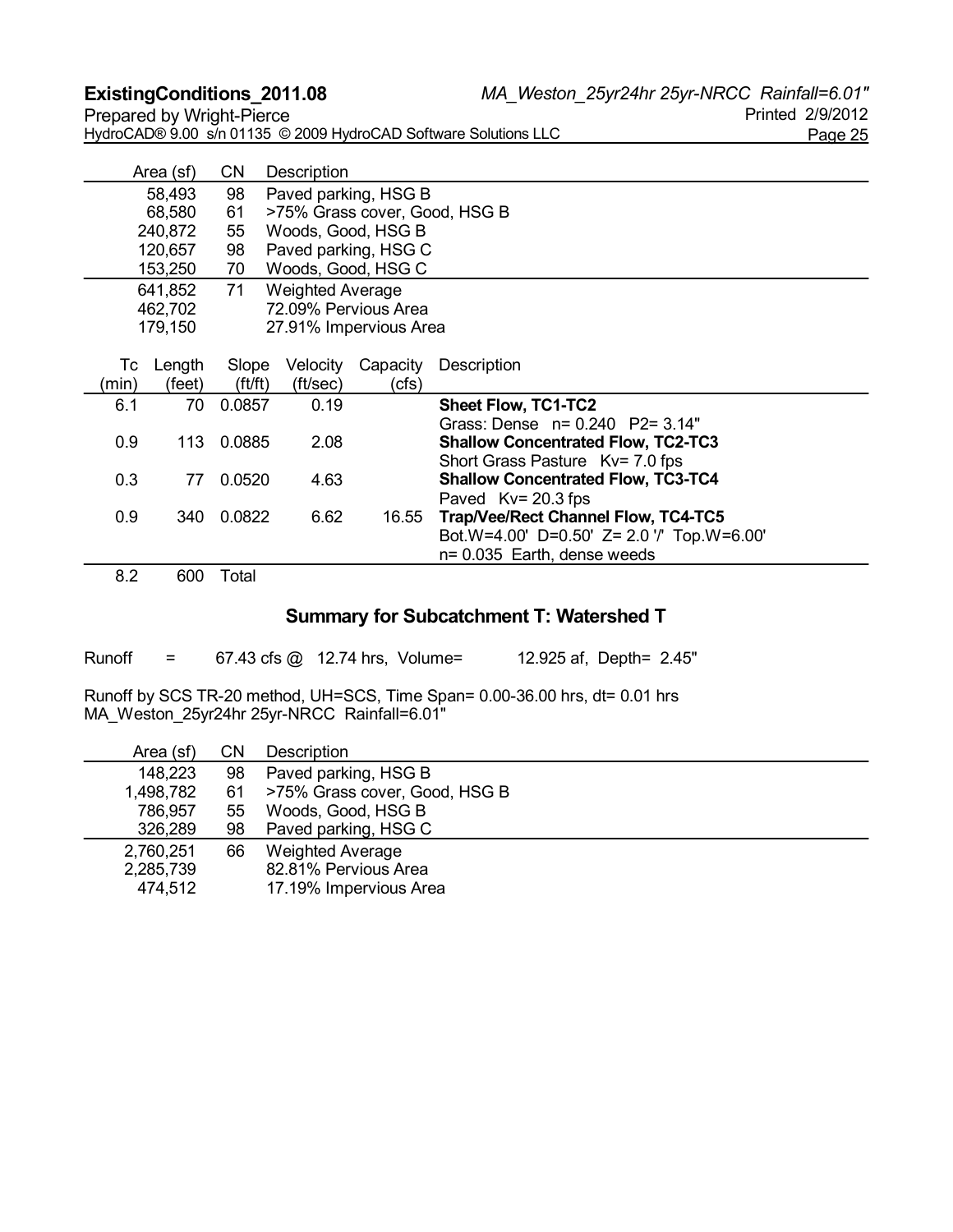| Area (sf) | CN | Description |
|---|---|---|
| 58,493 | 98 | Paved parking, HSG B |
| 68,580 | 61 | >75% Grass cover, Good, HSG B |
| 240,872 | 55 | Woods, Good, HSG B |
| 120,657 | 98 | Paved parking, HSG C |
| 153,250 | 70 | Woods, Good, HSG C |
| 641,852 | 71 | Weighted Average |
| 462,702 | | 72.09% Pervious Area |
| 179,150 | | 27.91% Impervious Area |

| Tc (min) | Length (feet) | Slope (ft/ft) | Velocity (ft/sec) | Capacity (cfs) | Description |
|---|---|---|---|---|---|
| 6.1 | 70 | 0.0857 | 0.19 | | **Sheet Flow, TC1-TC2**<br>Grass: Dense n= 0.240 P2= 3.14" |
| 0.9 | 113 | 0.0885 | 2.08 | | **Shallow Concentrated Flow, TC2-TC3**<br>Short Grass Pasture Kv= 7.0 fps |
| 0.3 | 77 | 0.0520 | 4.63 | | **Shallow Concentrated Flow, TC3-TC4**<br>Paved Kv= 20.3 fps |
| 0.9 | 340 | 0.0822 | 6.62 | 16.55 | **Trap/Vee/Rect Channel Flow, TC4-TC5**<br>Bot.W=4.00' D=0.50' Z= 2.0 '/' Top.W=6.00'<br>n= 0.035 Earth, dense weeds |
| 8.2 | 600 | Total | | | |

## Summary for Subcatchment T: Watershed T

Runoff = 67.43 cfs @ 12.74 hrs, Volume= 12.925 af, Depth= 2.45"

Runoff by SCS TR-20 method, UH=SCS, Time Span= 0.00-36.00 hrs, dt= 0.01 hrs
MA_Weston_25yr24hr 25yr-NRCC Rainfall=6.01"

| Area (sf) | CN | Description |
|---|---|---|
| 148,223 | 98 | Paved parking, HSG B |
| 1,498,782 | 61 | >75% Grass cover, Good, HSG B |
| 786,957 | 55 | Woods, Good, HSG B |
| 326,289 | 98 | Paved parking, HSG C |
| 2,760,251 | 66 | Weighted Average |
| 2,285,739 | | 82.81% Pervious Area |
| 474,512 | | 17.19% Impervious Area |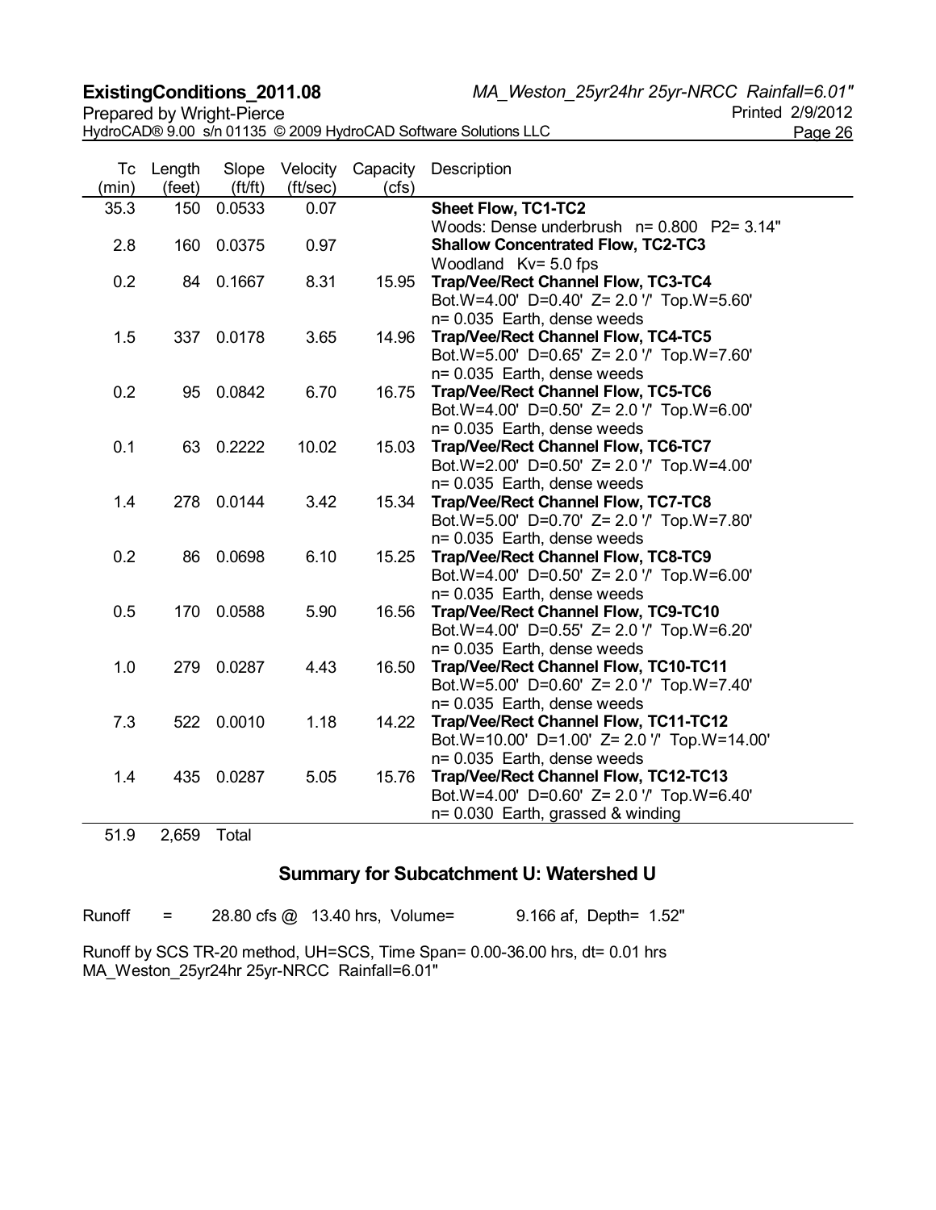| Tc (min) | Length (feet) | Slope (ft/ft) | Velocity (ft/sec) | Capacity (cfs) | Description |
|---|---|---|---|---|---|
| 35.3 | 150 | 0.0533 | 0.07 | | **Sheet Flow, TC1-TC2**<br>Woods: Dense underbrush n= 0.800 P2= 3.14" |
| 2.8 | 160 | 0.0375 | 0.97 | | **Shallow Concentrated Flow, TC2-TC3**<br>Woodland Kv= 5.0 fps |
| 0.2 | 84 | 0.1667 | 8.31 | 15.95 | **Trap/Vee/Rect Channel Flow, TC3-TC4**<br>Bot.W=4.00' D=0.40' Z= 2.0 '/' Top.W=5.60'<br>n= 0.035 Earth, dense weeds |
| 1.5 | 337 | 0.0178 | 3.65 | 14.96 | **Trap/Vee/Rect Channel Flow, TC4-TC5**<br>Bot.W=5.00' D=0.65' Z= 2.0 '/' Top.W=7.60'<br>n= 0.035 Earth, dense weeds |
| 0.2 | 95 | 0.0842 | 6.70 | 16.75 | **Trap/Vee/Rect Channel Flow, TC5-TC6**<br>Bot.W=4.00' D=0.50' Z= 2.0 '/' Top.W=6.00'<br>n= 0.035 Earth, dense weeds |
| 0.1 | 63 | 0.2222 | 10.02 | 15.03 | **Trap/Vee/Rect Channel Flow, TC6-TC7**<br>Bot.W=2.00' D=0.50' Z= 2.0 '/' Top.W=4.00'<br>n= 0.035 Earth, dense weeds |
| 1.4 | 278 | 0.0144 | 3.42 | 15.34 | **Trap/Vee/Rect Channel Flow, TC7-TC8**<br>Bot.W=5.00' D=0.70' Z= 2.0 '/' Top.W=7.80'<br>n= 0.035 Earth, dense weeds |
| 0.2 | 86 | 0.0698 | 6.10 | 15.25 | **Trap/Vee/Rect Channel Flow, TC8-TC9**<br>Bot.W=4.00' D=0.50' Z= 2.0 '/' Top.W=6.00'<br>n= 0.035 Earth, dense weeds |
| 0.5 | 170 | 0.0588 | 5.90 | 16.56 | **Trap/Vee/Rect Channel Flow, TC9-TC10**<br>Bot.W=4.00' D=0.55' Z= 2.0 '/' Top.W=6.20'<br>n= 0.035 Earth, dense weeds |
| 1.0 | 279 | 0.0287 | 4.43 | 16.50 | **Trap/Vee/Rect Channel Flow, TC10-TC11**<br>Bot.W=5.00' D=0.60' Z= 2.0 '/' Top.W=7.40'<br>n= 0.035 Earth, dense weeds |
| 7.3 | 522 | 0.0010 | 1.18 | 14.22 | **Trap/Vee/Rect Channel Flow, TC11-TC12**<br>Bot.W=10.00' D=1.00' Z= 2.0 '/' Top.W=14.00'<br>n= 0.035 Earth, dense weeds |
| 1.4 | 435 | 0.0287 | 5.05 | 15.76 | **Trap/Vee/Rect Channel Flow, TC12-TC13**<br>Bot.W=4.00' D=0.60' Z= 2.0 '/' Top.W=6.40'<br>n= 0.030 Earth, grassed & winding |
| 51.9 | 2,659 | Total | | | |

## Summary for Subcatchment U: Watershed U

Runoff = 28.80 cfs @ 13.40 hrs, Volume= 9.166 af, Depth= 1.52"

Runoff by SCS TR-20 method, UH=SCS, Time Span= 0.00-36.00 hrs, dt= 0.01 hrs
MA_Weston_25yr24hr 25yr-NRCC Rainfall=6.01"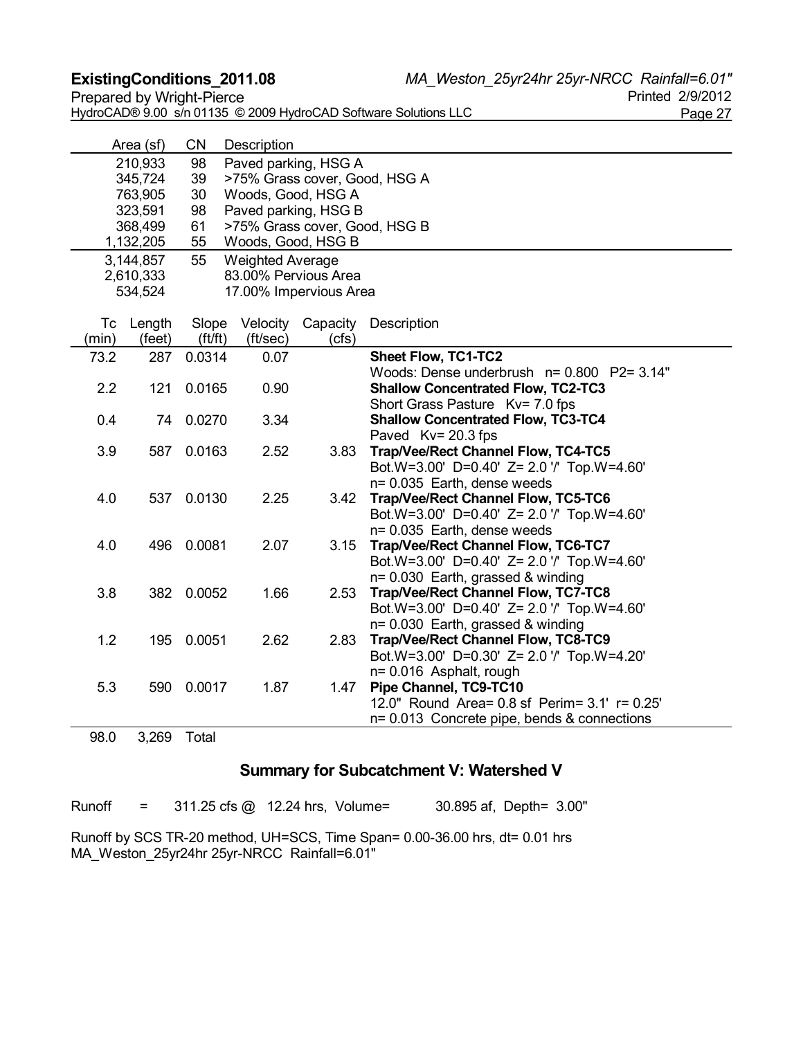| Area (sf) | CN | Description |
|---|---|---|
| 210,933 | 98 | Paved parking, HSG A |
| 345,724 | 39 | >75% Grass cover, Good, HSG A |
| 763,905 | 30 | Woods, Good, HSG A |
| 323,591 | 98 | Paved parking, HSG B |
| 368,499 | 61 | >75% Grass cover, Good, HSG B |
| 1,132,205 | 55 | Woods, Good, HSG B |
| 3,144,857 | 55 | Weighted Average |
| 2,610,333 | | 83.00% Pervious Area |
| 534,524 | | 17.00% Impervious Area |

| Tc (min) | Length (feet) | Slope (ft/ft) | Velocity (ft/sec) | Capacity (cfs) | Description |
|---|---|---|---|---|---|
| 73.2 | 287 | 0.0314 | 0.07 | | **Sheet Flow, TC1-TC2** Woods: Dense underbrush n= 0.800 P2= 3.14" |
| 2.2 | 121 | 0.0165 | 0.90 | | **Shallow Concentrated Flow, TC2-TC3** Short Grass Pasture Kv= 7.0 fps |
| 0.4 | 74 | 0.0270 | 3.34 | | **Shallow Concentrated Flow, TC3-TC4** Paved Kv= 20.3 fps |
| 3.9 | 587 | 0.0163 | 2.52 | 3.83 | **Trap/Vee/Rect Channel Flow, TC4-TC5** Bot.W=3.00' D=0.40' Z= 2.0 '/' Top.W=4.60' n= 0.035 Earth, dense weeds |
| 4.0 | 537 | 0.0130 | 2.25 | 3.42 | **Trap/Vee/Rect Channel Flow, TC5-TC6** Bot.W=3.00' D=0.40' Z= 2.0 '/' Top.W=4.60' n= 0.035 Earth, dense weeds |
| 4.0 | 496 | 0.0081 | 2.07 | 3.15 | **Trap/Vee/Rect Channel Flow, TC6-TC7** Bot.W=3.00' D=0.40' Z= 2.0 '/' Top.W=4.60' n= 0.030 Earth, grassed & winding |
| 3.8 | 382 | 0.0052 | 1.66 | 2.53 | **Trap/Vee/Rect Channel Flow, TC7-TC8** Bot.W=3.00' D=0.40' Z= 2.0 '/' Top.W=4.60' n= 0.030 Earth, grassed & winding |
| 1.2 | 195 | 0.0051 | 2.62 | 2.83 | **Trap/Vee/Rect Channel Flow, TC8-TC9** Bot.W=3.00' D=0.30' Z= 2.0 '/' Top.W=4.20' n= 0.016 Asphalt, rough |
| 5.3 | 590 | 0.0017 | 1.87 | 1.47 | **Pipe Channel, TC9-TC10** 12.0" Round Area= 0.8 sf Perim= 3.1' r= 0.25' n= 0.013 Concrete pipe, bends & connections |
| 98.0 | 3,269 | Total | | | |

## Summary for Subcatchment V: Watershed V

Runoff = 311.25 cfs @ 12.24 hrs, Volume= 30.895 af, Depth= 3.00"

Runoff by SCS TR-20 method, UH=SCS, Time Span= 0.00-36.00 hrs, dt= 0.01 hrs
MA_Weston_25yr24hr 25yr-NRCC Rainfall=6.01"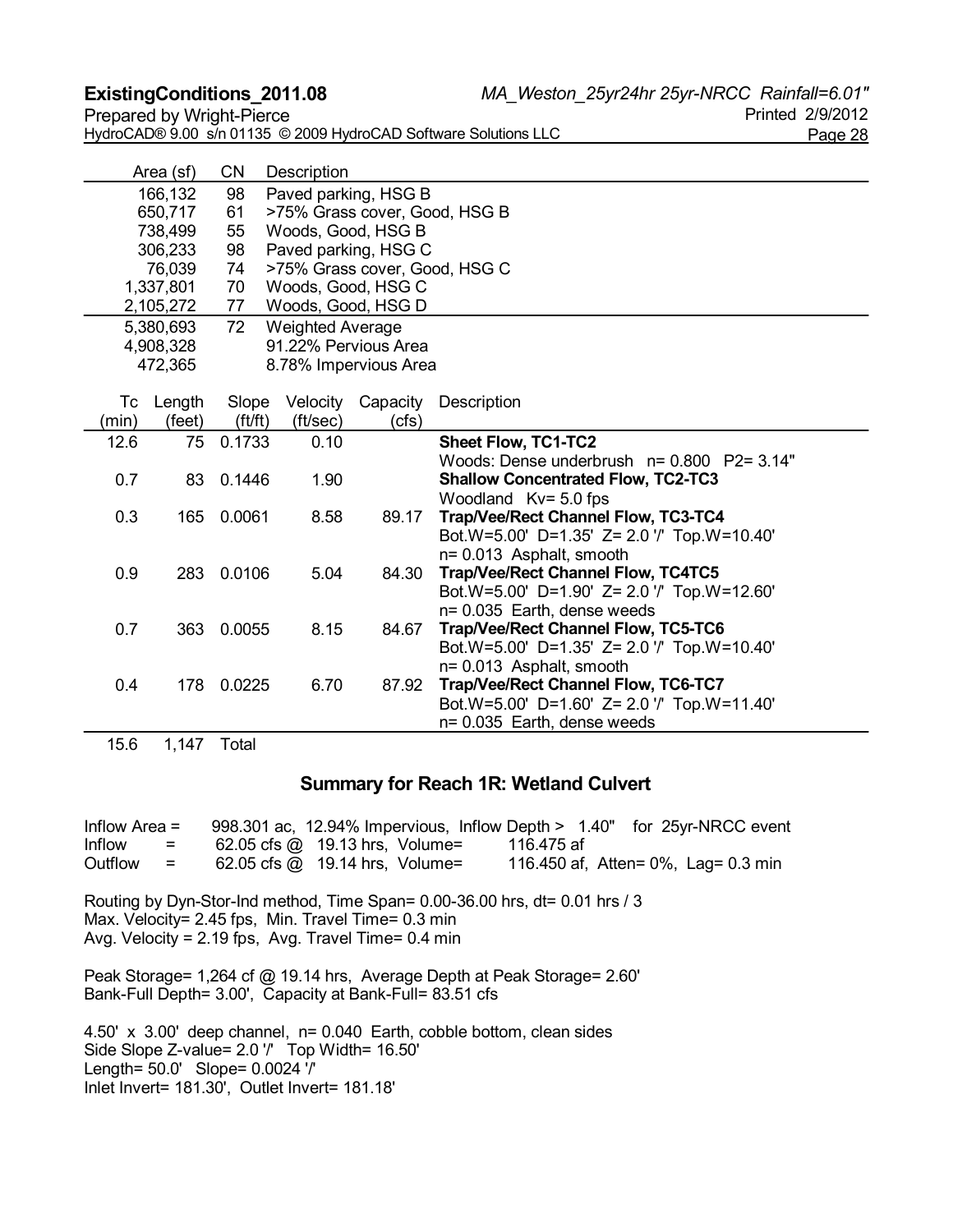| Area (sf) | CN | Description |
|---|---|---|
| 166,132 | 98 | Paved parking, HSG B |
| 650,717 | 61 | >75% Grass cover, Good, HSG B |
| 738,499 | 55 | Woods, Good, HSG B |
| 306,233 | 98 | Paved parking, HSG C |
| 76,039 | 74 | >75% Grass cover, Good, HSG C |
| 1,337,801 | 70 | Woods, Good, HSG C |
| 2,105,272 | 77 | Woods, Good, HSG D |
| 5,380,693 | 72 | Weighted Average |
| 4,908,328 | | 91.22% Pervious Area |
| 472,365 | | 8.78% Impervious Area |

| Tc (min) | Length (feet) | Slope (ft/ft) | Velocity (ft/sec) | Capacity (cfs) | Description |
|---|---|---|---|---|---|
| 12.6 | 75 | 0.1733 | 0.10 | | **Sheet Flow, TC1-TC2** Woods: Dense underbrush n= 0.800 P2= 3.14" |
| 0.7 | 83 | 0.1446 | 1.90 | | **Shallow Concentrated Flow, TC2-TC3** Woodland Kv= 5.0 fps |
| 0.3 | 165 | 0.0061 | 8.58 | 89.17 | **Trap/Vee/Rect Channel Flow, TC3-TC4** Bot.W=5.00' D=1.35' Z= 2.0 '/' Top.W=10.40' n= 0.013 Asphalt, smooth |
| 0.9 | 283 | 0.0106 | 5.04 | 84.30 | **Trap/Vee/Rect Channel Flow, TC4TC5** Bot.W=5.00' D=1.90' Z= 2.0 '/' Top.W=12.60' n= 0.035 Earth, dense weeds |
| 0.7 | 363 | 0.0055 | 8.15 | 84.67 | **Trap/Vee/Rect Channel Flow, TC5-TC6** Bot.W=5.00' D=1.35' Z= 2.0 '/' Top.W=10.40' n= 0.013 Asphalt, smooth |
| 0.4 | 178 | 0.0225 | 6.70 | 87.92 | **Trap/Vee/Rect Channel Flow, TC6-TC7** Bot.W=5.00' D=1.60' Z= 2.0 '/' Top.W=11.40' n= 0.035 Earth, dense weeds |
| 15.6 | 1,147 | Total | | | |

## Summary for Reach 1R: Wetland Culvert

Inflow Area = 998.301 ac, 12.94% Impervious, Inflow Depth > 1.40" for 25yr-NRCC event
Inflow = 62.05 cfs @ 19.13 hrs, Volume= 116.475 af
Outflow = 62.05 cfs @ 19.14 hrs, Volume= 116.450 af, Atten= 0%, Lag= 0.3 min

Routing by Dyn-Stor-Ind method, Time Span= 0.00-36.00 hrs, dt= 0.01 hrs / 3
Max. Velocity= 2.45 fps, Min. Travel Time= 0.3 min
Avg. Velocity = 2.19 fps, Avg. Travel Time= 0.4 min

Peak Storage= 1,264 cf @ 19.14 hrs, Average Depth at Peak Storage= 2.60'
Bank-Full Depth= 3.00', Capacity at Bank-Full= 83.51 cfs

4.50' x 3.00' deep channel, n= 0.040 Earth, cobble bottom, clean sides
Side Slope Z-value= 2.0 '/' Top Width= 16.50'
Length= 50.0' Slope= 0.0024 '/'
Inlet Invert= 181.30', Outlet Invert= 181.18'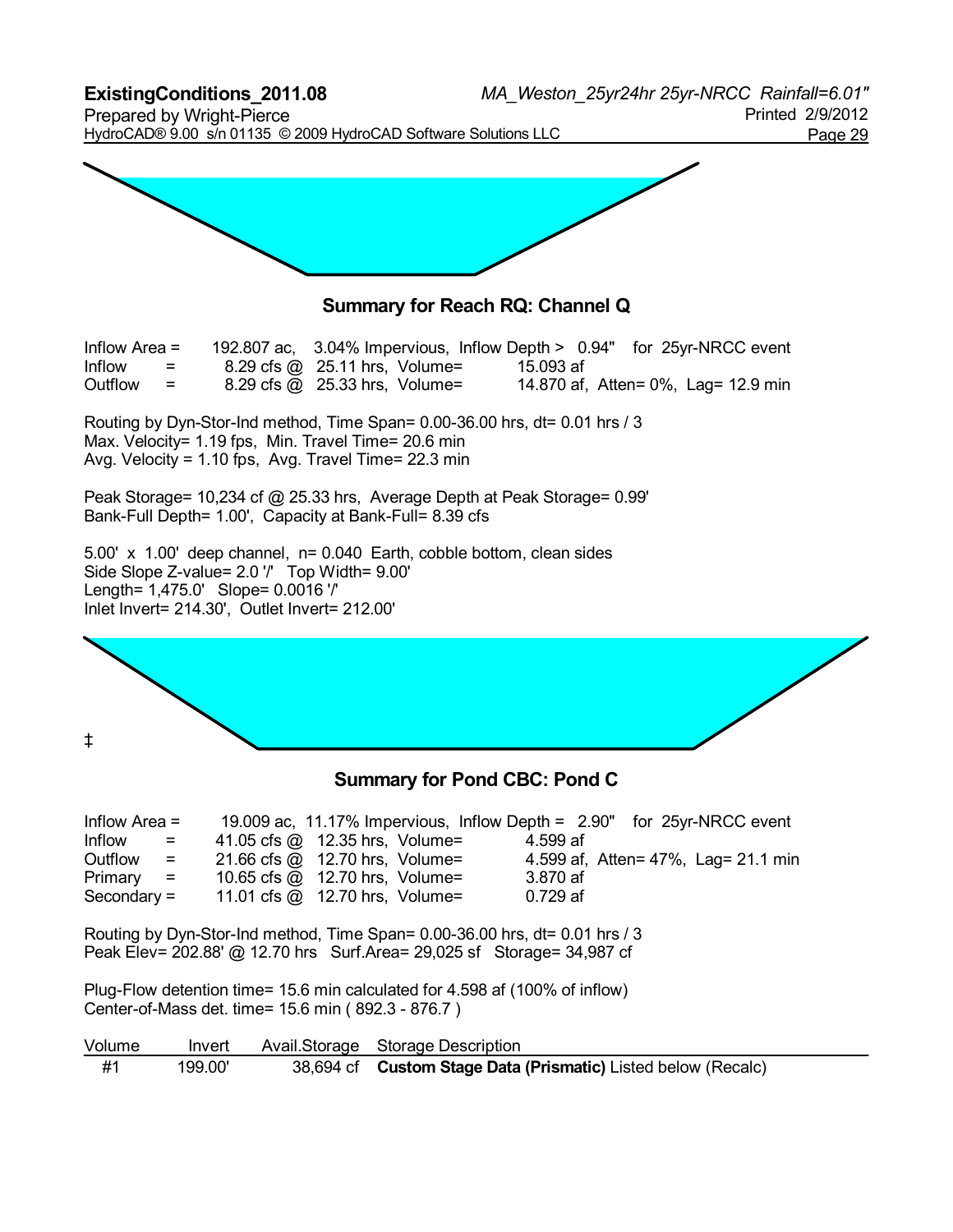## Summary for Reach RQ: Channel Q

```
Inflow Area =     192.807 ac,  3.04% Impervious,  Inflow Depth >  0.94"   for  25yr-NRCC event
Inflow      =       8.29 cfs @  25.11 hrs,  Volume=          15.093 af
Outflow     =       8.29 cfs @  25.33 hrs,  Volume=          14.870 af,  Atten= 0%,  Lag= 12.9 min
```

Routing by Dyn-Stor-Ind method, Time Span= 0.00-36.00 hrs, dt= 0.01 hrs / 3
Max. Velocity= 1.19 fps, Min. Travel Time= 20.6 min
Avg. Velocity = 1.10 fps, Avg. Travel Time= 22.3 min

Peak Storage= 10,234 cf @ 25.33 hrs, Average Depth at Peak Storage= 0.99'
Bank-Full Depth= 1.00', Capacity at Bank-Full= 8.39 cfs

5.00' x 1.00' deep channel, n= 0.040 Earth, cobble bottom, clean sides
Side Slope Z-value= 2.0 '/' Top Width= 9.00'
Length= 1,475.0' Slope= 0.0016 '/'
Inlet Invert= 214.30', Outlet Invert= 212.00'

‡

## Summary for Pond CBC: Pond C

```
Inflow Area =      19.009 ac, 11.17% Impervious,  Inflow Depth =  2.90"   for  25yr-NRCC event
Inflow      =      41.05 cfs @  12.35 hrs,  Volume=           4.599 af
Outflow     =      21.66 cfs @  12.70 hrs,  Volume=           4.599 af,  Atten= 47%,  Lag= 21.1 min
Primary     =      10.65 cfs @  12.70 hrs,  Volume=           3.870 af
Secondary   =      11.01 cfs @  12.70 hrs,  Volume=           0.729 af
```

Routing by Dyn-Stor-Ind method, Time Span= 0.00-36.00 hrs, dt= 0.01 hrs / 3
Peak Elev= 202.88' @ 12.70 hrs Surf.Area= 29,025 sf Storage= 34,987 cf

Plug-Flow detention time= 15.6 min calculated for 4.598 af (100% of inflow)
Center-of-Mass det. time= 15.6 min ( 892.3 - 876.7 )

| Volume | Invert | Avail.Storage | Storage Description |
|---|---|---|---|
| #1 | 199.00' | 38,694 cf | **Custom Stage Data (Prismatic)** Listed below (Recalc) |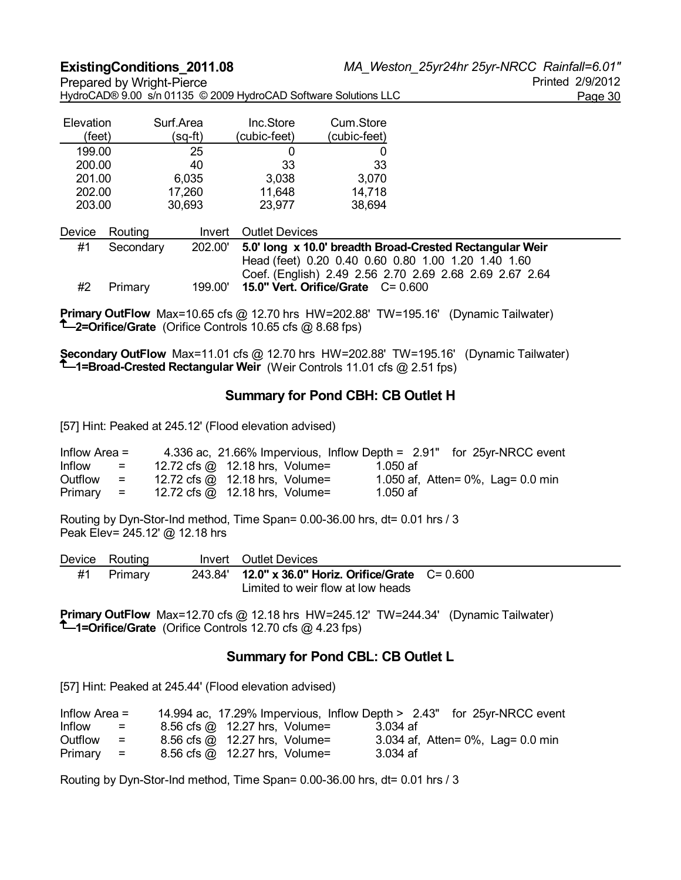| Elevation (feet) | Surf.Area (sq-ft) | Inc.Store (cubic-feet) | Cum.Store (cubic-feet) |
|---|---|---|---|
| 199.00 | 25 | 0 | 0 |
| 200.00 | 40 | 33 | 33 |
| 201.00 | 6,035 | 3,038 | 3,070 |
| 202.00 | 17,260 | 11,648 | 14,718 |
| 203.00 | 30,693 | 23,977 | 38,694 |

| Device | Routing | Invert | Outlet Devices |
|---|---|---|---|
| #1 | Secondary | 202.00' | **5.0' long x 10.0' breadth Broad-Crested Rectangular Weir** Head (feet) 0.20 0.40 0.60 0.80 1.00 1.20 1.40 1.60 Coef. (English) 2.49 2.56 2.70 2.69 2.68 2.69 2.67 2.64 |
| #2 | Primary | 199.00' | **15.0" Vert. Orifice/Grate** C= 0.600 |

**Primary OutFlow** Max=10.65 cfs @ 12.70 hrs HW=202.88' TW=195.16' (Dynamic Tailwater)
↑—**2=Orifice/Grate** (Orifice Controls 10.65 cfs @ 8.68 fps)

**Secondary OutFlow** Max=11.01 cfs @ 12.70 hrs HW=202.88' TW=195.16' (Dynamic Tailwater)
↑—**1=Broad-Crested Rectangular Weir** (Weir Controls 11.01 cfs @ 2.51 fps)

## Summary for Pond CBH: CB Outlet H

[57] Hint: Peaked at 245.12' (Flood elevation advised)

```
Inflow Area =      4.336 ac, 21.66% Impervious, Inflow Depth = 2.91"  for 25yr-NRCC event
Inflow    =     12.72 cfs @ 12.18 hrs, Volume=       1.050 af
Outflow   =     12.72 cfs @ 12.18 hrs, Volume=       1.050 af, Atten= 0%, Lag= 0.0 min
Primary   =     12.72 cfs @ 12.18 hrs, Volume=       1.050 af
```

Routing by Dyn-Stor-Ind method, Time Span= 0.00-36.00 hrs, dt= 0.01 hrs / 3
Peak Elev= 245.12' @ 12.18 hrs

| Device | Routing | Invert | Outlet Devices |
|---|---|---|---|
| #1 | Primary | 243.84' | **12.0" x 36.0" Horiz. Orifice/Grate** C= 0.600 Limited to weir flow at low heads |

**Primary OutFlow** Max=12.70 cfs @ 12.18 hrs HW=245.12' TW=244.34' (Dynamic Tailwater)
↑—**1=Orifice/Grate** (Orifice Controls 12.70 cfs @ 4.23 fps)

## Summary for Pond CBL: CB Outlet L

[57] Hint: Peaked at 245.44' (Flood elevation advised)

```
Inflow Area =     14.994 ac, 17.29% Impervious, Inflow Depth > 2.43"  for 25yr-NRCC event
Inflow    =      8.56 cfs @ 12.27 hrs, Volume=       3.034 af
Outflow   =      8.56 cfs @ 12.27 hrs, Volume=       3.034 af, Atten= 0%, Lag= 0.0 min
Primary   =      8.56 cfs @ 12.27 hrs, Volume=       3.034 af
```

Routing by Dyn-Stor-Ind method, Time Span= 0.00-36.00 hrs, dt= 0.01 hrs / 3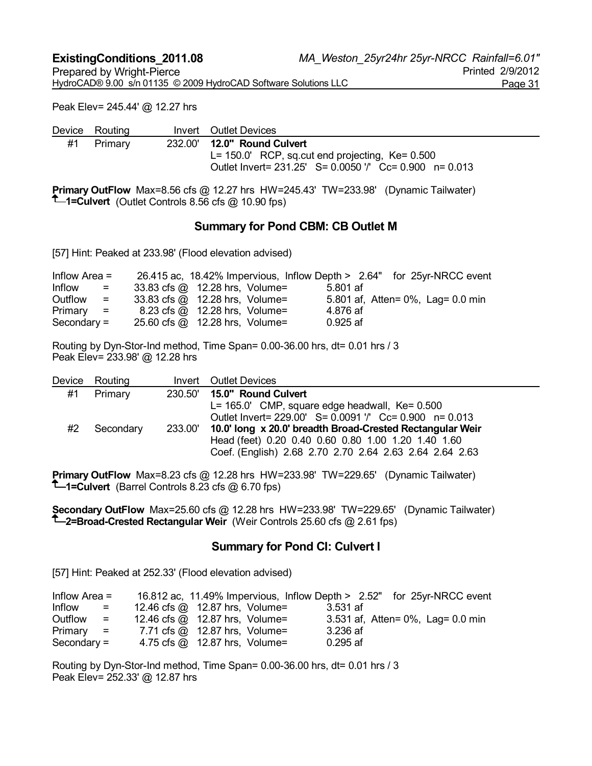Peak Elev= 245.44' @ 12.27 hrs

| Device | Routing | Invert | Outlet Devices |
|---|---|---|---|
| #1 | Primary | 232.00' | **12.0" Round Culvert**<br>L= 150.0' RCP, sq.cut end projecting, Ke= 0.500<br>Outlet Invert= 231.25' S= 0.0050 '/' Cc= 0.900 n= 0.013 |

**Primary OutFlow** Max=8.56 cfs @ 12.27 hrs HW=245.43' TW=233.98' (Dynamic Tailwater)
↑—**1=Culvert** (Outlet Controls 8.56 cfs @ 10.90 fps)

## Summary for Pond CBM: CB Outlet M

[57] Hint: Peaked at 233.98' (Flood elevation advised)

```
Inflow Area =     26.415 ac, 18.42% Impervious, Inflow Depth >  2.64"   for 25yr-NRCC event
Inflow     =     33.83 cfs @  12.28 hrs, Volume=         5.801 af
Outflow    =     33.83 cfs @  12.28 hrs, Volume=         5.801 af, Atten= 0%, Lag= 0.0 min
Primary    =      8.23 cfs @  12.28 hrs, Volume=         4.876 af
Secondary  =     25.60 cfs @  12.28 hrs, Volume=         0.925 af
```

Routing by Dyn-Stor-Ind method, Time Span= 0.00-36.00 hrs, dt= 0.01 hrs / 3
Peak Elev= 233.98' @ 12.28 hrs

| Device | Routing | Invert | Outlet Devices |
|---|---|---|---|
| #1 | Primary | 230.50' | **15.0" Round Culvert**<br>L= 165.0' CMP, square edge headwall, Ke= 0.500<br>Outlet Invert= 229.00' S= 0.0091 '/' Cc= 0.900 n= 0.013 |
| #2 | Secondary | 233.00' | **10.0' long x 20.0' breadth Broad-Crested Rectangular Weir**<br>Head (feet) 0.20 0.40 0.60 0.80 1.00 1.20 1.40 1.60<br>Coef. (English) 2.68 2.70 2.70 2.64 2.63 2.64 2.64 2.63 |

**Primary OutFlow** Max=8.23 cfs @ 12.28 hrs HW=233.98' TW=229.65' (Dynamic Tailwater)
↑—**1=Culvert** (Barrel Controls 8.23 cfs @ 6.70 fps)

**Secondary OutFlow** Max=25.60 cfs @ 12.28 hrs HW=233.98' TW=229.65' (Dynamic Tailwater)
↑—**2=Broad-Crested Rectangular Weir** (Weir Controls 25.60 cfs @ 2.61 fps)

## Summary for Pond CI: Culvert I

[57] Hint: Peaked at 252.33' (Flood elevation advised)

```
Inflow Area =     16.812 ac, 11.49% Impervious, Inflow Depth >  2.52"   for 25yr-NRCC event
Inflow     =     12.46 cfs @  12.87 hrs, Volume=         3.531 af
Outflow    =     12.46 cfs @  12.87 hrs, Volume=         3.531 af, Atten= 0%, Lag= 0.0 min
Primary    =      7.71 cfs @  12.87 hrs, Volume=         3.236 af
Secondary  =      4.75 cfs @  12.87 hrs, Volume=         0.295 af
```

Routing by Dyn-Stor-Ind method, Time Span= 0.00-36.00 hrs, dt= 0.01 hrs / 3
Peak Elev= 252.33' @ 12.87 hrs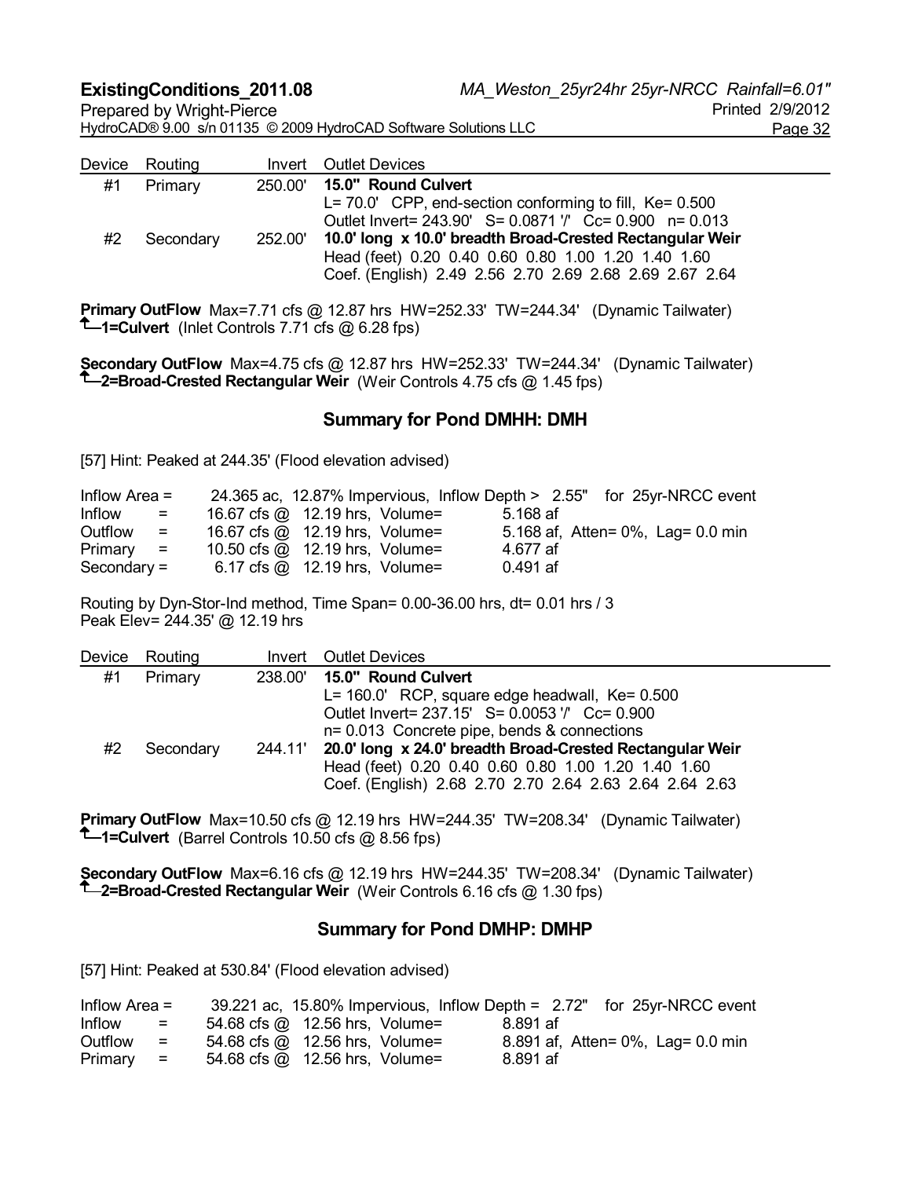| Device | Routing | Invert | Outlet Devices |
|---|---|---|---|
| #1 | Primary | 250.00' | **15.0" Round Culvert** L= 70.0' CPP, end-section conforming to fill, Ke= 0.500 Outlet Invert= 243.90' S= 0.0871 '/' Cc= 0.900 n= 0.013 |
| #2 | Secondary | 252.00' | **10.0' long x 10.0' breadth Broad-Crested Rectangular Weir** Head (feet) 0.20 0.40 0.60 0.80 1.00 1.20 1.40 1.60 Coef. (English) 2.49 2.56 2.70 2.69 2.68 2.69 2.67 2.64 |

**Primary OutFlow** Max=7.71 cfs @ 12.87 hrs HW=252.33' TW=244.34' (Dynamic Tailwater)
↑**1=Culvert** (Inlet Controls 7.71 cfs @ 6.28 fps)

**Secondary OutFlow** Max=4.75 cfs @ 12.87 hrs HW=252.33' TW=244.34' (Dynamic Tailwater)
↑**2=Broad-Crested Rectangular Weir** (Weir Controls 4.75 cfs @ 1.45 fps)

## Summary for Pond DMHH: DMH

[57] Hint: Peaked at 244.35' (Flood elevation advised)

```
Inflow Area =      24.365 ac, 12.87% Impervious,  Inflow Depth >  2.55"   for  25yr-NRCC event
Inflow      =      16.67 cfs @  12.19 hrs,  Volume=        5.168 af
Outflow     =      16.67 cfs @  12.19 hrs,  Volume=        5.168 af,  Atten= 0%,  Lag= 0.0 min
Primary     =      10.50 cfs @  12.19 hrs,  Volume=        4.677 af
Secondary =         6.17 cfs @  12.19 hrs,  Volume=        0.491 af
```

Routing by Dyn-Stor-Ind method, Time Span= 0.00-36.00 hrs, dt= 0.01 hrs / 3
Peak Elev= 244.35' @ 12.19 hrs

| Device | Routing | Invert | Outlet Devices |
|---|---|---|---|
| #1 | Primary | 238.00' | **15.0" Round Culvert** L= 160.0' RCP, square edge headwall, Ke= 0.500 Outlet Invert= 237.15' S= 0.0053 '/' Cc= 0.900 n= 0.013 Concrete pipe, bends & connections |
| #2 | Secondary | 244.11' | **20.0' long x 24.0' breadth Broad-Crested Rectangular Weir** Head (feet) 0.20 0.40 0.60 0.80 1.00 1.20 1.40 1.60 Coef. (English) 2.68 2.70 2.70 2.64 2.63 2.64 2.64 2.63 |

**Primary OutFlow** Max=10.50 cfs @ 12.19 hrs HW=244.35' TW=208.34' (Dynamic Tailwater)
↑**1=Culvert** (Barrel Controls 10.50 cfs @ 8.56 fps)

**Secondary OutFlow** Max=6.16 cfs @ 12.19 hrs HW=244.35' TW=208.34' (Dynamic Tailwater)
↑**2=Broad-Crested Rectangular Weir** (Weir Controls 6.16 cfs @ 1.30 fps)

## Summary for Pond DMHP: DMHP

[57] Hint: Peaked at 530.84' (Flood elevation advised)

```
Inflow Area =      39.221 ac, 15.80% Impervious,  Inflow Depth =  2.72"   for  25yr-NRCC event
Inflow      =      54.68 cfs @  12.56 hrs,  Volume=        8.891 af
Outflow     =      54.68 cfs @  12.56 hrs,  Volume=        8.891 af,  Atten= 0%,  Lag= 0.0 min
Primary     =      54.68 cfs @  12.56 hrs,  Volume=        8.891 af
```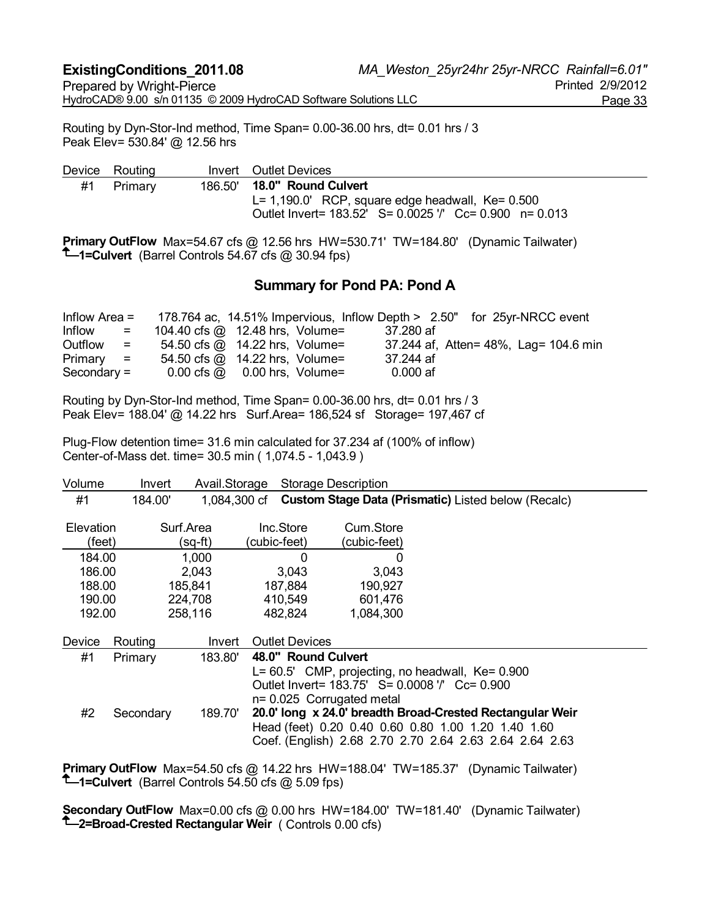Routing by Dyn-Stor-Ind method, Time Span= 0.00-36.00 hrs, dt= 0.01 hrs / 3
Peak Elev= 530.84' @ 12.56 hrs

| Device | Routing | Invert | Outlet Devices |
|---|---|---|---|
| #1 | Primary | 186.50' | **18.0" Round Culvert**<br>L= 1,190.0' RCP, square edge headwall, Ke= 0.500<br>Outlet Invert= 183.52' S= 0.0025 '/' Cc= 0.900 n= 0.013 |

**Primary OutFlow** Max=54.67 cfs @ 12.56 hrs HW=530.71' TW=184.80' (Dynamic Tailwater)
↑**1=Culvert** (Barrel Controls 54.67 cfs @ 30.94 fps)

## Summary for Pond PA: Pond A

| | | |
|---|---|---|
| Inflow Area = | 178.764 ac, 14.51% Impervious, Inflow Depth > 2.50" | for 25yr-NRCC event |
| Inflow = | 104.40 cfs @ 12.48 hrs, Volume= | 37.280 af |
| Outflow = | 54.50 cfs @ 14.22 hrs, Volume= | 37.244 af, Atten= 48%, Lag= 104.6 min |
| Primary = | 54.50 cfs @ 14.22 hrs, Volume= | 37.244 af |
| Secondary = | 0.00 cfs @ 0.00 hrs, Volume= | 0.000 af |

Routing by Dyn-Stor-Ind method, Time Span= 0.00-36.00 hrs, dt= 0.01 hrs / 3
Peak Elev= 188.04' @ 14.22 hrs Surf.Area= 186,524 sf Storage= 197,467 cf

Plug-Flow detention time= 31.6 min calculated for 37.234 af (100% of inflow)
Center-of-Mass det. time= 30.5 min ( 1,074.5 - 1,043.9 )

| Volume | Invert | Avail.Storage | Storage Description |
|---|---|---|---|
| #1 | 184.00' | 1,084,300 cf | **Custom Stage Data (Prismatic)** Listed below (Recalc) |

| Elevation (feet) | Surf.Area (sq-ft) | Inc.Store (cubic-feet) | Cum.Store (cubic-feet) |
|---|---|---|---|
| 184.00 | 1,000 | 0 | 0 |
| 186.00 | 2,043 | 3,043 | 3,043 |
| 188.00 | 185,841 | 187,884 | 190,927 |
| 190.00 | 224,708 | 410,549 | 601,476 |
| 192.00 | 258,116 | 482,824 | 1,084,300 |

| Device | Routing | Invert | Outlet Devices |
|---|---|---|---|
| #1 | Primary | 183.80' | **48.0" Round Culvert**<br>L= 60.5' CMP, projecting, no headwall, Ke= 0.900<br>Outlet Invert= 183.75' S= 0.0008 '/' Cc= 0.900<br>n= 0.025 Corrugated metal |
| #2 | Secondary | 189.70' | **20.0' long x 24.0' breadth Broad-Crested Rectangular Weir**<br>Head (feet) 0.20 0.40 0.60 0.80 1.00 1.20 1.40 1.60<br>Coef. (English) 2.68 2.70 2.70 2.64 2.63 2.64 2.64 2.63 |

**Primary OutFlow** Max=54.50 cfs @ 14.22 hrs HW=188.04' TW=185.37' (Dynamic Tailwater)
↑**1=Culvert** (Barrel Controls 54.50 cfs @ 5.09 fps)

**Secondary OutFlow** Max=0.00 cfs @ 0.00 hrs HW=184.00' TW=181.40' (Dynamic Tailwater)
↑**2=Broad-Crested Rectangular Weir** ( Controls 0.00 cfs)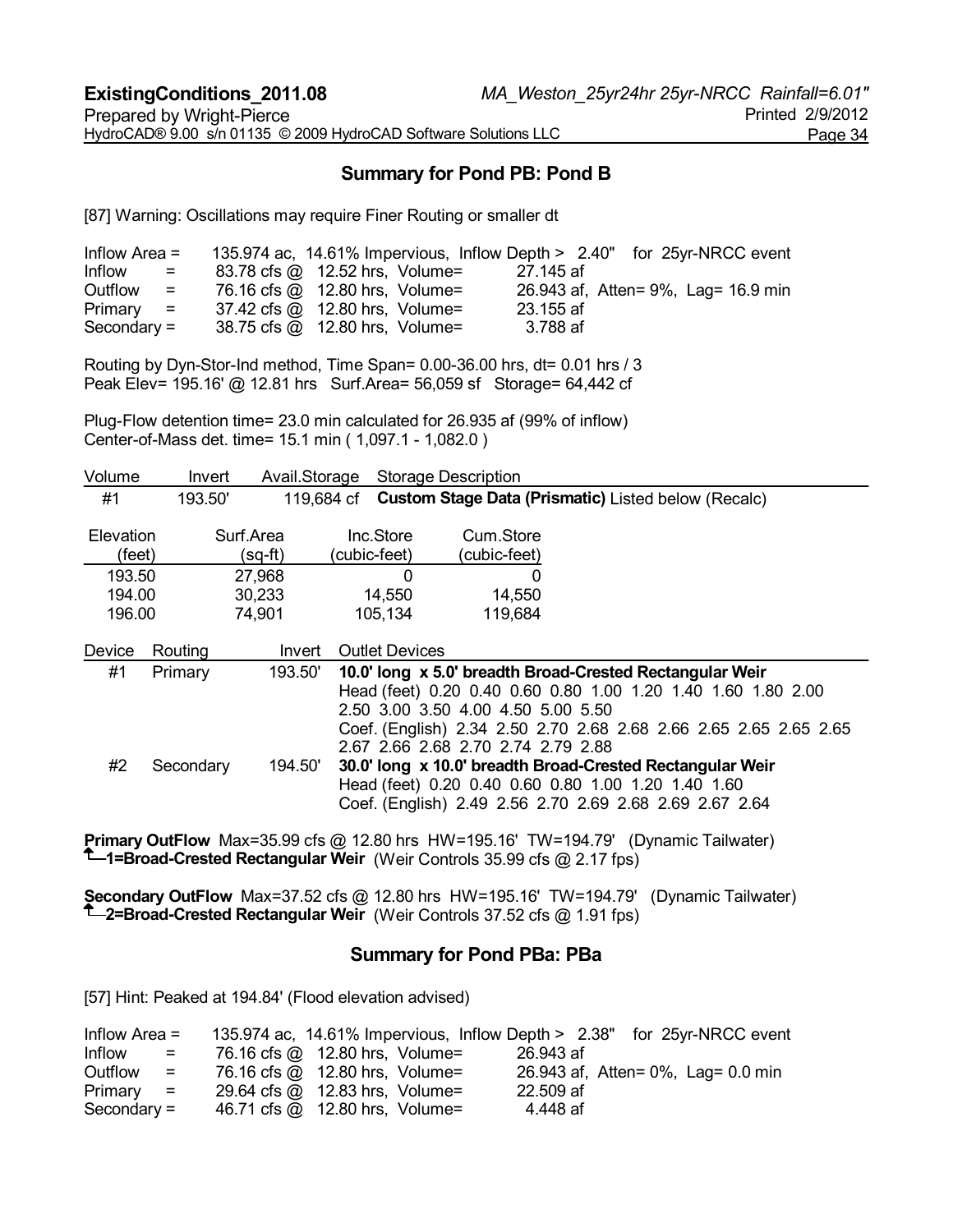## Summary for Pond PB: Pond B

[87] Warning: Oscillations may require Finer Routing or smaller dt

```
Inflow Area =     135.974 ac, 14.61% Impervious, Inflow Depth >  2.40"   for 25yr-NRCC event
Inflow      =     83.78 cfs @  12.52 hrs, Volume=        27.145 af
Outflow     =     76.16 cfs @  12.80 hrs, Volume=        26.943 af, Atten= 9%, Lag= 16.9 min
Primary     =     37.42 cfs @  12.80 hrs, Volume=        23.155 af
Secondary   =     38.75 cfs @  12.80 hrs, Volume=         3.788 af
```

Routing by Dyn-Stor-Ind method, Time Span= 0.00-36.00 hrs, dt= 0.01 hrs / 3
Peak Elev= 195.16' @ 12.81 hrs Surf.Area= 56,059 sf Storage= 64,442 cf

Plug-Flow detention time= 23.0 min calculated for 26.935 af (99% of inflow)
Center-of-Mass det. time= 15.1 min ( 1,097.1 - 1,082.0 )

| Volume | Invert | Avail.Storage | Storage Description |
|---|---|---|---|
| #1 | 193.50' | 119,684 cf | **Custom Stage Data (Prismatic)** Listed below (Recalc) |

| Elevation (feet) | Surf.Area (sq-ft) | Inc.Store (cubic-feet) | Cum.Store (cubic-feet) |
|---|---|---|---|
| 193.50 | 27,968 | 0 | 0 |
| 194.00 | 30,233 | 14,550 | 14,550 |
| 196.00 | 74,901 | 105,134 | 119,684 |

| Device | Routing | Invert | Outlet Devices |
|---|---|---|---|
| #1 | Primary | 193.50' | **10.0' long x 5.0' breadth Broad-Crested Rectangular Weir** Head (feet) 0.20 0.40 0.60 0.80 1.00 1.20 1.40 1.60 1.80 2.00 2.50 3.00 3.50 4.00 4.50 5.00 5.50 Coef. (English) 2.34 2.50 2.70 2.68 2.68 2.66 2.65 2.65 2.65 2.65 2.67 2.66 2.68 2.70 2.74 2.79 2.88 |
| #2 | Secondary | 194.50' | **30.0' long x 10.0' breadth Broad-Crested Rectangular Weir** Head (feet) 0.20 0.40 0.60 0.80 1.00 1.20 1.40 1.60 Coef. (English) 2.49 2.56 2.70 2.69 2.68 2.69 2.67 2.64 |

**Primary OutFlow** Max=35.99 cfs @ 12.80 hrs HW=195.16' TW=194.79' (Dynamic Tailwater)
**1=Broad-Crested Rectangular Weir** (Weir Controls 35.99 cfs @ 2.17 fps)

**Secondary OutFlow** Max=37.52 cfs @ 12.80 hrs HW=195.16' TW=194.79' (Dynamic Tailwater)
**2=Broad-Crested Rectangular Weir** (Weir Controls 37.52 cfs @ 1.91 fps)

## Summary for Pond PBa: PBa

[57] Hint: Peaked at 194.84' (Flood elevation advised)

```
Inflow Area =     135.974 ac, 14.61% Impervious, Inflow Depth >  2.38"   for 25yr-NRCC event
Inflow      =     76.16 cfs @  12.80 hrs, Volume=        26.943 af
Outflow     =     76.16 cfs @  12.80 hrs, Volume=        26.943 af, Atten= 0%, Lag= 0.0 min
Primary     =     29.64 cfs @  12.83 hrs, Volume=        22.509 af
Secondary   =     46.71 cfs @  12.80 hrs, Volume=         4.448 af
```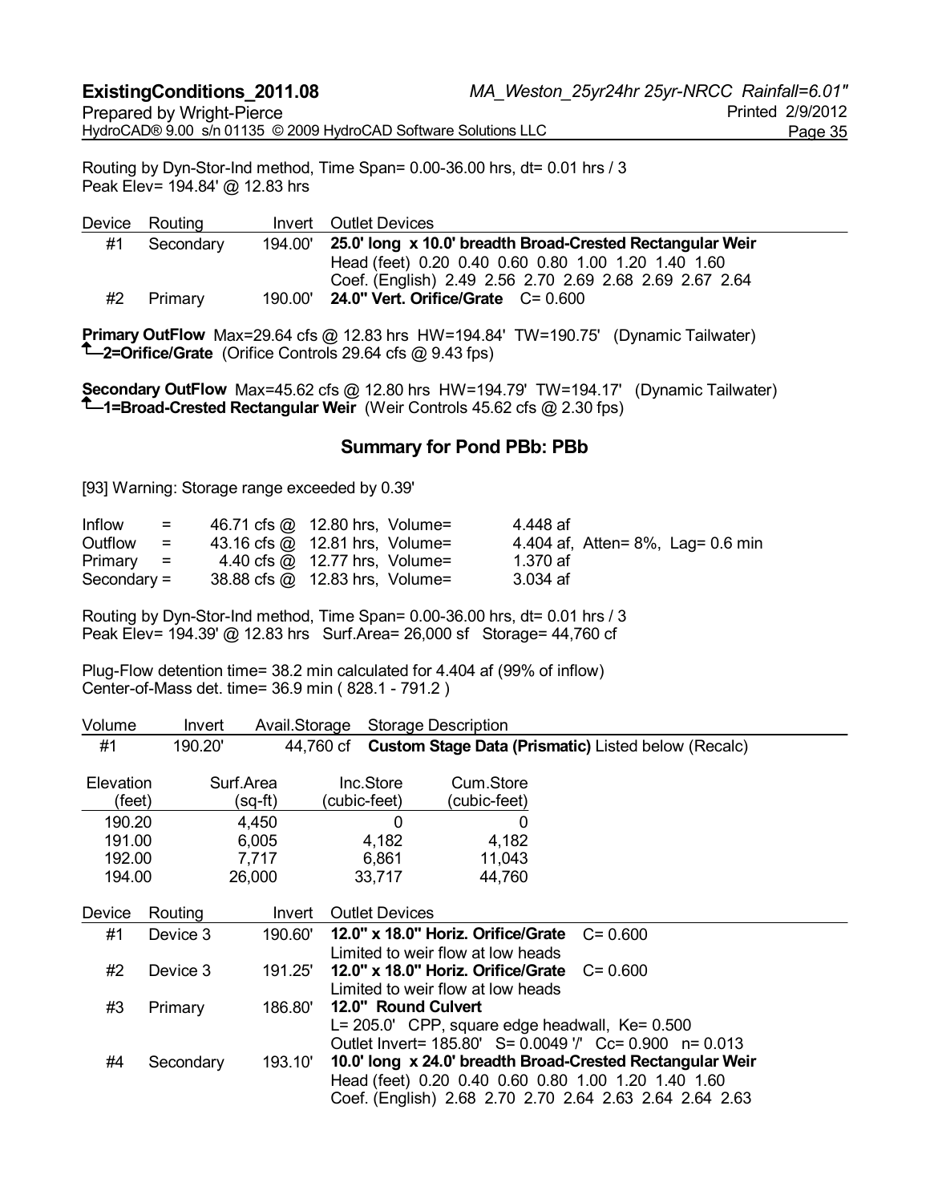Routing by Dyn-Stor-Ind method, Time Span= 0.00-36.00 hrs, dt= 0.01 hrs / 3
Peak Elev= 194.84' @ 12.83 hrs

| Device | Routing | Invert | Outlet Devices |
|---|---|---|---|
| #1 | Secondary | 194.00' | **25.0' long x 10.0' breadth Broad-Crested Rectangular Weir**<br>Head (feet) 0.20 0.40 0.60 0.80 1.00 1.20 1.40 1.60<br>Coef. (English) 2.49 2.56 2.70 2.69 2.68 2.69 2.67 2.64 |
| #2 | Primary | 190.00' | **24.0" Vert. Orifice/Grate** C= 0.600 |

**Primary OutFlow** Max=29.64 cfs @ 12.83 hrs HW=194.84' TW=190.75' (Dynamic Tailwater)
**└─2=Orifice/Grate** (Orifice Controls 29.64 cfs @ 9.43 fps)

**Secondary OutFlow** Max=45.62 cfs @ 12.80 hrs HW=194.79' TW=194.17' (Dynamic Tailwater)
**└─1=Broad-Crested Rectangular Weir** (Weir Controls 45.62 cfs @ 2.30 fps)

## Summary for Pond PBb: PBb

[93] Warning: Storage range exceeded by 0.39'

| | | | | |
|---|---|---|---|---|
| Inflow | = | 46.71 cfs @ 12.80 hrs, Volume= | 4.448 af | |
| Outflow | = | 43.16 cfs @ 12.81 hrs, Volume= | 4.404 af, | Atten= 8%, Lag= 0.6 min |
| Primary | = | 4.40 cfs @ 12.77 hrs, Volume= | 1.370 af | |
| Secondary | = | 38.88 cfs @ 12.83 hrs, Volume= | 3.034 af | |

Routing by Dyn-Stor-Ind method, Time Span= 0.00-36.00 hrs, dt= 0.01 hrs / 3
Peak Elev= 194.39' @ 12.83 hrs Surf.Area= 26,000 sf Storage= 44,760 cf

Plug-Flow detention time= 38.2 min calculated for 4.404 af (99% of inflow)
Center-of-Mass det. time= 36.9 min ( 828.1 - 791.2 )

| Volume | Invert | Avail.Storage | Storage Description |
|---|---|---|---|
| #1 | 190.20' | 44,760 cf | **Custom Stage Data (Prismatic)** Listed below (Recalc) |

| Elevation (feet) | Surf.Area (sq-ft) | Inc.Store (cubic-feet) | Cum.Store (cubic-feet) |
|---|---|---|---|
| 190.20 | 4,450 | 0 | 0 |
| 191.00 | 6,005 | 4,182 | 4,182 |
| 192.00 | 7,717 | 6,861 | 11,043 |
| 194.00 | 26,000 | 33,717 | 44,760 |

| Device | Routing | Invert | Outlet Devices |
|---|---|---|---|
| #1 | Device 3 | 190.60' | **12.0" x 18.0" Horiz. Orifice/Grate** C= 0.600<br>Limited to weir flow at low heads |
| #2 | Device 3 | 191.25' | **12.0" x 18.0" Horiz. Orifice/Grate** C= 0.600<br>Limited to weir flow at low heads |
| #3 | Primary | 186.80' | **12.0" Round Culvert**<br>L= 205.0' CPP, square edge headwall, Ke= 0.500<br>Outlet Invert= 185.80' S= 0.0049 '/' Cc= 0.900 n= 0.013 |
| #4 | Secondary | 193.10' | **10.0' long x 24.0' breadth Broad-Crested Rectangular Weir**<br>Head (feet) 0.20 0.40 0.60 0.80 1.00 1.20 1.40 1.60<br>Coef. (English) 2.68 2.70 2.70 2.64 2.63 2.64 2.64 2.63 |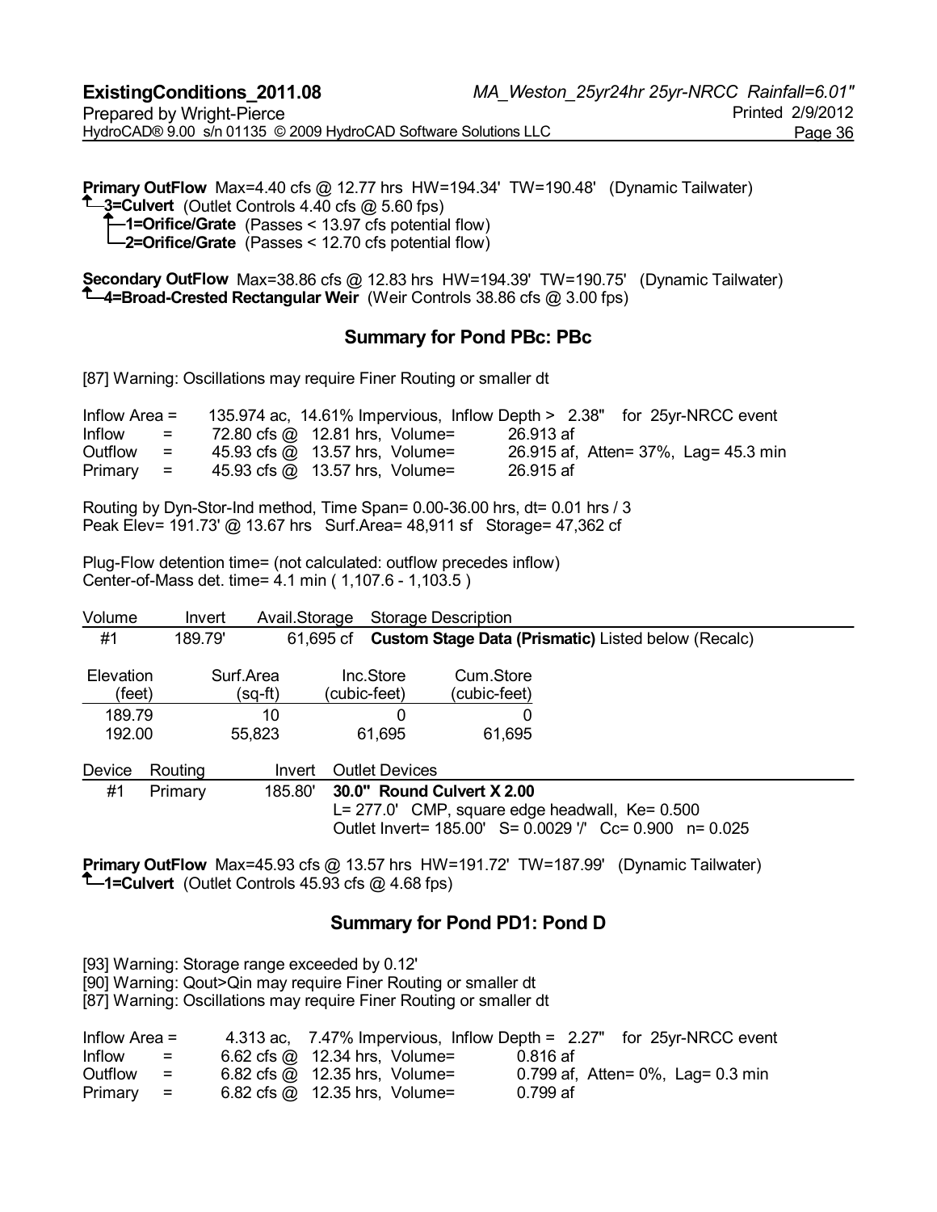**Primary OutFlow** Max=4.40 cfs @ 12.77 hrs HW=194.34' TW=190.48' (Dynamic Tailwater)
↑—**3=Culvert** (Outlet Controls 4.40 cfs @ 5.60 fps)
  ↑—**1=Orifice/Grate** (Passes < 13.97 cfs potential flow)
  └—**2=Orifice/Grate** (Passes < 12.70 cfs potential flow)

**Secondary OutFlow** Max=38.86 cfs @ 12.83 hrs HW=194.39' TW=190.75' (Dynamic Tailwater)
↑—**4=Broad-Crested Rectangular Weir** (Weir Controls 38.86 cfs @ 3.00 fps)

## Summary for Pond PBc: PBc

[87] Warning: Oscillations may require Finer Routing or smaller dt

```
Inflow Area =     135.974 ac, 14.61% Impervious, Inflow Depth >  2.38"   for 25yr-NRCC event
Inflow    =      72.80 cfs @  12.81 hrs, Volume=        26.913 af
Outflow   =      45.93 cfs @  13.57 hrs, Volume=        26.915 af, Atten= 37%, Lag= 45.3 min
Primary   =      45.93 cfs @  13.57 hrs, Volume=        26.915 af
```

Routing by Dyn-Stor-Ind method, Time Span= 0.00-36.00 hrs, dt= 0.01 hrs / 3
Peak Elev= 191.73' @ 13.67 hrs Surf.Area= 48,911 sf Storage= 47,362 cf

Plug-Flow detention time= (not calculated: outflow precedes inflow)
Center-of-Mass det. time= 4.1 min ( 1,107.6 - 1,103.5 )

| Volume | Invert | Avail.Storage | Storage Description |
|---|---|---|---|
| #1 | 189.79' | 61,695 cf | **Custom Stage Data (Prismatic)** Listed below (Recalc) |

| Elevation (feet) | Surf.Area (sq-ft) | Inc.Store (cubic-feet) | Cum.Store (cubic-feet) |
|---|---|---|---|
| 189.79 | 10 | 0 | 0 |
| 192.00 | 55,823 | 61,695 | 61,695 |

| Device | Routing | Invert | Outlet Devices |
|---|---|---|---|
| #1 | Primary | 185.80' | **30.0" Round Culvert X 2.00**<br>L= 277.0' CMP, square edge headwall, Ke= 0.500<br>Outlet Invert= 185.00' S= 0.0029 '/' Cc= 0.900 n= 0.025 |

**Primary OutFlow** Max=45.93 cfs @ 13.57 hrs HW=191.72' TW=187.99' (Dynamic Tailwater)
↑—**1=Culvert** (Outlet Controls 45.93 cfs @ 4.68 fps)

## Summary for Pond PD1: Pond D

[93] Warning: Storage range exceeded by 0.12'
[90] Warning: Qout>Qin may require Finer Routing or smaller dt
[87] Warning: Oscillations may require Finer Routing or smaller dt

```
Inflow Area =       4.313 ac,  7.47% Impervious, Inflow Depth =  2.27"   for 25yr-NRCC event
Inflow    =       6.62 cfs @  12.34 hrs, Volume=         0.816 af
Outflow   =       6.82 cfs @  12.35 hrs, Volume=         0.799 af, Atten= 0%, Lag= 0.3 min
Primary   =       6.82 cfs @  12.35 hrs, Volume=         0.799 af
```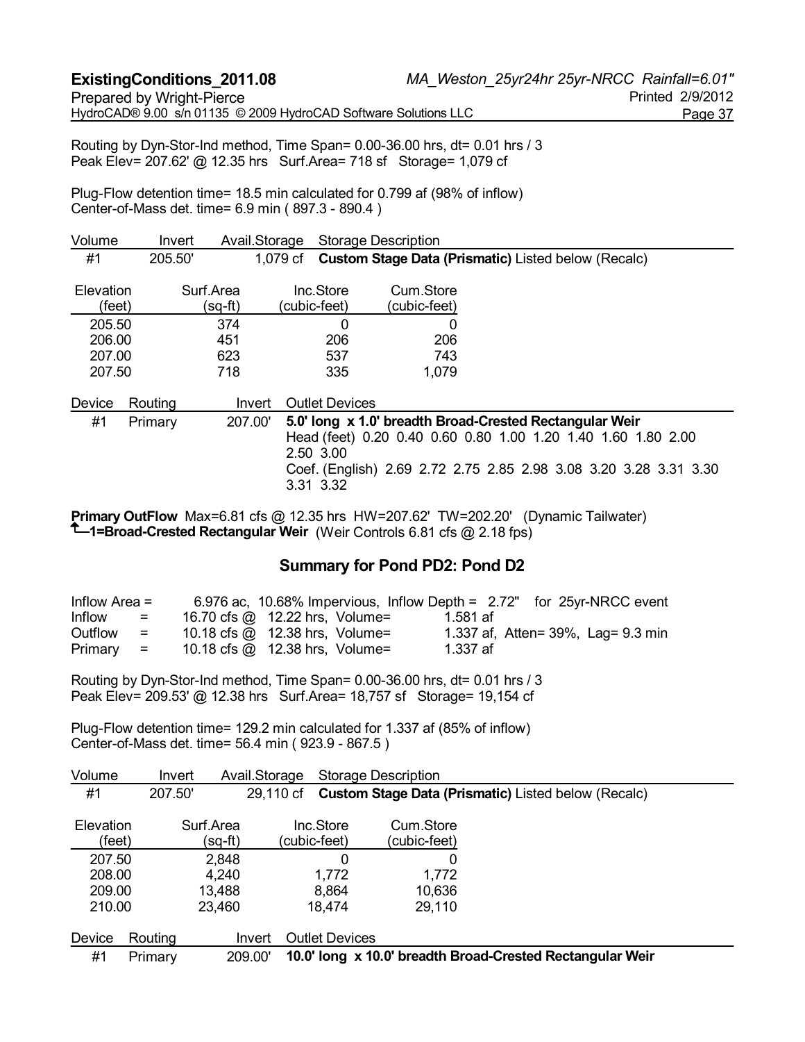Routing by Dyn-Stor-Ind method, Time Span= 0.00-36.00 hrs, dt= 0.01 hrs / 3
Peak Elev= 207.62' @ 12.35 hrs Surf.Area= 718 sf Storage= 1,079 cf

Plug-Flow detention time= 18.5 min calculated for 0.799 af (98% of inflow)
Center-of-Mass det. time= 6.9 min ( 897.3 - 890.4 )

| Volume | Invert | Avail.Storage | Storage Description |
|---|---|---|---|
| #1 | 205.50' | 1,079 cf | **Custom Stage Data (Prismatic)** Listed below (Recalc) |

| Elevation (feet) | Surf.Area (sq-ft) | Inc.Store (cubic-feet) | Cum.Store (cubic-feet) |
|---|---|---|---|
| 205.50 | 374 | 0 | 0 |
| 206.00 | 451 | 206 | 206 |
| 207.00 | 623 | 537 | 743 |
| 207.50 | 718 | 335 | 1,079 |

| Device | Routing | Invert | Outlet Devices |
|---|---|---|---|
| #1 | Primary | 207.00' | **5.0' long x 1.0' breadth Broad-Crested Rectangular Weir** Head (feet) 0.20 0.40 0.60 0.80 1.00 1.20 1.40 1.60 1.80 2.00 2.50 3.00 Coef. (English) 2.69 2.72 2.75 2.85 2.98 3.08 3.20 3.28 3.31 3.30 3.31 3.32 |

**Primary OutFlow** Max=6.81 cfs @ 12.35 hrs HW=207.62' TW=202.20' (Dynamic Tailwater)
**1=Broad-Crested Rectangular Weir** (Weir Controls 6.81 cfs @ 2.18 fps)

## Summary for Pond PD2: Pond D2

| | | | |
|---|---|---|---|
| Inflow Area = | 6.976 ac, 10.68% Impervious, Inflow Depth = 2.72" | | for 25yr-NRCC event |
| Inflow = | 16.70 cfs @ 12.22 hrs, Volume= | 1.581 af | |
| Outflow = | 10.18 cfs @ 12.38 hrs, Volume= | 1.337 af, Atten= 39%, Lag= 9.3 min | |
| Primary = | 10.18 cfs @ 12.38 hrs, Volume= | 1.337 af | |

Routing by Dyn-Stor-Ind method, Time Span= 0.00-36.00 hrs, dt= 0.01 hrs / 3
Peak Elev= 209.53' @ 12.38 hrs Surf.Area= 18,757 sf Storage= 19,154 cf

Plug-Flow detention time= 129.2 min calculated for 1.337 af (85% of inflow)
Center-of-Mass det. time= 56.4 min ( 923.9 - 867.5 )

| Volume | Invert | Avail.Storage | Storage Description |
|---|---|---|---|
| #1 | 207.50' | 29,110 cf | **Custom Stage Data (Prismatic)** Listed below (Recalc) |

| Elevation (feet) | Surf.Area (sq-ft) | Inc.Store (cubic-feet) | Cum.Store (cubic-feet) |
|---|---|---|---|
| 207.50 | 2,848 | 0 | 0 |
| 208.00 | 4,240 | 1,772 | 1,772 |
| 209.00 | 13,488 | 8,864 | 10,636 |
| 210.00 | 23,460 | 18,474 | 29,110 |

| Device | Routing | Invert | Outlet Devices |
|---|---|---|---|
| #1 | Primary | 209.00' | **10.0' long x 10.0' breadth Broad-Crested Rectangular Weir** |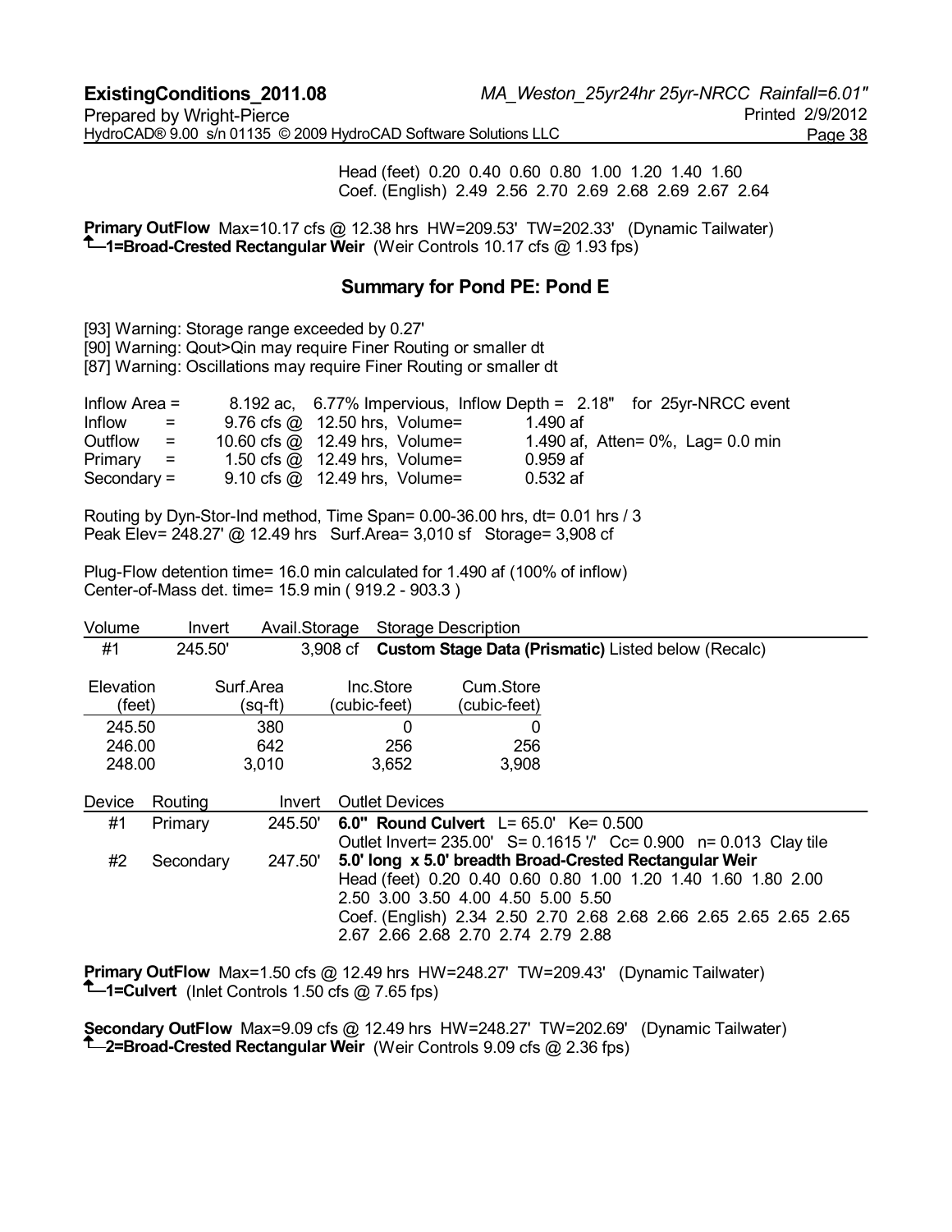Head (feet) 0.20 0.40 0.60 0.80 1.00 1.20 1.40 1.60
Coef. (English) 2.49 2.56 2.70 2.69 2.68 2.69 2.67 2.64

**Primary OutFlow** Max=10.17 cfs @ 12.38 hrs HW=209.53' TW=202.33' (Dynamic Tailwater)
**1=Broad-Crested Rectangular Weir** (Weir Controls 10.17 cfs @ 1.93 fps)

## Summary for Pond PE: Pond E

[93] Warning: Storage range exceeded by 0.27'
[90] Warning: Qout>Qin may require Finer Routing or smaller dt
[87] Warning: Oscillations may require Finer Routing or smaller dt

```
Inflow Area =      8.192 ac,  6.77% Impervious,  Inflow Depth =  2.18"   for 25yr-NRCC event
Inflow     =      9.76 cfs @  12.50 hrs,  Volume=        1.490 af
Outflow    =     10.60 cfs @  12.49 hrs,  Volume=        1.490 af,  Atten= 0%,  Lag= 0.0 min
Primary    =      1.50 cfs @  12.49 hrs,  Volume=        0.959 af
Secondary =       9.10 cfs @  12.49 hrs,  Volume=        0.532 af
```

Routing by Dyn-Stor-Ind method, Time Span= 0.00-36.00 hrs, dt= 0.01 hrs / 3
Peak Elev= 248.27' @ 12.49 hrs Surf.Area= 3,010 sf Storage= 3,908 cf

Plug-Flow detention time= 16.0 min calculated for 1.490 af (100% of inflow)
Center-of-Mass det. time= 15.9 min ( 919.2 - 903.3 )

| Volume | Invert | Avail.Storage | Storage Description |
|---|---|---|---|
| #1 | 245.50' | 3,908 cf | **Custom Stage Data (Prismatic)** Listed below (Recalc) |

| Elevation (feet) | Surf.Area (sq-ft) | Inc.Store (cubic-feet) | Cum.Store (cubic-feet) |
|---|---|---|---|
| 245.50 | 380 | 0 | 0 |
| 246.00 | 642 | 256 | 256 |
| 248.00 | 3,010 | 3,652 | 3,908 |

| Device | Routing | Invert | Outlet Devices |
|---|---|---|---|
| #1 | Primary | 245.50' | **6.0" Round Culvert** L= 65.0' Ke= 0.500<br>Outlet Invert= 235.00' S= 0.1615 '/' Cc= 0.900 n= 0.013 Clay tile |
| #2 | Secondary | 247.50' | **5.0' long x 5.0' breadth Broad-Crested Rectangular Weir**<br>Head (feet) 0.20 0.40 0.60 0.80 1.00 1.20 1.40 1.60 1.80 2.00 2.50 3.00 3.50 4.00 4.50 5.00 5.50<br>Coef. (English) 2.34 2.50 2.70 2.68 2.68 2.66 2.65 2.65 2.65 2.65 2.67 2.66 2.68 2.70 2.74 2.79 2.88 |

**Primary OutFlow** Max=1.50 cfs @ 12.49 hrs HW=248.27' TW=209.43' (Dynamic Tailwater)
**1=Culvert** (Inlet Controls 1.50 cfs @ 7.65 fps)

**Secondary OutFlow** Max=9.09 cfs @ 12.49 hrs HW=248.27' TW=202.69' (Dynamic Tailwater)
**2=Broad-Crested Rectangular Weir** (Weir Controls 9.09 cfs @ 2.36 fps)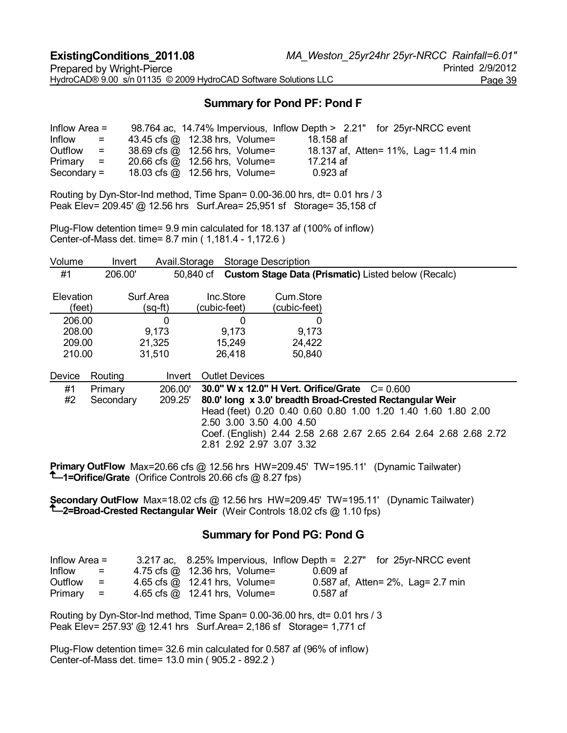## Summary for Pond PF: Pond F

Inflow Area = 98.764 ac, 14.74% Impervious, Inflow Depth > 2.21" for 25yr-NRCC event
Inflow = 43.45 cfs @ 12.38 hrs, Volume= 18.158 af
Outflow = 38.69 cfs @ 12.56 hrs, Volume= 18.137 af, Atten= 11%, Lag= 11.4 min
Primary = 20.66 cfs @ 12.56 hrs, Volume= 17.214 af
Secondary = 18.03 cfs @ 12.56 hrs, Volume= 0.923 af

Routing by Dyn-Stor-Ind method, Time Span= 0.00-36.00 hrs, dt= 0.01 hrs / 3
Peak Elev= 209.45' @ 12.56 hrs Surf.Area= 25,951 sf Storage= 35,158 cf

Plug-Flow detention time= 9.9 min calculated for 18.137 af (100% of inflow)
Center-of-Mass det. time= 8.7 min ( 1,181.4 - 1,172.6 )

| Volume | Invert | Avail.Storage | Storage Description |
|---|---|---|---|
| #1 | 206.00' | 50,840 cf | **Custom Stage Data (Prismatic)** Listed below (Recalc) |

| Elevation (feet) | Surf.Area (sq-ft) | Inc.Store (cubic-feet) | Cum.Store (cubic-feet) |
|---|---|---|---|
| 206.00 | 0 | 0 | 0 |
| 208.00 | 9,173 | 9,173 | 9,173 |
| 209.00 | 21,325 | 15,249 | 24,422 |
| 210.00 | 31,510 | 26,418 | 50,840 |

| Device | Routing | Invert | Outlet Devices |
|---|---|---|---|
| #1 | Primary | 206.00' | **30.0" W x 12.0" H Vert. Orifice/Grate** C= 0.600 |
| #2 | Secondary | 209.25' | **80.0' long x 3.0' breadth Broad-Crested Rectangular Weir** Head (feet) 0.20 0.40 0.60 0.80 1.00 1.20 1.40 1.60 1.80 2.00 2.50 3.00 3.50 4.00 4.50 Coef. (English) 2.44 2.58 2.68 2.67 2.65 2.64 2.64 2.68 2.68 2.72 2.81 2.92 2.97 3.07 3.32 |

**Primary OutFlow** Max=20.66 cfs @ 12.56 hrs HW=209.45' TW=195.11' (Dynamic Tailwater)
↑**1=Orifice/Grate** (Orifice Controls 20.66 cfs @ 8.27 fps)

**Secondary OutFlow** Max=18.02 cfs @ 12.56 hrs HW=209.45' TW=195.11' (Dynamic Tailwater)
↑**2=Broad-Crested Rectangular Weir** (Weir Controls 18.02 cfs @ 1.10 fps)

## Summary for Pond PG: Pond G

Inflow Area = 3.217 ac, 8.25% Impervious, Inflow Depth = 2.27" for 25yr-NRCC event
Inflow = 4.75 cfs @ 12.36 hrs, Volume= 0.609 af
Outflow = 4.65 cfs @ 12.41 hrs, Volume= 0.587 af, Atten= 2%, Lag= 2.7 min
Primary = 4.65 cfs @ 12.41 hrs, Volume= 0.587 af

Routing by Dyn-Stor-Ind method, Time Span= 0.00-36.00 hrs, dt= 0.01 hrs / 3
Peak Elev= 257.93' @ 12.41 hrs Surf.Area= 2,186 sf Storage= 1,771 cf

Plug-Flow detention time= 32.6 min calculated for 0.587 af (96% of inflow)
Center-of-Mass det. time= 13.0 min ( 905.2 - 892.2 )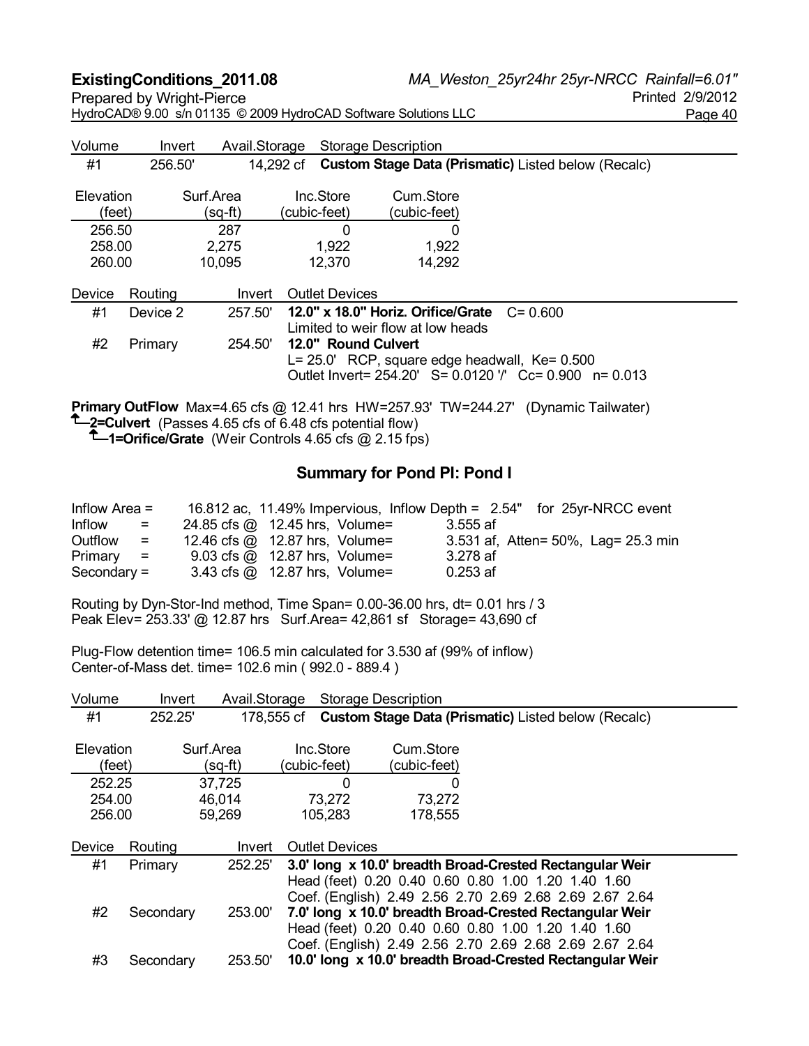| Volume | Invert | Avail.Storage | Storage Description |
|---|---|---|---|
| #1 | 256.50' | 14,292 cf | **Custom Stage Data (Prismatic)** Listed below (Recalc) |

| Elevation (feet) | Surf.Area (sq-ft) | Inc.Store (cubic-feet) | Cum.Store (cubic-feet) |
|---|---|---|---|
| 256.50 | 287 | 0 | 0 |
| 258.00 | 2,275 | 1,922 | 1,922 |
| 260.00 | 10,095 | 12,370 | 14,292 |

| Device | Routing | Invert | Outlet Devices |
|---|---|---|---|
| #1 | Device 2 | 257.50' | **12.0" x 18.0" Horiz. Orifice/Grate** C= 0.600<br>Limited to weir flow at low heads |
| #2 | Primary | 254.50' | **12.0" Round Culvert**<br>L= 25.0' RCP, square edge headwall, Ke= 0.500<br>Outlet Invert= 254.20' S= 0.0120 '/' Cc= 0.900 n= 0.013 |

**Primary OutFlow** Max=4.65 cfs @ 12.41 hrs HW=257.93' TW=244.27' (Dynamic Tailwater)
↑**2=Culvert** (Passes 4.65 cfs of 6.48 cfs potential flow)
↑**1=Orifice/Grate** (Weir Controls 4.65 cfs @ 2.15 fps)

## Summary for Pond PI: Pond I

Inflow Area = 16.812 ac, 11.49% Impervious, Inflow Depth = 2.54" for 25yr-NRCC event
Inflow = 24.85 cfs @ 12.45 hrs, Volume= 3.555 af
Outflow = 12.46 cfs @ 12.87 hrs, Volume= 3.531 af, Atten= 50%, Lag= 25.3 min
Primary = 9.03 cfs @ 12.87 hrs, Volume= 3.278 af
Secondary = 3.43 cfs @ 12.87 hrs, Volume= 0.253 af

Routing by Dyn-Stor-Ind method, Time Span= 0.00-36.00 hrs, dt= 0.01 hrs / 3
Peak Elev= 253.33' @ 12.87 hrs Surf.Area= 42,861 sf Storage= 43,690 cf

Plug-Flow detention time= 106.5 min calculated for 3.530 af (99% of inflow)
Center-of-Mass det. time= 102.6 min ( 992.0 - 889.4 )

| Volume | Invert | Avail.Storage | Storage Description |
|---|---|---|---|
| #1 | 252.25' | 178,555 cf | **Custom Stage Data (Prismatic)** Listed below (Recalc) |

| Elevation (feet) | Surf.Area (sq-ft) | Inc.Store (cubic-feet) | Cum.Store (cubic-feet) |
|---|---|---|---|
| 252.25 | 37,725 | 0 | 0 |
| 254.00 | 46,014 | 73,272 | 73,272 |
| 256.00 | 59,269 | 105,283 | 178,555 |

| Device | Routing | Invert | Outlet Devices |
|---|---|---|---|
| #1 | Primary | 252.25' | **3.0' long x 10.0' breadth Broad-Crested Rectangular Weir**<br>Head (feet) 0.20 0.40 0.60 0.80 1.00 1.20 1.40 1.60<br>Coef. (English) 2.49 2.56 2.70 2.69 2.68 2.69 2.67 2.64 |
| #2 | Secondary | 253.00' | **7.0' long x 10.0' breadth Broad-Crested Rectangular Weir**<br>Head (feet) 0.20 0.40 0.60 0.80 1.00 1.20 1.40 1.60<br>Coef. (English) 2.49 2.56 2.70 2.69 2.68 2.69 2.67 2.64 |
| #3 | Secondary | 253.50' | **10.0' long x 10.0' breadth Broad-Crested Rectangular Weir** |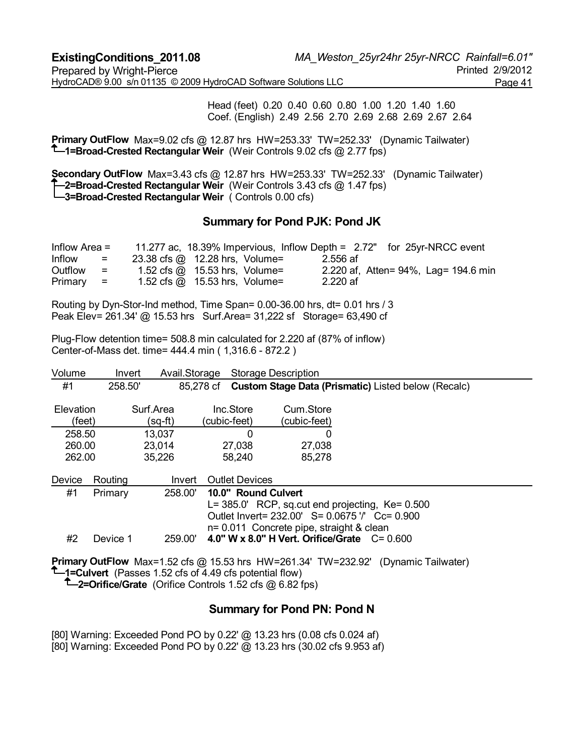Head (feet) 0.20 0.40 0.60 0.80 1.00 1.20 1.40 1.60
Coef. (English) 2.49 2.56 2.70 2.69 2.68 2.69 2.67 2.64

**Primary OutFlow** Max=9.02 cfs @ 12.87 hrs HW=253.33' TW=252.33' (Dynamic Tailwater)
↑**1=Broad-Crested Rectangular Weir** (Weir Controls 9.02 cfs @ 2.77 fps)

**Secondary OutFlow** Max=3.43 cfs @ 12.87 hrs HW=253.33' TW=252.33' (Dynamic Tailwater)
↑**2=Broad-Crested Rectangular Weir** (Weir Controls 3.43 cfs @ 1.47 fps)
└**3=Broad-Crested Rectangular Weir** ( Controls 0.00 cfs)

## Summary for Pond PJK: Pond JK

```
Inflow Area =      11.277 ac, 18.39% Impervious, Inflow Depth = 2.72"   for 25yr-NRCC event
Inflow    =     23.38 cfs @ 12.28 hrs, Volume=       2.556 af
Outflow   =      1.52 cfs @ 15.53 hrs, Volume=       2.220 af, Atten= 94%, Lag= 194.6 min
Primary   =      1.52 cfs @ 15.53 hrs, Volume=       2.220 af
```

Routing by Dyn-Stor-Ind method, Time Span= 0.00-36.00 hrs, dt= 0.01 hrs / 3
Peak Elev= 261.34' @ 15.53 hrs Surf.Area= 31,222 sf Storage= 63,490 cf

Plug-Flow detention time= 508.8 min calculated for 2.220 af (87% of inflow)
Center-of-Mass det. time= 444.4 min ( 1,316.6 - 872.2 )

| Volume | Invert | Avail.Storage | Storage Description |
|---|---|---|---|
| #1 | 258.50' | 85,278 cf | **Custom Stage Data (Prismatic)** Listed below (Recalc) |

| Elevation (feet) | Surf.Area (sq-ft) | Inc.Store (cubic-feet) | Cum.Store (cubic-feet) |
|---|---|---|---|
| 258.50 | 13,037 | 0 | 0 |
| 260.00 | 23,014 | 27,038 | 27,038 |
| 262.00 | 35,226 | 58,240 | 85,278 |

| Device | Routing | Invert | Outlet Devices |
|---|---|---|---|
| #1 | Primary | 258.00' | **10.0" Round Culvert**<br>L= 385.0' RCP, sq.cut end projecting, Ke= 0.500<br>Outlet Invert= 232.00' S= 0.0675 '/' Cc= 0.900<br>n= 0.011 Concrete pipe, straight & clean |
| #2 | Device 1 | 259.00' | **4.0" W x 8.0" H Vert. Orifice/Grate** C= 0.600 |

**Primary OutFlow** Max=1.52 cfs @ 15.53 hrs HW=261.34' TW=232.92' (Dynamic Tailwater)
↑**1=Culvert** (Passes 1.52 cfs of 4.49 cfs potential flow)
  ↑**2=Orifice/Grate** (Orifice Controls 1.52 cfs @ 6.82 fps)

## Summary for Pond PN: Pond N

[80] Warning: Exceeded Pond PO by 0.22' @ 13.23 hrs (0.08 cfs 0.024 af)
[80] Warning: Exceeded Pond PO by 0.22' @ 13.23 hrs (30.02 cfs 9.953 af)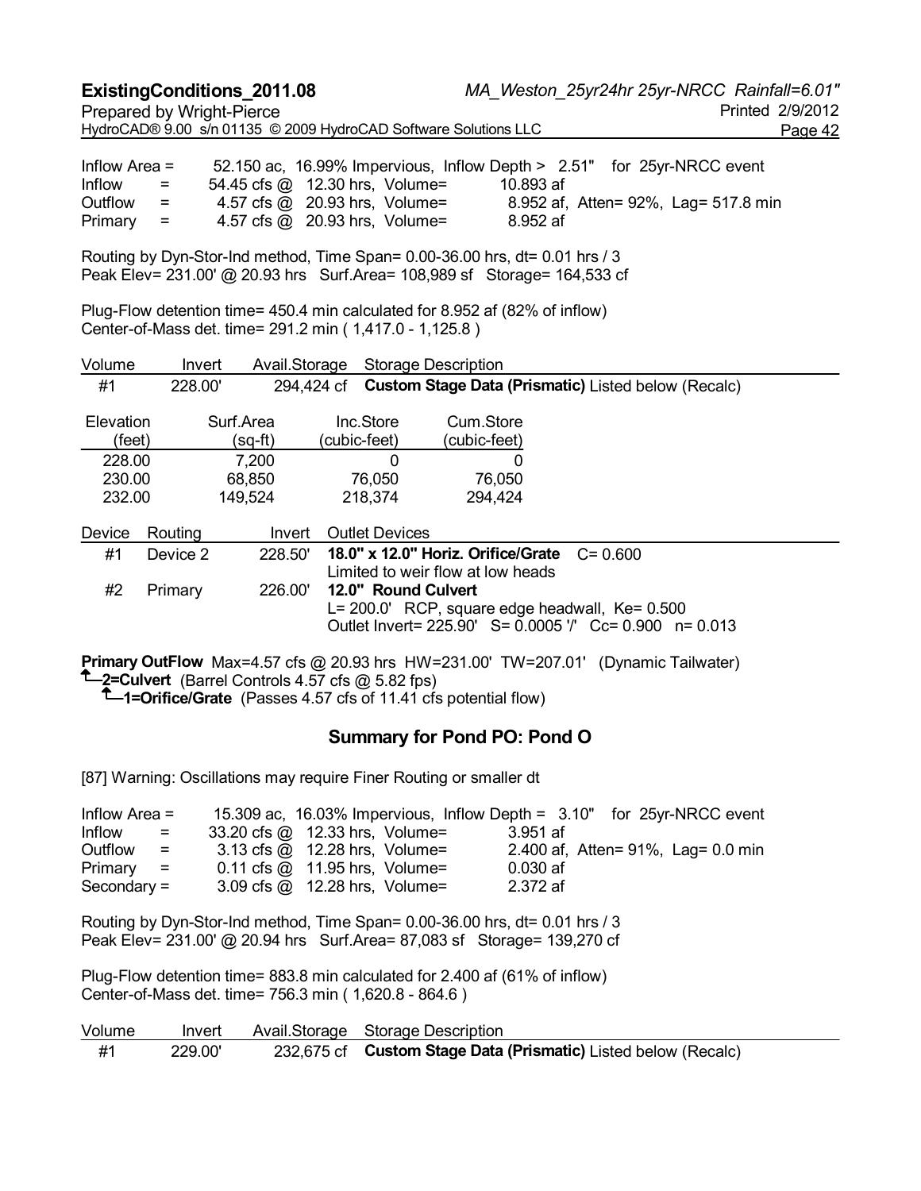Inflow Area = 52.150 ac, 16.99% Impervious, Inflow Depth > 2.51" for 25yr-NRCC event
Inflow = 54.45 cfs @ 12.30 hrs, Volume= 10.893 af
Outflow = 4.57 cfs @ 20.93 hrs, Volume= 8.952 af, Atten= 92%, Lag= 517.8 min
Primary = 4.57 cfs @ 20.93 hrs, Volume= 8.952 af

Routing by Dyn-Stor-Ind method, Time Span= 0.00-36.00 hrs, dt= 0.01 hrs / 3
Peak Elev= 231.00' @ 20.93 hrs Surf.Area= 108,989 sf Storage= 164,533 cf

Plug-Flow detention time= 450.4 min calculated for 8.952 af (82% of inflow)
Center-of-Mass det. time= 291.2 min ( 1,417.0 - 1,125.8 )

| Volume | Invert | Avail.Storage | Storage Description |
|---|---|---|---|
| #1 | 228.00' | 294,424 cf | **Custom Stage Data (Prismatic)** Listed below (Recalc) |

| Elevation (feet) | Surf.Area (sq-ft) | Inc.Store (cubic-feet) | Cum.Store (cubic-feet) |
|---|---|---|---|
| 228.00 | 7,200 | 0 | 0 |
| 230.00 | 68,850 | 76,050 | 76,050 |
| 232.00 | 149,524 | 218,374 | 294,424 |

| Device | Routing | Invert | Outlet Devices |
|---|---|---|---|
| #1 | Device 2 | 228.50' | **18.0" x 12.0" Horiz. Orifice/Grate** C= 0.600<br>Limited to weir flow at low heads |
| #2 | Primary | 226.00' | **12.0" Round Culvert**<br>L= 200.0' RCP, square edge headwall, Ke= 0.500<br>Outlet Invert= 225.90' S= 0.0005 '/' Cc= 0.900 n= 0.013 |

**Primary OutFlow** Max=4.57 cfs @ 20.93 hrs HW=231.00' TW=207.01' (Dynamic Tailwater)
└─**2=Culvert** (Barrel Controls 4.57 cfs @ 5.82 fps)
  └─**1=Orifice/Grate** (Passes 4.57 cfs of 11.41 cfs potential flow)

## Summary for Pond PO: Pond O

[87] Warning: Oscillations may require Finer Routing or smaller dt

Inflow Area = 15.309 ac, 16.03% Impervious, Inflow Depth = 3.10" for 25yr-NRCC event
Inflow = 33.20 cfs @ 12.33 hrs, Volume= 3.951 af
Outflow = 3.13 cfs @ 12.28 hrs, Volume= 2.400 af, Atten= 91%, Lag= 0.0 min
Primary = 0.11 cfs @ 11.95 hrs, Volume= 0.030 af
Secondary = 3.09 cfs @ 12.28 hrs, Volume= 2.372 af

Routing by Dyn-Stor-Ind method, Time Span= 0.00-36.00 hrs, dt= 0.01 hrs / 3
Peak Elev= 231.00' @ 20.94 hrs Surf.Area= 87,083 sf Storage= 139,270 cf

Plug-Flow detention time= 883.8 min calculated for 2.400 af (61% of inflow)
Center-of-Mass det. time= 756.3 min ( 1,620.8 - 864.6 )

| Volume | Invert | Avail.Storage | Storage Description |
|---|---|---|---|
| #1 | 229.00' | 232,675 cf | **Custom Stage Data (Prismatic)** Listed below (Recalc) |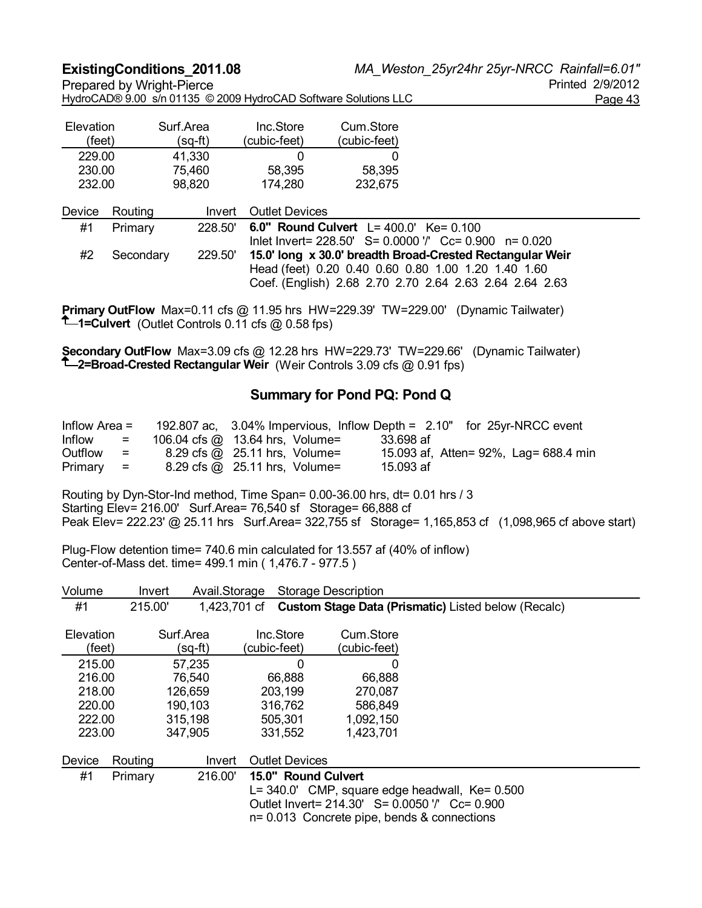| Elevation (feet) | Surf.Area (sq-ft) | Inc.Store (cubic-feet) | Cum.Store (cubic-feet) |
|---|---|---|---|
| 229.00 | 41,330 | 0 | 0 |
| 230.00 | 75,460 | 58,395 | 58,395 |
| 232.00 | 98,820 | 174,280 | 232,675 |

| Device | Routing | Invert | Outlet Devices |
|---|---|---|---|
| #1 | Primary | 228.50' | **6.0" Round Culvert** L= 400.0' Ke= 0.100<br>Inlet Invert= 228.50' S= 0.0000 '/' Cc= 0.900 n= 0.020 |
| #2 | Secondary | 229.50' | **15.0' long x 30.0' breadth Broad-Crested Rectangular Weir**<br>Head (feet) 0.20 0.40 0.60 0.80 1.00 1.20 1.40 1.60<br>Coef. (English) 2.68 2.70 2.70 2.64 2.63 2.64 2.64 2.63 |

**Primary OutFlow** Max=0.11 cfs @ 11.95 hrs HW=229.39' TW=229.00' (Dynamic Tailwater)
↑**1=Culvert** (Outlet Controls 0.11 cfs @ 0.58 fps)

**Secondary OutFlow** Max=3.09 cfs @ 12.28 hrs HW=229.73' TW=229.66' (Dynamic Tailwater)
↑**2=Broad-Crested Rectangular Weir** (Weir Controls 3.09 cfs @ 0.91 fps)

## Summary for Pond PQ: Pond Q

```
Inflow Area =    192.807 ac,  3.04% Impervious, Inflow Depth =  2.10"   for 25yr-NRCC event
Inflow    =    106.04 cfs @ 13.64 hrs, Volume=        33.698 af
Outflow   =      8.29 cfs @ 25.11 hrs, Volume=        15.093 af, Atten= 92%, Lag= 688.4 min
Primary   =      8.29 cfs @ 25.11 hrs, Volume=        15.093 af
```

Routing by Dyn-Stor-Ind method, Time Span= 0.00-36.00 hrs, dt= 0.01 hrs / 3
Starting Elev= 216.00' Surf.Area= 76,540 sf Storage= 66,888 cf
Peak Elev= 222.23' @ 25.11 hrs Surf.Area= 322,755 sf Storage= 1,165,853 cf (1,098,965 cf above start)

Plug-Flow detention time= 740.6 min calculated for 13.557 af (40% of inflow)
Center-of-Mass det. time= 499.1 min ( 1,476.7 - 977.5 )

| Volume | Invert | Avail.Storage | Storage Description |
|---|---|---|---|
| #1 | 215.00' | 1,423,701 cf | **Custom Stage Data (Prismatic)** Listed below (Recalc) |

| Elevation (feet) | Surf.Area (sq-ft) | Inc.Store (cubic-feet) | Cum.Store (cubic-feet) |
|---|---|---|---|
| 215.00 | 57,235 | 0 | 0 |
| 216.00 | 76,540 | 66,888 | 66,888 |
| 218.00 | 126,659 | 203,199 | 270,087 |
| 220.00 | 190,103 | 316,762 | 586,849 |
| 222.00 | 315,198 | 505,301 | 1,092,150 |
| 223.00 | 347,905 | 331,552 | 1,423,701 |

| Device | Routing | Invert | Outlet Devices |
|---|---|---|---|
| #1 | Primary | 216.00' | **15.0" Round Culvert**<br>L= 340.0' CMP, square edge headwall, Ke= 0.500<br>Outlet Invert= 214.30' S= 0.0050 '/' Cc= 0.900<br>n= 0.013 Concrete pipe, bends & connections |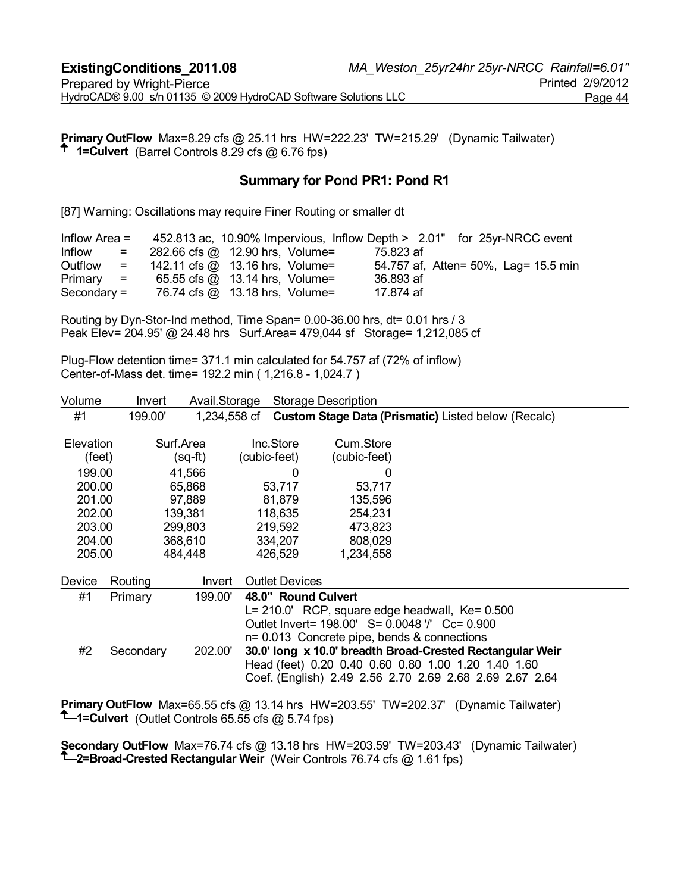**Primary OutFlow** Max=8.29 cfs @ 25.11 hrs HW=222.23' TW=215.29' (Dynamic Tailwater)
↑**1=Culvert** (Barrel Controls 8.29 cfs @ 6.76 fps)

## Summary for Pond PR1: Pond R1

[87] Warning: Oscillations may require Finer Routing or smaller dt

```
Inflow Area =    452.813 ac, 10.90% Impervious, Inflow Depth >  2.01"   for 25yr-NRCC event
Inflow      =    282.66 cfs @  12.90 hrs, Volume=        75.823 af
Outflow     =    142.11 cfs @  13.16 hrs, Volume=        54.757 af, Atten= 50%, Lag= 15.5 min
Primary     =     65.55 cfs @  13.14 hrs, Volume=        36.893 af
Secondary   =     76.74 cfs @  13.18 hrs, Volume=        17.874 af
```

Routing by Dyn-Stor-Ind method, Time Span= 0.00-36.00 hrs, dt= 0.01 hrs / 3
Peak Elev= 204.95' @ 24.48 hrs Surf.Area= 479,044 sf Storage= 1,212,085 cf

Plug-Flow detention time= 371.1 min calculated for 54.757 af (72% of inflow)
Center-of-Mass det. time= 192.2 min ( 1,216.8 - 1,024.7 )

| Volume | Invert | Avail.Storage | Storage Description |
|---|---|---|---|
| #1 | 199.00' | 1,234,558 cf | **Custom Stage Data (Prismatic)** Listed below (Recalc) |

| Elevation (feet) | Surf.Area (sq-ft) | Inc.Store (cubic-feet) | Cum.Store (cubic-feet) |
|---|---|---|---|
| 199.00 | 41,566 | 0 | 0 |
| 200.00 | 65,868 | 53,717 | 53,717 |
| 201.00 | 97,889 | 81,879 | 135,596 |
| 202.00 | 139,381 | 118,635 | 254,231 |
| 203.00 | 299,803 | 219,592 | 473,823 |
| 204.00 | 368,610 | 334,207 | 808,029 |
| 205.00 | 484,448 | 426,529 | 1,234,558 |

| Device | Routing | Invert | Outlet Devices |
|---|---|---|---|
| #1 | Primary | 199.00' | **48.0" Round Culvert**<br>L= 210.0' RCP, square edge headwall, Ke= 0.500<br>Outlet Invert= 198.00' S= 0.0048 '/' Cc= 0.900<br>n= 0.013 Concrete pipe, bends & connections |
| #2 | Secondary | 202.00' | **30.0' long x 10.0' breadth Broad-Crested Rectangular Weir**<br>Head (feet) 0.20 0.40 0.60 0.80 1.00 1.20 1.40 1.60<br>Coef. (English) 2.49 2.56 2.70 2.69 2.68 2.69 2.67 2.64 |

**Primary OutFlow** Max=65.55 cfs @ 13.14 hrs HW=203.55' TW=202.37' (Dynamic Tailwater)
↑**1=Culvert** (Outlet Controls 65.55 cfs @ 5.74 fps)

**Secondary OutFlow** Max=76.74 cfs @ 13.18 hrs HW=203.59' TW=203.43' (Dynamic Tailwater)
↑**2=Broad-Crested Rectangular Weir** (Weir Controls 76.74 cfs @ 1.61 fps)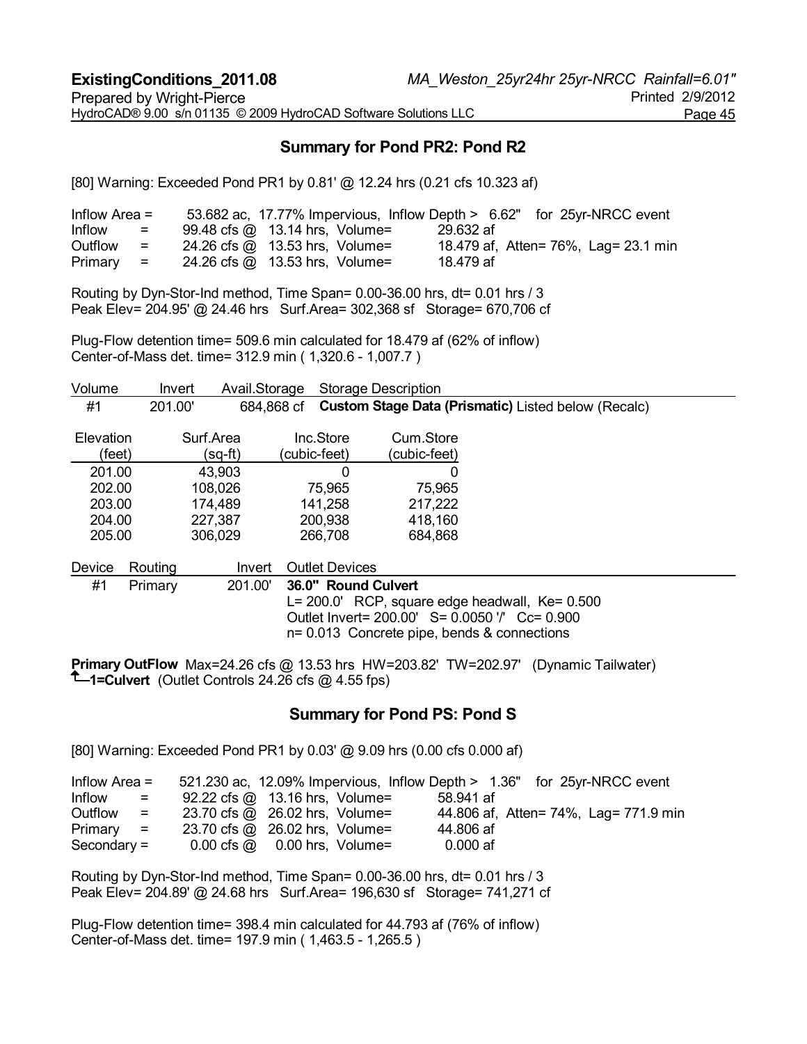## Summary for Pond PR2: Pond R2

[80] Warning: Exceeded Pond PR1 by 0.81' @ 12.24 hrs (0.21 cfs 10.323 af)

```
Inflow Area =     53.682 ac, 17.77% Impervious, Inflow Depth >  6.62"   for 25yr-NRCC event
Inflow     =     99.48 cfs @  13.14 hrs, Volume=        29.632 af
Outflow    =     24.26 cfs @  13.53 hrs, Volume=        18.479 af, Atten= 76%, Lag= 23.1 min
Primary    =     24.26 cfs @  13.53 hrs, Volume=        18.479 af
```

Routing by Dyn-Stor-Ind method, Time Span= 0.00-36.00 hrs, dt= 0.01 hrs / 3
Peak Elev= 204.95' @ 24.46 hrs Surf.Area= 302,368 sf Storage= 670,706 cf

Plug-Flow detention time= 509.6 min calculated for 18.479 af (62% of inflow)
Center-of-Mass det. time= 312.9 min ( 1,320.6 - 1,007.7 )

| Volume | Invert | Avail.Storage | Storage Description |
|---|---|---|---|
| #1 | 201.00' | 684,868 cf | **Custom Stage Data (Prismatic)** Listed below (Recalc) |

| Elevation (feet) | Surf.Area (sq-ft) | Inc.Store (cubic-feet) | Cum.Store (cubic-feet) |
|---|---|---|---|
| 201.00 | 43,903 | 0 | 0 |
| 202.00 | 108,026 | 75,965 | 75,965 |
| 203.00 | 174,489 | 141,258 | 217,222 |
| 204.00 | 227,387 | 200,938 | 418,160 |
| 205.00 | 306,029 | 266,708 | 684,868 |

| Device | Routing | Invert | Outlet Devices |
|---|---|---|---|
| #1 | Primary | 201.00' | **36.0" Round Culvert**<br>L= 200.0' RCP, square edge headwall, Ke= 0.500<br>Outlet Invert= 200.00' S= 0.0050 '/' Cc= 0.900<br>n= 0.013 Concrete pipe, bends & connections |

**Primary OutFlow** Max=24.26 cfs @ 13.53 hrs HW=203.82' TW=202.97' (Dynamic Tailwater)
**1=Culvert** (Outlet Controls 24.26 cfs @ 4.55 fps)

## Summary for Pond PS: Pond S

[80] Warning: Exceeded Pond PR1 by 0.03' @ 9.09 hrs (0.00 cfs 0.000 af)

```
Inflow Area =    521.230 ac, 12.09% Impervious, Inflow Depth >  1.36"   for 25yr-NRCC event
Inflow     =     92.22 cfs @  13.16 hrs, Volume=        58.941 af
Outflow    =     23.70 cfs @  26.02 hrs, Volume=        44.806 af, Atten= 74%, Lag= 771.9 min
Primary    =     23.70 cfs @  26.02 hrs, Volume=        44.806 af
Secondary  =      0.00 cfs @   0.00 hrs, Volume=         0.000 af
```

Routing by Dyn-Stor-Ind method, Time Span= 0.00-36.00 hrs, dt= 0.01 hrs / 3
Peak Elev= 204.89' @ 24.68 hrs Surf.Area= 196,630 sf Storage= 741,271 cf

Plug-Flow detention time= 398.4 min calculated for 44.793 af (76% of inflow)
Center-of-Mass det. time= 197.9 min ( 1,463.5 - 1,265.5 )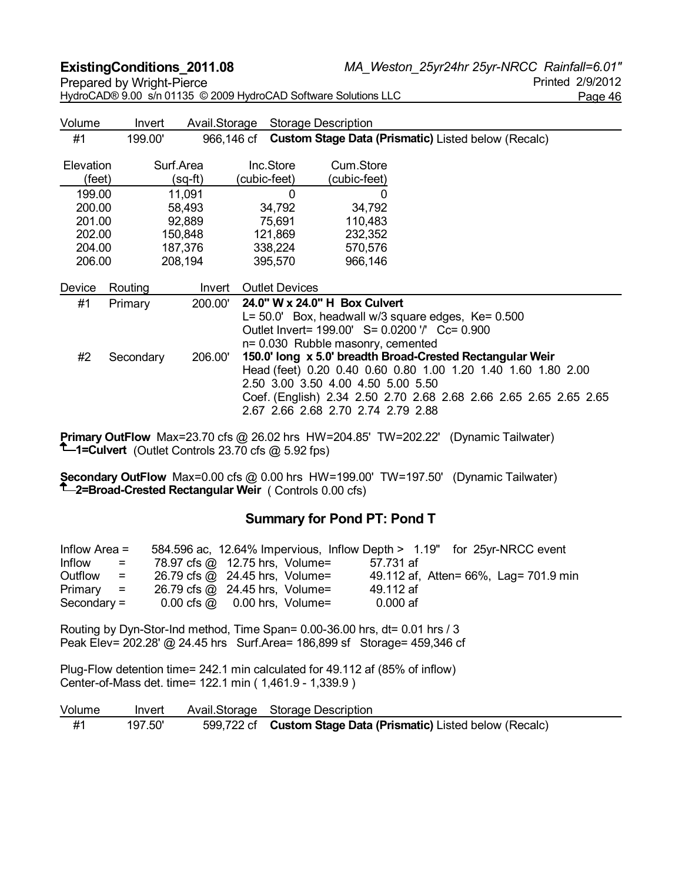| Volume | Invert | Avail.Storage | Storage Description |
|---|---|---|---|
| #1 | 199.00' | 966,146 cf | **Custom Stage Data (Prismatic)** Listed below (Recalc) |

| Elevation (feet) | Surf.Area (sq-ft) | Inc.Store (cubic-feet) | Cum.Store (cubic-feet) |
|---|---|---|---|
| 199.00 | 11,091 | 0 | 0 |
| 200.00 | 58,493 | 34,792 | 34,792 |
| 201.00 | 92,889 | 75,691 | 110,483 |
| 202.00 | 150,848 | 121,869 | 232,352 |
| 204.00 | 187,376 | 338,224 | 570,576 |
| 206.00 | 208,194 | 395,570 | 966,146 |

| Device | Routing | Invert | Outlet Devices |
|---|---|---|---|
| #1 | Primary | 200.00' | **24.0" W x 24.0" H Box Culvert** L= 50.0' Box, headwall w/3 square edges, Ke= 0.500 Outlet Invert= 199.00' S= 0.0200 '/' Cc= 0.900 n= 0.030 Rubble masonry, cemented |
| #2 | Secondary | 206.00' | **150.0' long x 5.0' breadth Broad-Crested Rectangular Weir** Head (feet) 0.20 0.40 0.60 0.80 1.00 1.20 1.40 1.60 1.80 2.00 2.50 3.00 3.50 4.00 4.50 5.00 5.50 Coef. (English) 2.34 2.50 2.70 2.68 2.68 2.66 2.65 2.65 2.65 2.65 2.67 2.66 2.68 2.70 2.74 2.79 2.88 |

**Primary OutFlow** Max=23.70 cfs @ 26.02 hrs HW=204.85' TW=202.22' (Dynamic Tailwater)
**1=Culvert** (Outlet Controls 23.70 cfs @ 5.92 fps)

**Secondary OutFlow** Max=0.00 cfs @ 0.00 hrs HW=199.00' TW=197.50' (Dynamic Tailwater)
**2=Broad-Crested Rectangular Weir** ( Controls 0.00 cfs)

## Summary for Pond PT: Pond T

Inflow Area = 584.596 ac, 12.64% Impervious, Inflow Depth > 1.19" for 25yr-NRCC event
Inflow = 78.97 cfs @ 12.75 hrs, Volume= 57.731 af
Outflow = 26.79 cfs @ 24.45 hrs, Volume= 49.112 af, Atten= 66%, Lag= 701.9 min
Primary = 26.79 cfs @ 24.45 hrs, Volume= 49.112 af
Secondary = 0.00 cfs @ 0.00 hrs, Volume= 0.000 af

Routing by Dyn-Stor-Ind method, Time Span= 0.00-36.00 hrs, dt= 0.01 hrs / 3
Peak Elev= 202.28' @ 24.45 hrs Surf.Area= 186,899 sf Storage= 459,346 cf

Plug-Flow detention time= 242.1 min calculated for 49.112 af (85% of inflow)
Center-of-Mass det. time= 122.1 min ( 1,461.9 - 1,339.9 )

| Volume | Invert | Avail.Storage | Storage Description |
|---|---|---|---|
| #1 | 197.50' | 599,722 cf | **Custom Stage Data (Prismatic)** Listed below (Recalc) |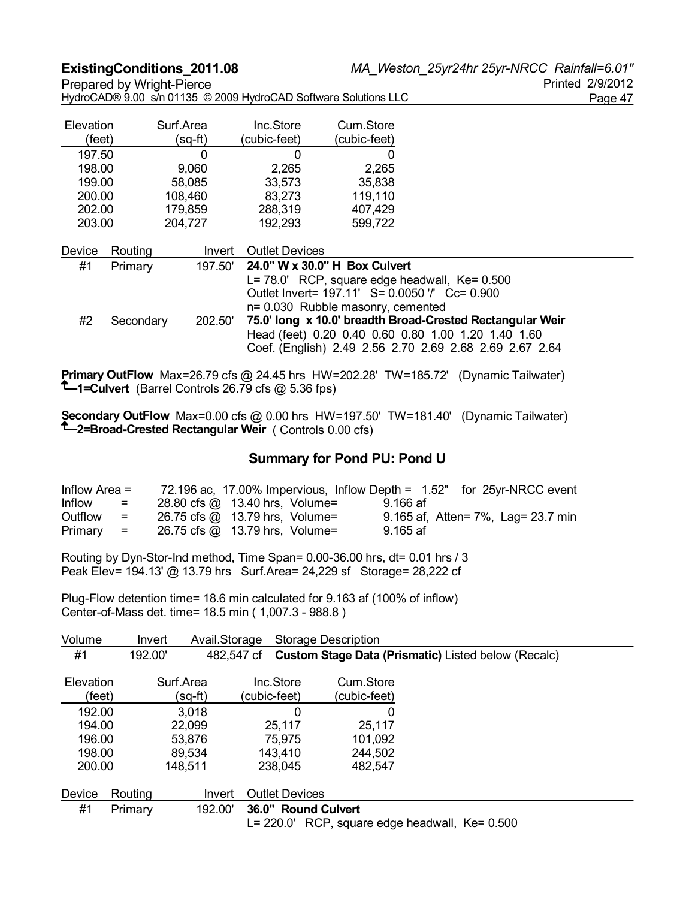| Elevation (feet) | Surf.Area (sq-ft) | Inc.Store (cubic-feet) | Cum.Store (cubic-feet) |
|---|---|---|---|
| 197.50 | 0 | 0 | 0 |
| 198.00 | 9,060 | 2,265 | 2,265 |
| 199.00 | 58,085 | 33,573 | 35,838 |
| 200.00 | 108,460 | 83,273 | 119,110 |
| 202.00 | 179,859 | 288,319 | 407,429 |
| 203.00 | 204,727 | 192,293 | 599,722 |

| Device | Routing | Invert | Outlet Devices |
|---|---|---|---|
| #1 | Primary | 197.50' | **24.0" W x 30.0" H Box Culvert** L= 78.0' RCP, square edge headwall, Ke= 0.500 Outlet Invert= 197.11' S= 0.0050 '/' Cc= 0.900 n= 0.030 Rubble masonry, cemented |
| #2 | Secondary | 202.50' | **75.0' long x 10.0' breadth Broad-Crested Rectangular Weir** Head (feet) 0.20 0.40 0.60 0.80 1.00 1.20 1.40 1.60 Coef. (English) 2.49 2.56 2.70 2.69 2.68 2.69 2.67 2.64 |

**Primary OutFlow** Max=26.79 cfs @ 24.45 hrs HW=202.28' TW=185.72' (Dynamic Tailwater)
↑**1=Culvert** (Barrel Controls 26.79 cfs @ 5.36 fps)

**Secondary OutFlow** Max=0.00 cfs @ 0.00 hrs HW=197.50' TW=181.40' (Dynamic Tailwater)
↑**2=Broad-Crested Rectangular Weir** ( Controls 0.00 cfs)

## Summary for Pond PU: Pond U

```
Inflow Area =     72.196 ac, 17.00% Impervious, Inflow Depth =  1.52"   for 25yr-NRCC event
Inflow    =     28.80 cfs @  13.40 hrs, Volume=          9.166 af
Outflow   =     26.75 cfs @  13.79 hrs, Volume=          9.165 af, Atten= 7%, Lag= 23.7 min
Primary   =     26.75 cfs @  13.79 hrs, Volume=          9.165 af
```

Routing by Dyn-Stor-Ind method, Time Span= 0.00-36.00 hrs, dt= 0.01 hrs / 3
Peak Elev= 194.13' @ 13.79 hrs Surf.Area= 24,229 sf Storage= 28,222 cf

Plug-Flow detention time= 18.6 min calculated for 9.163 af (100% of inflow)
Center-of-Mass det. time= 18.5 min ( 1,007.3 - 988.8 )

| Volume | Invert | Avail.Storage | Storage Description |
|---|---|---|---|
| #1 | 192.00' | 482,547 cf | **Custom Stage Data (Prismatic)** Listed below (Recalc) |

| Elevation (feet) | Surf.Area (sq-ft) | Inc.Store (cubic-feet) | Cum.Store (cubic-feet) |
|---|---|---|---|
| 192.00 | 3,018 | 0 | 0 |
| 194.00 | 22,099 | 25,117 | 25,117 |
| 196.00 | 53,876 | 75,975 | 101,092 |
| 198.00 | 89,534 | 143,410 | 244,502 |
| 200.00 | 148,511 | 238,045 | 482,547 |

| Device | Routing | Invert | Outlet Devices |
|---|---|---|---|
| #1 | Primary | 192.00' | **36.0" Round Culvert** L= 220.0' RCP, square edge headwall, Ke= 0.500 |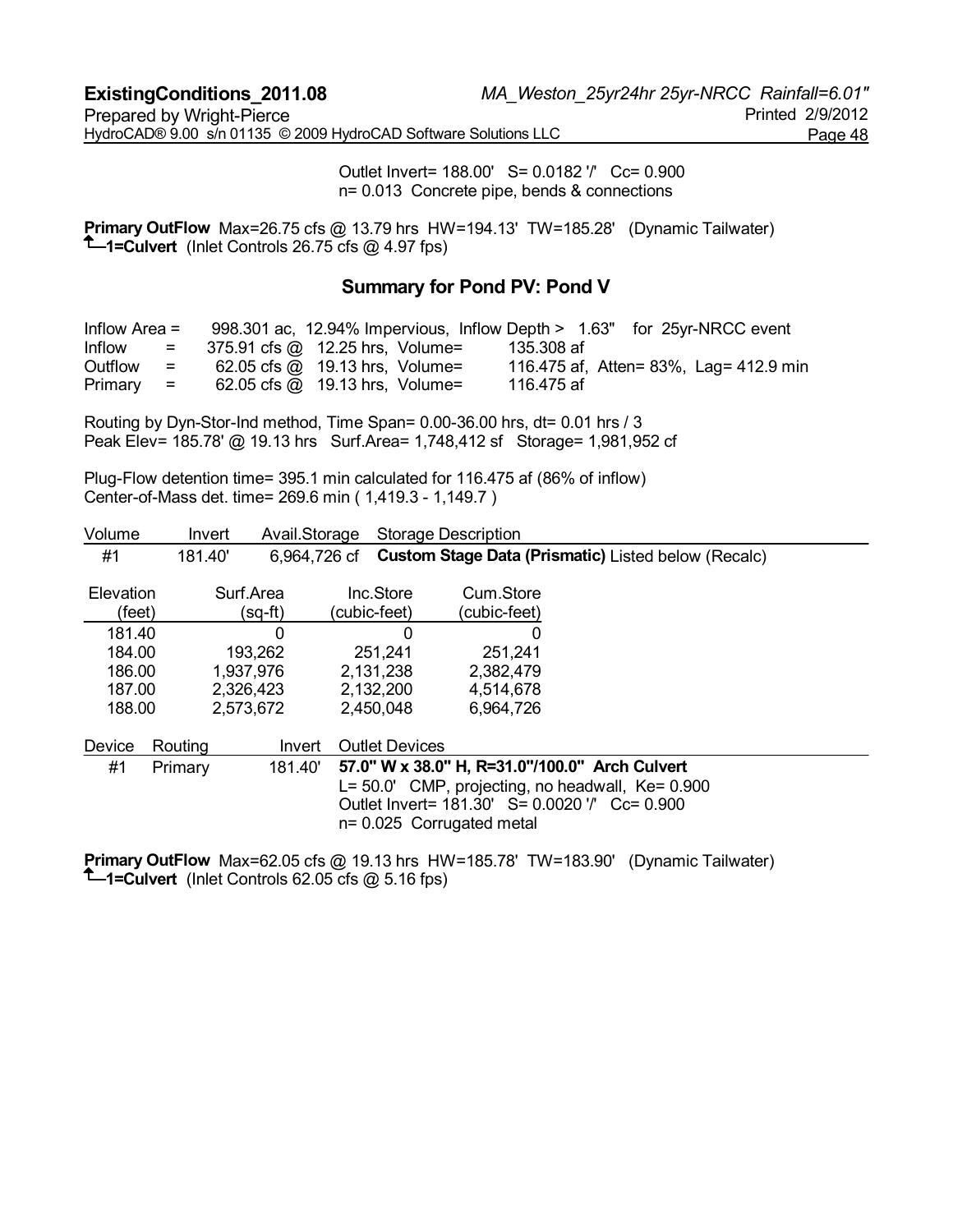Outlet Invert= 188.00'   S= 0.0182 '/'   Cc= 0.900
n= 0.013  Concrete pipe, bends & connections

**Primary OutFlow** Max=26.75 cfs @ 13.79 hrs  HW=194.13'  TW=185.28'   (Dynamic Tailwater)
**1=Culvert** (Inlet Controls 26.75 cfs @ 4.97 fps)

## Summary for Pond PV: Pond V

| | | | | |
|---|---|---|---|---|
| Inflow Area = | 998.301 ac, 12.94% Impervious, Inflow Depth > 1.63" for 25yr-NRCC event | | | |
| Inflow = | 375.91 cfs @ 12.25 hrs, | Volume= | 135.308 af | |
| Outflow = | 62.05 cfs @ 19.13 hrs, | Volume= | 116.475 af, | Atten= 83%, Lag= 412.9 min |
| Primary = | 62.05 cfs @ 19.13 hrs, | Volume= | 116.475 af | |

Routing by Dyn-Stor-Ind method, Time Span= 0.00-36.00 hrs, dt= 0.01 hrs / 3
Peak Elev= 185.78' @ 19.13 hrs   Surf.Area= 1,748,412 sf   Storage= 1,981,952 cf

Plug-Flow detention time= 395.1 min calculated for 116.475 af (86% of inflow)
Center-of-Mass det. time= 269.6 min ( 1,419.3 - 1,149.7 )

| Volume | Invert | Avail.Storage | Storage Description |
|---|---|---|---|
| #1 | 181.40' | 6,964,726 cf | **Custom Stage Data (Prismatic)** Listed below (Recalc) |

| Elevation (feet) | Surf.Area (sq-ft) | Inc.Store (cubic-feet) | Cum.Store (cubic-feet) |
|---|---|---|---|
| 181.40 | 0 | 0 | 0 |
| 184.00 | 193,262 | 251,241 | 251,241 |
| 186.00 | 1,937,976 | 2,131,238 | 2,382,479 |
| 187.00 | 2,326,423 | 2,132,200 | 4,514,678 |
| 188.00 | 2,573,672 | 2,450,048 | 6,964,726 |

| Device | Routing | Invert | Outlet Devices |
|---|---|---|---|
| #1 | Primary | 181.40' | **57.0" W x 38.0" H, R=31.0"/100.0" Arch Culvert**<br>L= 50.0'  CMP, projecting, no headwall,  Ke= 0.900<br>Outlet Invert= 181.30'  S= 0.0020 '/'  Cc= 0.900<br>n= 0.025  Corrugated metal |

**Primary OutFlow** Max=62.05 cfs @ 19.13 hrs  HW=185.78'  TW=183.90'   (Dynamic Tailwater)
**1=Culvert** (Inlet Controls 62.05 cfs @ 5.16 fps)